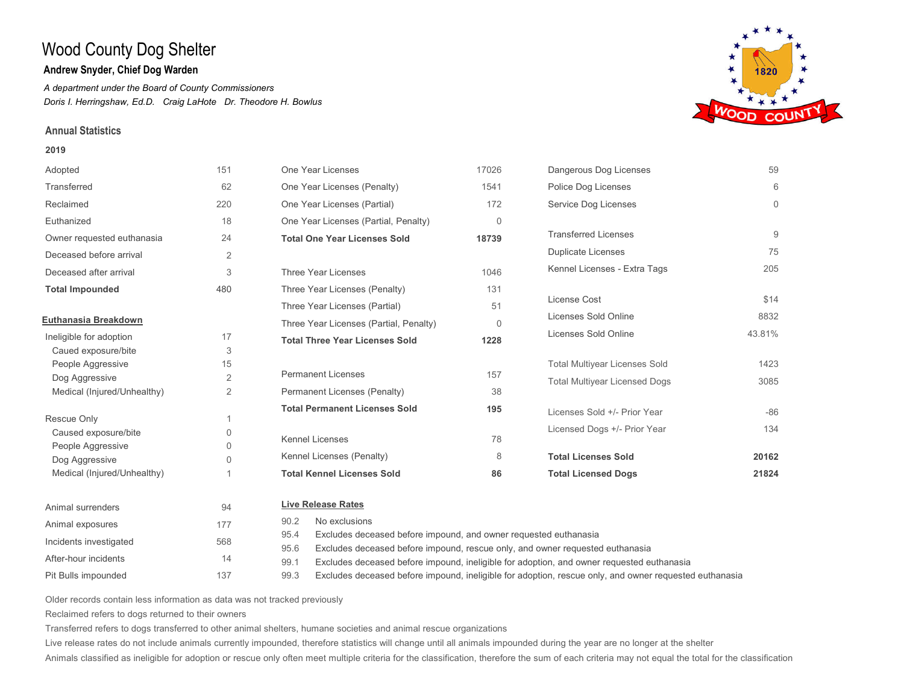# Wood County Dog Shelter

**Andrew Snyder, Chief Dog Warden**

*A department under the Board of County Commissioners*

*Doris I. Herringshaw, Ed.D. Craig LaHote Dr. Theodore H. Bowlus*

## Annual Statistics

### 2019

| | |
|---|---|
| Adopted | 151 |
| Transferred | 62 |
| Reclaimed | 220 |
| Euthanized | 18 |
| Owner requested euthanasia | 24 |
| Deceased before arrival | 2 |
| Deceased after arrival | 3 |
| **Total Impounded** | 480 |

**Euthanasia Breakdown**

| | |
|---|---|
| Ineligible for adoption | 17 |
| Caued exposure/bite | 3 |
| People Aggressive | 15 |
| Dog Aggressive | 2 |
| Medical (Injured/Unhealthy) | 2 |
| Rescue Only | 1 |
| Caused exposure/bite | 0 |
| People Aggressive | 0 |
| Dog Aggressive | 0 |
| Medical (Injured/Unhealthy) | 1 |

| | |
|---|---|
| Animal surrenders | 94 |
| Animal exposures | 177 |
| Incidents investigated | 568 |
| After-hour incidents | 14 |
| Pit Bulls impounded | 137 |

| | |
|---|---|
| One Year Licenses | 17026 |
| One Year Licenses (Penalty) | 1541 |
| One Year Licenses (Partial) | 172 |
| One Year Licenses (Partial, Penalty) | 0 |
| **Total One Year Licenses Sold** | **18739** |
| Three Year Licenses | 1046 |
| Three Year Licenses (Penalty) | 131 |
| Three Year Licenses (Partial) | 51 |
| Three Year Licenses (Partial, Penalty) | 0 |
| **Total Three Year Licenses Sold** | **1228** |
| Permanent Licenses | 157 |
| Permanent Licenses (Penalty) | 38 |
| **Total Permanent Licenses Sold** | **195** |
| Kennel Licenses | 78 |
| Kennel Licenses (Penalty) | 8 |
| **Total Kennel Licenses Sold** | **86** |

| | |
|---|---|
| Dangerous Dog Licenses | 59 |
| Police Dog Licenses | 6 |
| Service Dog Licenses | 0 |
| Transferred Licenses | 9 |
| Duplicate Licenses | 75 |
| Kennel Licenses - Extra Tags | 205 |
| License Cost | $14 |
| Licenses Sold Online | 8832 |
| Licenses Sold Online | 43.81% |
| Total Multiyear Licenses Sold | 1423 |
| Total Multiyear Licensed Dogs | 3085 |
| Licenses Sold +/- Prior Year | -86 |
| Licensed Dogs +/- Prior Year | 134 |
| **Total Licenses Sold** | **20162** |
| **Total Licensed Dogs** | **21824** |

**Live Release Rates**

| | |
|---|---|
| 90.2 | No exclusions |
| 95.4 | Excludes deceased before impound, and owner requested euthanasia |
| 95.6 | Excludes deceased before impound, rescue only, and owner requested euthanasia |
| 99.1 | Excludes deceased before impound, ineligible for adoption, and owner requested euthanasia |
| 99.3 | Excludes deceased before impound, ineligible for adoption, rescue only, and owner requested euthanasia |

Older records contain less information as data was not tracked previously

Reclaimed refers to dogs returned to their owners

Transferred refers to dogs transferred to other animal shelters, humane societies and animal rescue organizations

Live release rates do not include animals currently impounded, therefore statistics will change until all animals impounded during the year are no longer at the shelter

Animals classified as ineligible for adoption or rescue only often meet multiple criteria for the classification, therefore the sum of each criteria may not equal the total for the classification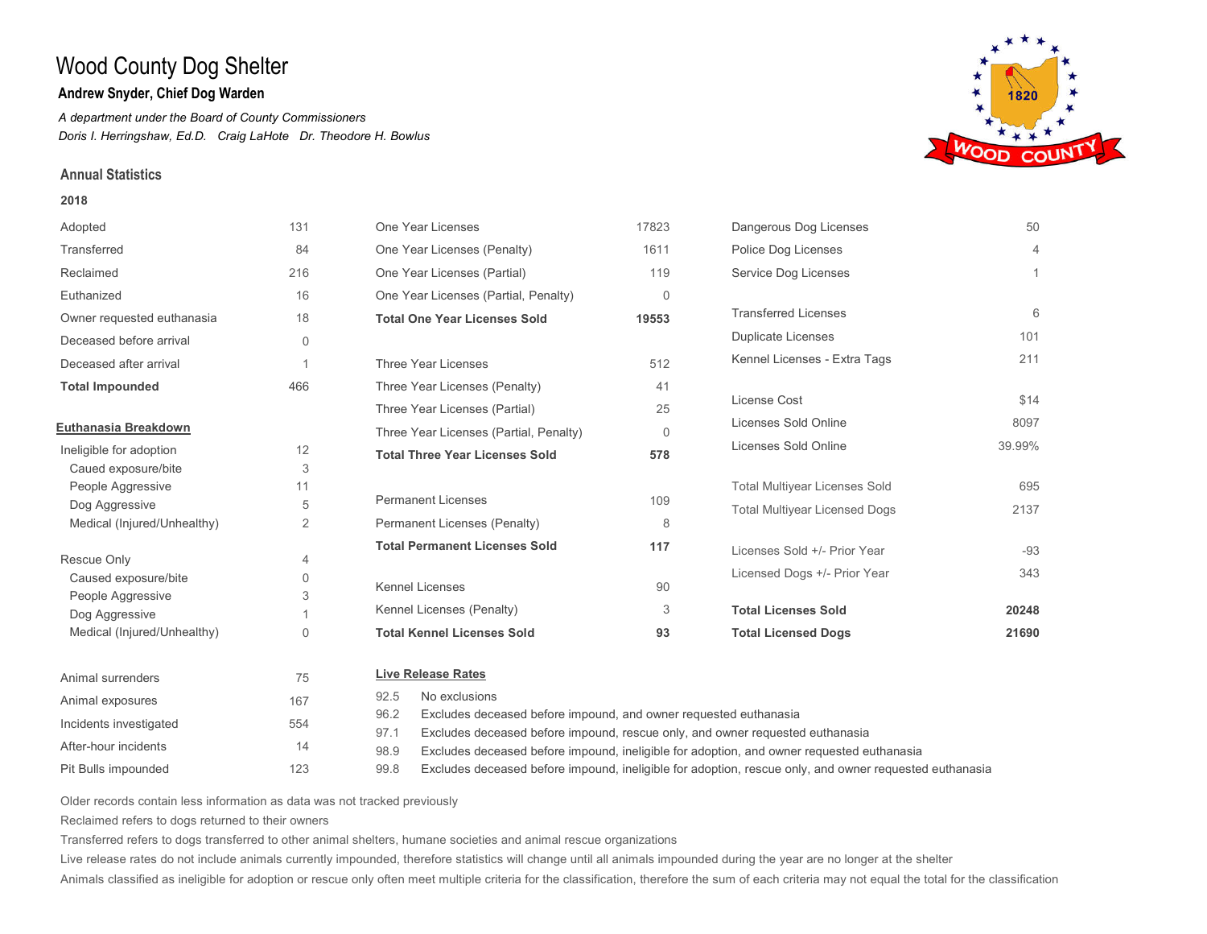# Wood County Dog Shelter

**Andrew Snyder, Chief Dog Warden**

*A department under the Board of County Commissioners*

*Doris I. Herringshaw, Ed.D.   Craig LaHote   Dr. Theodore H. Bowlus*

## Annual Statistics

**2018**

| | |
|---|---|
| Adopted | 131 |
| Transferred | 84 |
| Reclaimed | 216 |
| Euthanized | 16 |
| Owner requested euthanasia | 18 |
| Deceased before arrival | 0 |
| Deceased after arrival | 1 |
| **Total Impounded** | 466 |

**Euthanasia Breakdown**

| | |
|---|---|
| Ineligible for adoption | 12 |
| Caued exposure/bite | 3 |
| People Aggressive | 11 |
| Dog Aggressive | 5 |
| Medical (Injured/Unhealthy) | 2 |
| Rescue Only | 4 |
| Caused exposure/bite | 0 |
| People Aggressive | 3 |
| Dog Aggressive | 1 |
| Medical (Injured/Unhealthy) | 0 |

| | |
|---|---|
| Animal surrenders | 75 |
| Animal exposures | 167 |
| Incidents investigated | 554 |
| After-hour incidents | 14 |
| Pit Bulls impounded | 123 |

| | |
|---|---|
| One Year Licenses | 17823 |
| One Year Licenses (Penalty) | 1611 |
| One Year Licenses (Partial) | 119 |
| One Year Licenses (Partial, Penalty) | 0 |
| **Total One Year Licenses Sold** | **19553** |
| Three Year Licenses | 512 |
| Three Year Licenses (Penalty) | 41 |
| Three Year Licenses (Partial) | 25 |
| Three Year Licenses (Partial, Penalty) | 0 |
| **Total Three Year Licenses Sold** | **578** |
| Permanent Licenses | 109 |
| Permanent Licenses (Penalty) | 8 |
| **Total Permanent Licenses Sold** | **117** |
| Kennel Licenses | 90 |
| Kennel Licenses (Penalty) | 3 |
| **Total Kennel Licenses Sold** | **93** |

| | |
|---|---|
| Dangerous Dog Licenses | 50 |
| Police Dog Licenses | 4 |
| Service Dog Licenses | 1 |
| Transferred Licenses | 6 |
| Duplicate Licenses | 101 |
| Kennel Licenses - Extra Tags | 211 |
| License Cost | $14 |
| Licenses Sold Online | 8097 |
| Licenses Sold Online | 39.99% |
| Total Multiyear Licenses Sold | 695 |
| Total Multiyear Licensed Dogs | 2137 |
| Licenses Sold +/- Prior Year | -93 |
| Licensed Dogs +/- Prior Year | 343 |
| **Total Licenses Sold** | **20248** |
| **Total Licensed Dogs** | **21690** |

**Live Release Rates**

| | |
|---|---|
| 92.5 | No exclusions |
| 96.2 | Excludes deceased before impound, and owner requested euthanasia |
| 97.1 | Excludes deceased before impound, rescue only, and owner requested euthanasia |
| 98.9 | Excludes deceased before impound, ineligible for adoption, and owner requested euthanasia |
| 99.8 | Excludes deceased before impound, ineligible for adoption, rescue only, and owner requested euthanasia |

Older records contain less information as data was not tracked previously

Reclaimed refers to dogs returned to their owners

Transferred refers to dogs transferred to other animal shelters, humane societies and animal rescue organizations

Live release rates do not include animals currently impounded, therefore statistics will change until all animals impounded during the year are no longer at the shelter

Animals classified as ineligible for adoption or rescue only often meet multiple criteria for the classification, therefore the sum of each criteria may not equal the total for the classification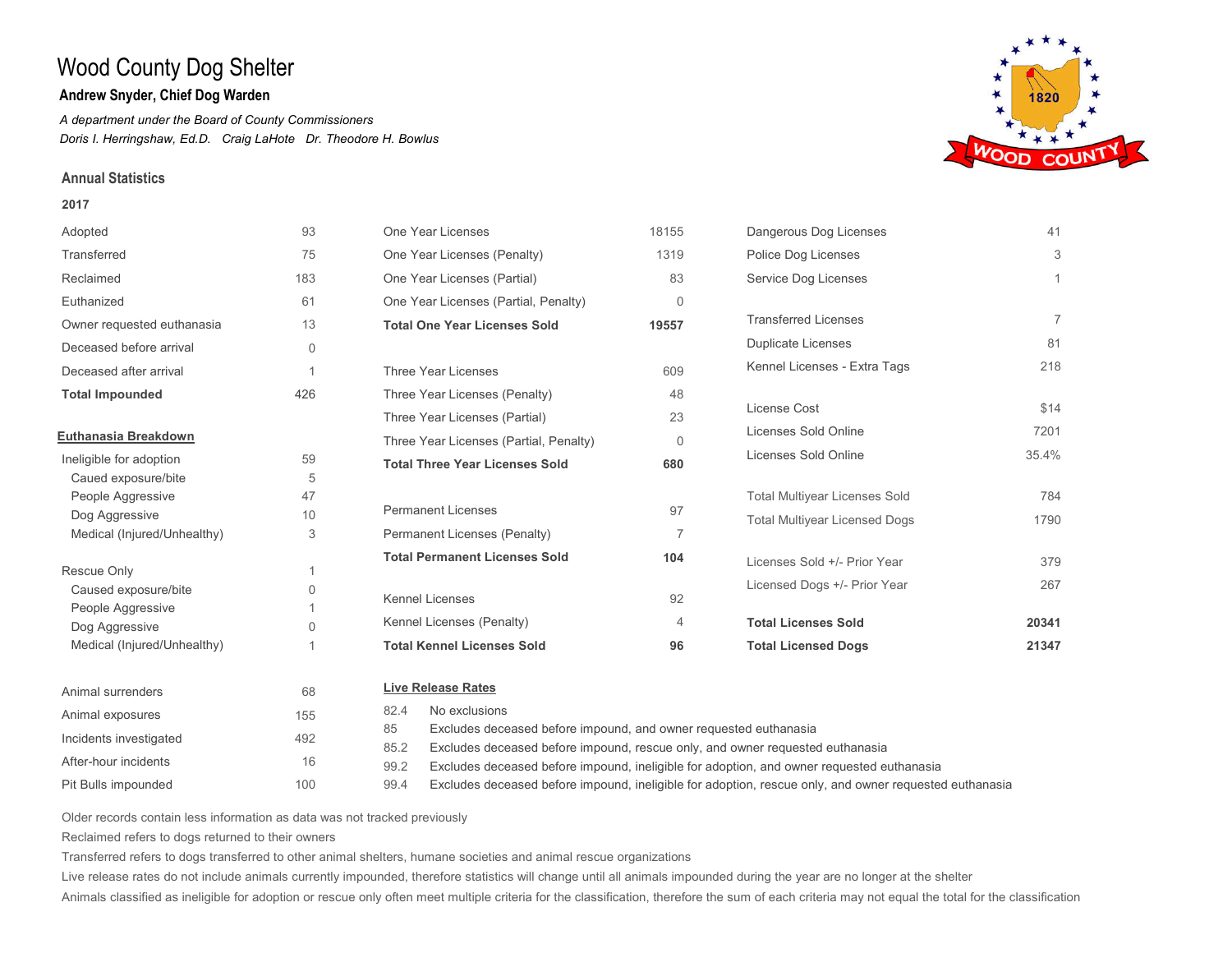# Wood County Dog Shelter

**Andrew Snyder, Chief Dog Warden**

*A department under the Board of County Commissioners*

*Doris I. Herringshaw, Ed.D.   Craig LaHote   Dr. Theodore H. Bowlus*

## Annual Statistics

**2017**

| | |
|---|---|
| Adopted | 93 |
| Transferred | 75 |
| Reclaimed | 183 |
| Euthanized | 61 |
| Owner requested euthanasia | 13 |
| Deceased before arrival | 0 |
| Deceased after arrival | 1 |
| **Total Impounded** | 426 |

**Euthanasia Breakdown**

| | |
|---|---|
| Ineligible for adoption | 59 |
| Caued exposure/bite | 5 |
| People Aggressive | 47 |
| Dog Aggressive | 10 |
| Medical (Injured/Unhealthy) | 3 |
| Rescue Only | 1 |
| Caused exposure/bite | 0 |
| People Aggressive | 1 |
| Dog Aggressive | 0 |
| Medical (Injured/Unhealthy) | 1 |

| | |
|---|---|
| Animal surrenders | 68 |
| Animal exposures | 155 |
| Incidents investigated | 492 |
| After-hour incidents | 16 |
| Pit Bulls impounded | 100 |

| | |
|---|---|
| One Year Licenses | 18155 |
| One Year Licenses (Penalty) | 1319 |
| One Year Licenses (Partial) | 83 |
| One Year Licenses (Partial, Penalty) | 0 |
| **Total One Year Licenses Sold** | **19557** |
| Three Year Licenses | 609 |
| Three Year Licenses (Penalty) | 48 |
| Three Year Licenses (Partial) | 23 |
| Three Year Licenses (Partial, Penalty) | 0 |
| **Total Three Year Licenses Sold** | **680** |
| Permanent Licenses | 97 |
| Permanent Licenses (Penalty) | 7 |
| **Total Permanent Licenses Sold** | **104** |
| Kennel Licenses | 92 |
| Kennel Licenses (Penalty) | 4 |
| **Total Kennel Licenses Sold** | **96** |

| | |
|---|---|
| Dangerous Dog Licenses | 41 |
| Police Dog Licenses | 3 |
| Service Dog Licenses | 1 |
| Transferred Licenses | 7 |
| Duplicate Licenses | 81 |
| Kennel Licenses - Extra Tags | 218 |
| License Cost | $14 |
| Licenses Sold Online | 7201 |
| Licenses Sold Online | 35.4% |
| Total Multiyear Licenses Sold | 784 |
| Total Multiyear Licensed Dogs | 1790 |
| Licenses Sold +/- Prior Year | 379 |
| Licensed Dogs +/- Prior Year | 267 |
| **Total Licenses Sold** | **20341** |
| **Total Licensed Dogs** | **21347** |

**Live Release Rates**

| | |
|---|---|
| 82.4 | No exclusions |
| 85 | Excludes deceased before impound, and owner requested euthanasia |
| 85.2 | Excludes deceased before impound, rescue only, and owner requested euthanasia |
| 99.2 | Excludes deceased before impound, ineligible for adoption, and owner requested euthanasia |
| 99.4 | Excludes deceased before impound, ineligible for adoption, rescue only, and owner requested euthanasia |

Older records contain less information as data was not tracked previously

Reclaimed refers to dogs returned to their owners

Transferred refers to dogs transferred to other animal shelters, humane societies and animal rescue organizations

Live release rates do not include animals currently impounded, therefore statistics will change until all animals impounded during the year are no longer at the shelter

Animals classified as ineligible for adoption or rescue only often meet multiple criteria for the classification, therefore the sum of each criteria may not equal the total for the classification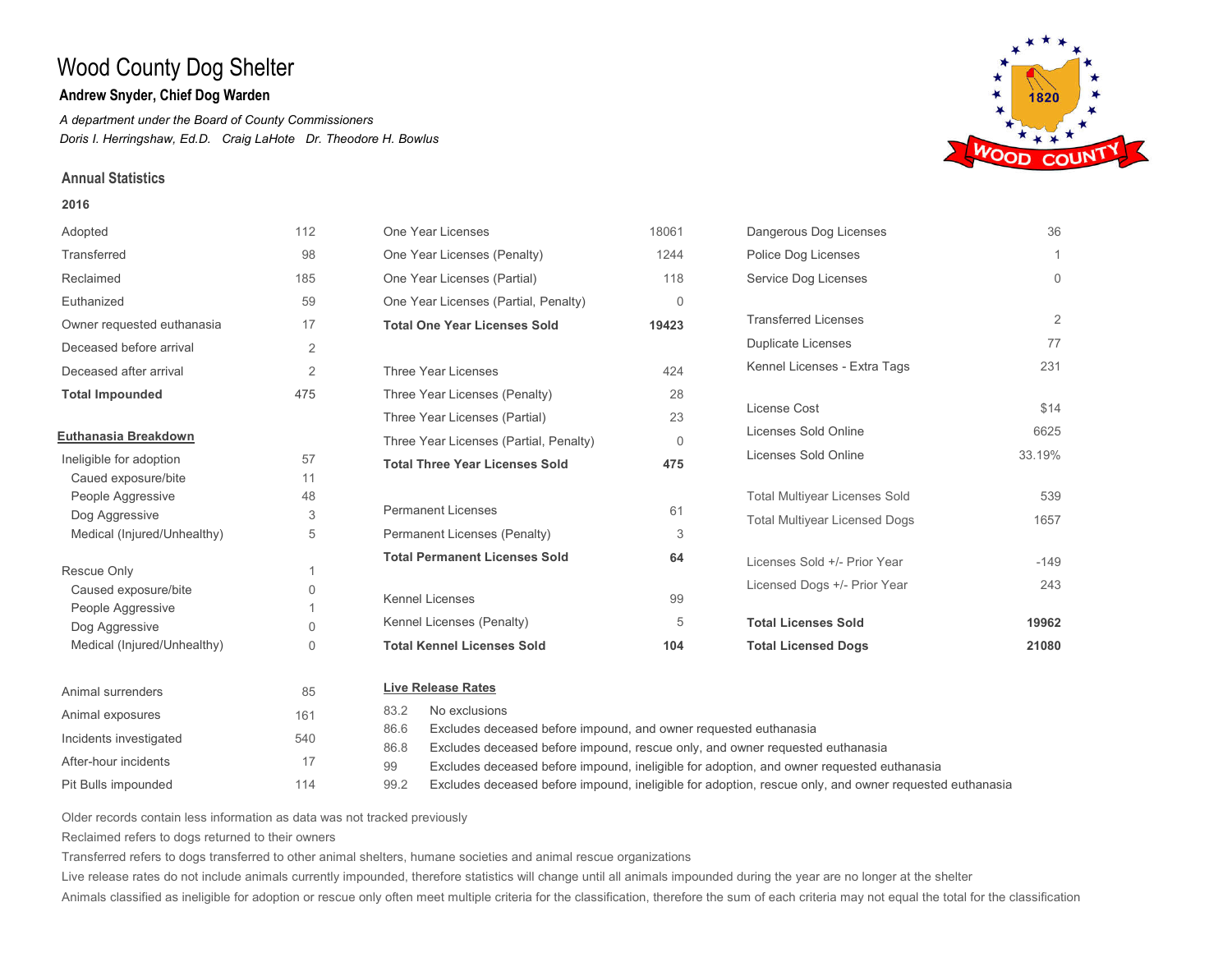# Wood County Dog Shelter

**Andrew Snyder, Chief Dog Warden**

*A department under the Board of County Commissioners*

*Doris I. Herringshaw, Ed.D.   Craig LaHote   Dr. Theodore H. Bowlus*

## Annual Statistics

### 2016

| | |
|---|---|
| Adopted | 112 |
| Transferred | 98 |
| Reclaimed | 185 |
| Euthanized | 59 |
| Owner requested euthanasia | 17 |
| Deceased before arrival | 2 |
| Deceased after arrival | 2 |
| **Total Impounded** | 475 |

**Euthanasia Breakdown**

| | |
|---|---|
| Ineligible for adoption | 57 |
| Caued exposure/bite | 11 |
| People Aggressive | 48 |
| Dog Aggressive | 3 |
| Medical (Injured/Unhealthy) | 5 |
| Rescue Only | 1 |
| Caused exposure/bite | 0 |
| People Aggressive | 1 |
| Dog Aggressive | 0 |
| Medical (Injured/Unhealthy) | 0 |

| | |
|---|---|
| Animal surrenders | 85 |
| Animal exposures | 161 |
| Incidents investigated | 540 |
| After-hour incidents | 17 |
| Pit Bulls impounded | 114 |

| | |
|---|---|
| One Year Licenses | 18061 |
| One Year Licenses (Penalty) | 1244 |
| One Year Licenses (Partial) | 118 |
| One Year Licenses (Partial, Penalty) | 0 |
| **Total One Year Licenses Sold** | **19423** |
| Three Year Licenses | 424 |
| Three Year Licenses (Penalty) | 28 |
| Three Year Licenses (Partial) | 23 |
| Three Year Licenses (Partial, Penalty) | 0 |
| **Total Three Year Licenses Sold** | **475** |
| Permanent Licenses | 61 |
| Permanent Licenses (Penalty) | 3 |
| **Total Permanent Licenses Sold** | **64** |
| Kennel Licenses | 99 |
| Kennel Licenses (Penalty) | 5 |
| **Total Kennel Licenses Sold** | **104** |

| | |
|---|---|
| Dangerous Dog Licenses | 36 |
| Police Dog Licenses | 1 |
| Service Dog Licenses | 0 |
| Transferred Licenses | 2 |
| Duplicate Licenses | 77 |
| Kennel Licenses - Extra Tags | 231 |
| License Cost | $14 |
| Licenses Sold Online | 6625 |
| Licenses Sold Online | 33.19% |
| Total Multiyear Licenses Sold | 539 |
| Total Multiyear Licensed Dogs | 1657 |
| Licenses Sold +/- Prior Year | -149 |
| Licensed Dogs +/- Prior Year | 243 |
| **Total Licenses Sold** | **19962** |
| **Total Licensed Dogs** | **21080** |

**Live Release Rates**

| | |
|---|---|
| 83.2 | No exclusions |
| 86.6 | Excludes deceased before impound, and owner requested euthanasia |
| 86.8 | Excludes deceased before impound, rescue only, and owner requested euthanasia |
| 99 | Excludes deceased before impound, ineligible for adoption, and owner requested euthanasia |
| 99.2 | Excludes deceased before impound, ineligible for adoption, rescue only, and owner requested euthanasia |

Older records contain less information as data was not tracked previously

Reclaimed refers to dogs returned to their owners

Transferred refers to dogs transferred to other animal shelters, humane societies and animal rescue organizations

Live release rates do not include animals currently impounded, therefore statistics will change until all animals impounded during the year are no longer at the shelter

Animals classified as ineligible for adoption or rescue only often meet multiple criteria for the classification, therefore the sum of each criteria may not equal the total for the classification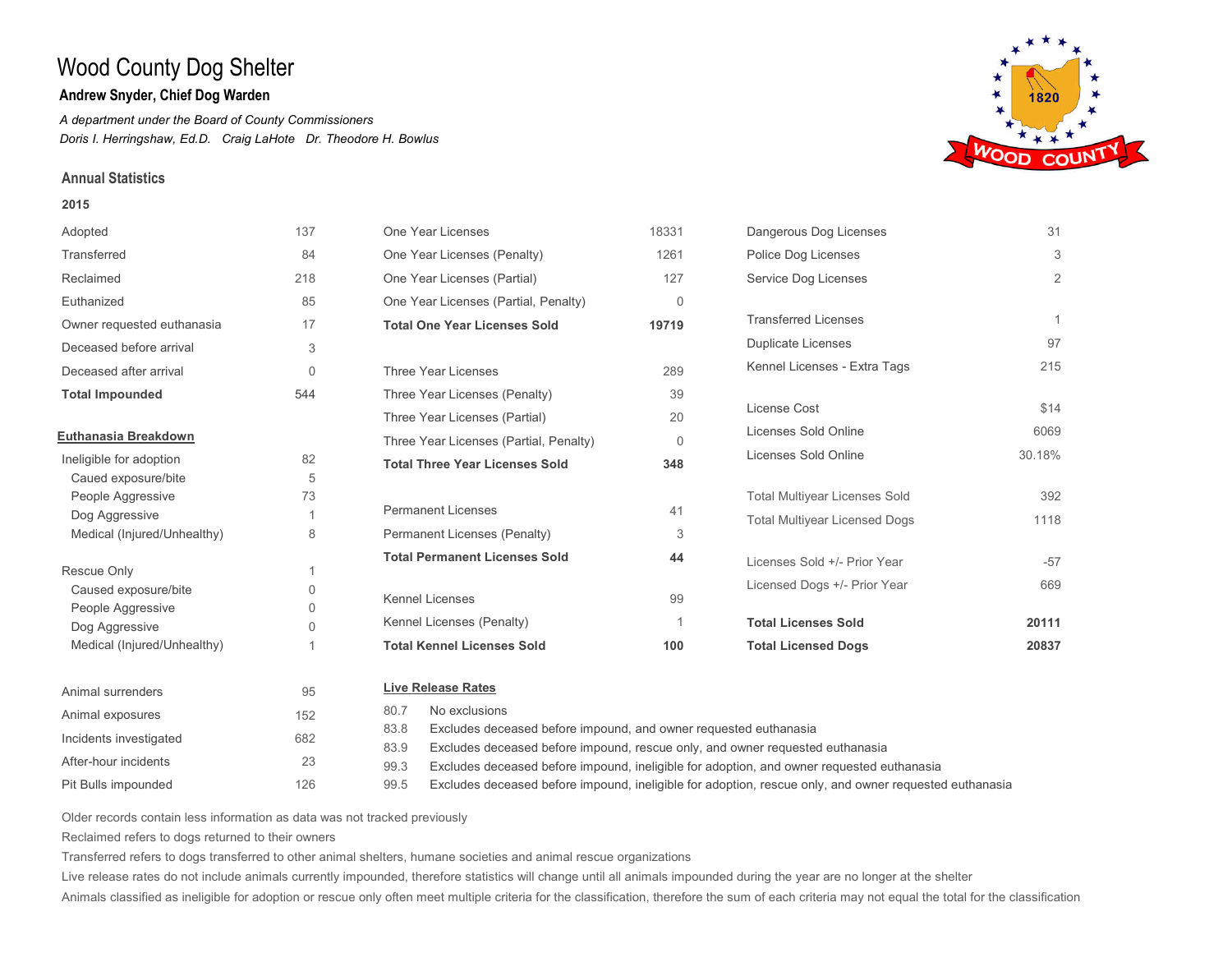# Wood County Dog Shelter

**Andrew Snyder, Chief Dog Warden**

*A department under the Board of County Commissioners*

*Doris I. Herringshaw, Ed.D.   Craig LaHote   Dr. Theodore H. Bowlus*

## Annual Statistics

**2015**

| | |
|---|---|
| Adopted | 137 |
| Transferred | 84 |
| Reclaimed | 218 |
| Euthanized | 85 |
| Owner requested euthanasia | 17 |
| Deceased before arrival | 3 |
| Deceased after arrival | 0 |
| **Total Impounded** | 544 |

**Euthanasia Breakdown**

| | |
|---|---|
| Ineligible for adoption | 82 |
| Caued exposure/bite | 5 |
| People Aggressive | 73 |
| Dog Aggressive | 1 |
| Medical (Injured/Unhealthy) | 8 |
| Rescue Only | 1 |
| Caused exposure/bite | 0 |
| People Aggressive | 0 |
| Dog Aggressive | 0 |
| Medical (Injured/Unhealthy) | 1 |

| | |
|---|---|
| Animal surrenders | 95 |
| Animal exposures | 152 |
| Incidents investigated | 682 |
| After-hour incidents | 23 |
| Pit Bulls impounded | 126 |

| | |
|---|---|
| One Year Licenses | 18331 |
| One Year Licenses (Penalty) | 1261 |
| One Year Licenses (Partial) | 127 |
| One Year Licenses (Partial, Penalty) | 0 |
| **Total One Year Licenses Sold** | **19719** |
| Three Year Licenses | 289 |
| Three Year Licenses (Penalty) | 39 |
| Three Year Licenses (Partial) | 20 |
| Three Year Licenses (Partial, Penalty) | 0 |
| **Total Three Year Licenses Sold** | **348** |
| Permanent Licenses | 41 |
| Permanent Licenses (Penalty) | 3 |
| **Total Permanent Licenses Sold** | **44** |
| Kennel Licenses | 99 |
| Kennel Licenses (Penalty) | 1 |
| **Total Kennel Licenses Sold** | **100** |

| | |
|---|---|
| Dangerous Dog Licenses | 31 |
| Police Dog Licenses | 3 |
| Service Dog Licenses | 2 |
| Transferred Licenses | 1 |
| Duplicate Licenses | 97 |
| Kennel Licenses - Extra Tags | 215 |
| License Cost | $14 |
| Licenses Sold Online | 6069 |
| Licenses Sold Online | 30.18% |
| Total Multiyear Licenses Sold | 392 |
| Total Multiyear Licensed Dogs | 1118 |
| Licenses Sold +/- Prior Year | -57 |
| Licensed Dogs +/- Prior Year | 669 |
| **Total Licenses Sold** | **20111** |
| **Total Licensed Dogs** | **20837** |

**Live Release Rates**

| | |
|---|---|
| 80.7 | No exclusions |
| 83.8 | Excludes deceased before impound, and owner requested euthanasia |
| 83.9 | Excludes deceased before impound, rescue only, and owner requested euthanasia |
| 99.3 | Excludes deceased before impound, ineligible for adoption, and owner requested euthanasia |
| 99.5 | Excludes deceased before impound, ineligible for adoption, rescue only, and owner requested euthanasia |

Older records contain less information as data was not tracked previously

Reclaimed refers to dogs returned to their owners

Transferred refers to dogs transferred to other animal shelters, humane societies and animal rescue organizations

Live release rates do not include animals currently impounded, therefore statistics will change until all animals impounded during the year are no longer at the shelter

Animals classified as ineligible for adoption or rescue only often meet multiple criteria for the classification, therefore the sum of each criteria may not equal the total for the classification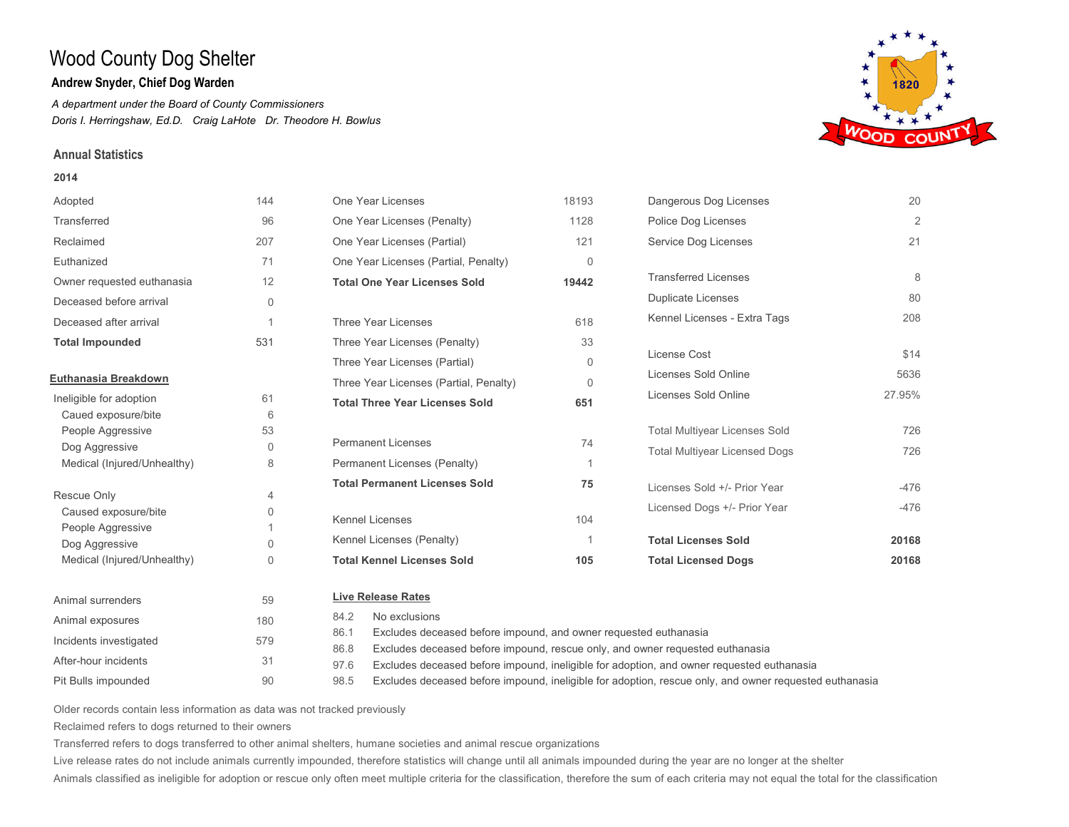# Wood County Dog Shelter

**Andrew Snyder, Chief Dog Warden**

*A department under the Board of County Commissioners*

*Doris I. Herringshaw, Ed.D.   Craig LaHote   Dr. Theodore H. Bowlus*

## Annual Statistics

**2014**

| | |
|---|---|
| Adopted | 144 |
| Transferred | 96 |
| Reclaimed | 207 |
| Euthanized | 71 |
| Owner requested euthanasia | 12 |
| Deceased before arrival | 0 |
| Deceased after arrival | 1 |
| **Total Impounded** | 531 |

**Euthanasia Breakdown**

| | |
|---|---|
| Ineligible for adoption | 61 |
| Caued exposure/bite | 6 |
| People Aggressive | 53 |
| Dog Aggressive | 0 |
| Medical (Injured/Unhealthy) | 8 |
| Rescue Only | 4 |
| Caused exposure/bite | 0 |
| People Aggressive | 1 |
| Dog Aggressive | 0 |
| Medical (Injured/Unhealthy) | 0 |

| | |
|---|---|
| Animal surrenders | 59 |
| Animal exposures | 180 |
| Incidents investigated | 579 |
| After-hour incidents | 31 |
| Pit Bulls impounded | 90 |

| | |
|---|---|
| One Year Licenses | 18193 |
| One Year Licenses (Penalty) | 1128 |
| One Year Licenses (Partial) | 121 |
| One Year Licenses (Partial, Penalty) | 0 |
| **Total One Year Licenses Sold** | **19442** |
| Three Year Licenses | 618 |
| Three Year Licenses (Penalty) | 33 |
| Three Year Licenses (Partial) | 0 |
| Three Year Licenses (Partial, Penalty) | 0 |
| **Total Three Year Licenses Sold** | **651** |
| Permanent Licenses | 74 |
| Permanent Licenses (Penalty) | 1 |
| **Total Permanent Licenses Sold** | **75** |
| Kennel Licenses | 104 |
| Kennel Licenses (Penalty) | 1 |
| **Total Kennel Licenses Sold** | **105** |

| | |
|---|---|
| Dangerous Dog Licenses | 20 |
| Police Dog Licenses | 2 |
| Service Dog Licenses | 21 |
| Transferred Licenses | 8 |
| Duplicate Licenses | 80 |
| Kennel Licenses - Extra Tags | 208 |
| License Cost | $14 |
| Licenses Sold Online | 5636 |
| Licenses Sold Online | 27.95% |
| Total Multiyear Licenses Sold | 726 |
| Total Multiyear Licensed Dogs | 726 |
| Licenses Sold +/- Prior Year | -476 |
| Licensed Dogs +/- Prior Year | -476 |
| **Total Licenses Sold** | **20168** |
| **Total Licensed Dogs** | **20168** |

**Live Release Rates**

| | |
|---|---|
| 84.2 | No exclusions |
| 86.1 | Excludes deceased before impound, and owner requested euthanasia |
| 86.8 | Excludes deceased before impound, rescue only, and owner requested euthanasia |
| 97.6 | Excludes deceased before impound, ineligible for adoption, and owner requested euthanasia |
| 98.5 | Excludes deceased before impound, ineligible for adoption, rescue only, and owner requested euthanasia |

Older records contain less information as data was not tracked previously

Reclaimed refers to dogs returned to their owners

Transferred refers to dogs transferred to other animal shelters, humane societies and animal rescue organizations

Live release rates do not include animals currently impounded, therefore statistics will change until all animals impounded during the year are no longer at the shelter

Animals classified as ineligible for adoption or rescue only often meet multiple criteria for the classification, therefore the sum of each criteria may not equal the total for the classification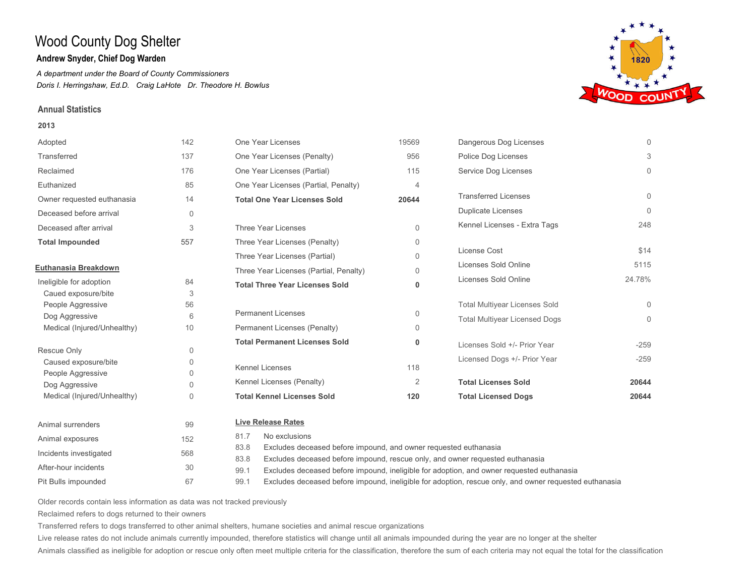# Wood County Dog Shelter

**Andrew Snyder, Chief Dog Warden**

*A department under the Board of County Commissioners*

*Doris I. Herringshaw, Ed.D.   Craig LaHote   Dr. Theodore H. Bowlus*

## Annual Statistics

**2013**

| | |
|---|---|
| Adopted | 142 |
| Transferred | 137 |
| Reclaimed | 176 |
| Euthanized | 85 |
| Owner requested euthanasia | 14 |
| Deceased before arrival | 0 |
| Deceased after arrival | 3 |
| **Total Impounded** | **557** |

**Euthanasia Breakdown**

| | |
|---|---|
| Ineligible for adoption | 84 |
| Caued exposure/bite | 3 |
| People Aggressive | 56 |
| Dog Aggressive | 6 |
| Medical (Injured/Unhealthy) | 10 |
| Rescue Only | 0 |
| Caused exposure/bite | 0 |
| People Aggressive | 0 |
| Dog Aggressive | 0 |
| Medical (Injured/Unhealthy) | 0 |

| | |
|---|---|
| Animal surrenders | 99 |
| Animal exposures | 152 |
| Incidents investigated | 568 |
| After-hour incidents | 30 |
| Pit Bulls impounded | 67 |

| | |
|---|---|
| One Year Licenses | 19569 |
| One Year Licenses (Penalty) | 956 |
| One Year Licenses (Partial) | 115 |
| One Year Licenses (Partial, Penalty) | 4 |
| **Total One Year Licenses Sold** | **20644** |
| Three Year Licenses | 0 |
| Three Year Licenses (Penalty) | 0 |
| Three Year Licenses (Partial) | 0 |
| Three Year Licenses (Partial, Penalty) | 0 |
| **Total Three Year Licenses Sold** | **0** |
| Permanent Licenses | 0 |
| Permanent Licenses (Penalty) | 0 |
| **Total Permanent Licenses Sold** | **0** |
| Kennel Licenses | 118 |
| Kennel Licenses (Penalty) | 2 |
| **Total Kennel Licenses Sold** | **120** |

| | |
|---|---|
| Dangerous Dog Licenses | 0 |
| Police Dog Licenses | 3 |
| Service Dog Licenses | 0 |
| Transferred Licenses | 0 |
| Duplicate Licenses | 0 |
| Kennel Licenses - Extra Tags | 248 |
| License Cost | $14 |
| Licenses Sold Online | 5115 |
| Licenses Sold Online | 24.78% |
| Total Multiyear Licenses Sold | 0 |
| Total Multiyear Licensed Dogs | 0 |
| Licenses Sold +/- Prior Year | -259 |
| Licensed Dogs +/- Prior Year | -259 |
| **Total Licenses Sold** | **20644** |
| **Total Licensed Dogs** | **20644** |

**Live Release Rates**

| | |
|---|---|
| 81.7 | No exclusions |
| 83.8 | Excludes deceased before impound, and owner requested euthanasia |
| 83.8 | Excludes deceased before impound, rescue only, and owner requested euthanasia |
| 99.1 | Excludes deceased before impound, ineligible for adoption, and owner requested euthanasia |
| 99.1 | Excludes deceased before impound, ineligible for adoption, rescue only, and owner requested euthanasia |

Older records contain less information as data was not tracked previously

Reclaimed refers to dogs returned to their owners

Transferred refers to dogs transferred to other animal shelters, humane societies and animal rescue organizations

Live release rates do not include animals currently impounded, therefore statistics will change until all animals impounded during the year are no longer at the shelter

Animals classified as ineligible for adoption or rescue only often meet multiple criteria for the classification, therefore the sum of each criteria may not equal the total for the classification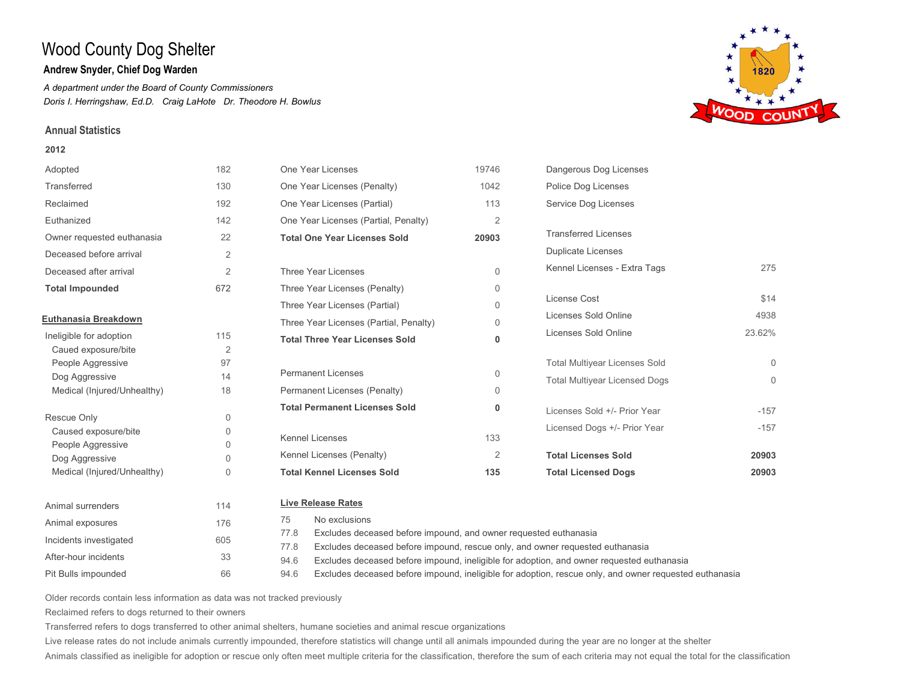# Wood County Dog Shelter

**Andrew Snyder, Chief Dog Warden**

*A department under the Board of County Commissioners*

*Doris I. Herringshaw, Ed.D.   Craig LaHote   Dr. Theodore H. Bowlus*

## Annual Statistics

**2012**

| | |
|---|---|
| Adopted | 182 |
| Transferred | 130 |
| Reclaimed | 192 |
| Euthanized | 142 |
| Owner requested euthanasia | 22 |
| Deceased before arrival | 2 |
| Deceased after arrival | 2 |
| **Total Impounded** | **672** |

**Euthanasia Breakdown**

| | |
|---|---|
| Ineligible for adoption | 115 |
| Caued exposure/bite | 2 |
| People Aggressive | 97 |
| Dog Aggressive | 14 |
| Medical (Injured/Unhealthy) | 18 |
| Rescue Only | 0 |
| Caused exposure/bite | 0 |
| People Aggressive | 0 |
| Dog Aggressive | 0 |
| Medical (Injured/Unhealthy) | 0 |

| | |
|---|---|
| Animal surrenders | 114 |
| Animal exposures | 176 |
| Incidents investigated | 605 |
| After-hour incidents | 33 |
| Pit Bulls impounded | 66 |

| | |
|---|---|
| One Year Licenses | 19746 |
| One Year Licenses (Penalty) | 1042 |
| One Year Licenses (Partial) | 113 |
| One Year Licenses (Partial, Penalty) | 2 |
| **Total One Year Licenses Sold** | **20903** |
| Three Year Licenses | 0 |
| Three Year Licenses (Penalty) | 0 |
| Three Year Licenses (Partial) | 0 |
| Three Year Licenses (Partial, Penalty) | 0 |
| **Total Three Year Licenses Sold** | **0** |
| Permanent Licenses | 0 |
| Permanent Licenses (Penalty) | 0 |
| **Total Permanent Licenses Sold** | **0** |
| Kennel Licenses | 133 |
| Kennel Licenses (Penalty) | 2 |
| **Total Kennel Licenses Sold** | **135** |

| | |
|---|---|
| Dangerous Dog Licenses | |
| Police Dog Licenses | |
| Service Dog Licenses | |
| Transferred Licenses | |
| Duplicate Licenses | |
| Kennel Licenses - Extra Tags | 275 |
| License Cost | $14 |
| Licenses Sold Online | 4938 |
| Licenses Sold Online | 23.62% |
| Total Multiyear Licenses Sold | 0 |
| Total Multiyear Licensed Dogs | 0 |
| Licenses Sold +/- Prior Year | -157 |
| Licensed Dogs +/- Prior Year | -157 |
| **Total Licenses Sold** | **20903** |
| **Total Licensed Dogs** | **20903** |

**Live Release Rates**

| | |
|---|---|
| 75 | No exclusions |
| 77.8 | Excludes deceased before impound, and owner requested euthanasia |
| 77.8 | Excludes deceased before impound, rescue only, and owner requested euthanasia |
| 94.6 | Excludes deceased before impound, ineligible for adoption, and owner requested euthanasia |
| 94.6 | Excludes deceased before impound, ineligible for adoption, rescue only, and owner requested euthanasia |

Older records contain less information as data was not tracked previously

Reclaimed refers to dogs returned to their owners

Transferred refers to dogs transferred to other animal shelters, humane societies and animal rescue organizations

Live release rates do not include animals currently impounded, therefore statistics will change until all animals impounded during the year are no longer at the shelter

Animals classified as ineligible for adoption or rescue only often meet multiple criteria for the classification, therefore the sum of each criteria may not equal the total for the classification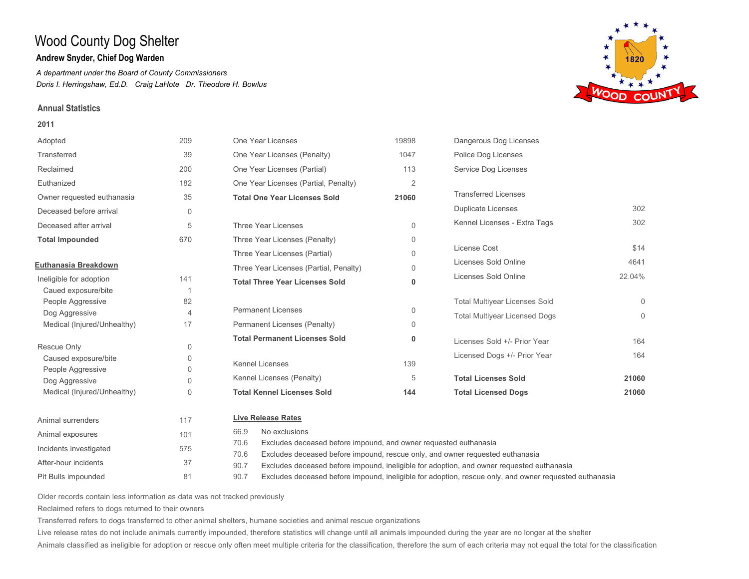# Wood County Dog Shelter

## Andrew Snyder, Chief Dog Warden

*A department under the Board of County Commissioners*

*Doris I. Herringshaw, Ed.D. Craig LaHote Dr. Theodore H. Bowlus*

### Annual Statistics

**2011**

| | |
|---|---|
| Adopted | 209 |
| Transferred | 39 |
| Reclaimed | 200 |
| Euthanized | 182 |
| Owner requested euthanasia | 35 |
| Deceased before arrival | 0 |
| Deceased after arrival | 5 |
| **Total Impounded** | **670** |

**Euthanasia Breakdown**

| | |
|---|---|
| Ineligible for adoption | 141 |
| Caued exposure/bite | 1 |
| People Aggressive | 82 |
| Dog Aggressive | 4 |
| Medical (Injured/Unhealthy) | 17 |
| Rescue Only | 0 |
| Caused exposure/bite | 0 |
| People Aggressive | 0 |
| Dog Aggressive | 0 |
| Medical (Injured/Unhealthy) | 0 |

| | |
|---|---|
| Animal surrenders | 117 |
| Animal exposures | 101 |
| Incidents investigated | 575 |
| After-hour incidents | 37 |
| Pit Bulls impounded | 81 |

| | |
|---|---|
| One Year Licenses | 19898 |
| One Year Licenses (Penalty) | 1047 |
| One Year Licenses (Partial) | 113 |
| One Year Licenses (Partial, Penalty) | 2 |
| **Total One Year Licenses Sold** | **21060** |
| Three Year Licenses | 0 |
| Three Year Licenses (Penalty) | 0 |
| Three Year Licenses (Partial) | 0 |
| Three Year Licenses (Partial, Penalty) | 0 |
| **Total Three Year Licenses Sold** | **0** |
| Permanent Licenses | 0 |
| Permanent Licenses (Penalty) | 0 |
| **Total Permanent Licenses Sold** | **0** |
| Kennel Licenses | 139 |
| Kennel Licenses (Penalty) | 5 |
| **Total Kennel Licenses Sold** | **144** |

| | |
|---|---|
| Dangerous Dog Licenses | |
| Police Dog Licenses | |
| Service Dog Licenses | |
| Transferred Licenses | |
| Duplicate Licenses | 302 |
| Kennel Licenses - Extra Tags | 302 |
| License Cost | $14 |
| Licenses Sold Online | 4641 |
| Licenses Sold Online | 22.04% |
| Total Multiyear Licenses Sold | 0 |
| Total Multiyear Licensed Dogs | 0 |
| Licenses Sold +/- Prior Year | 164 |
| Licensed Dogs +/- Prior Year | 164 |
| **Total Licenses Sold** | **21060** |
| **Total Licensed Dogs** | **21060** |

**Live Release Rates**

| | |
|---|---|
| 66.9 | No exclusions |
| 70.6 | Excludes deceased before impound, and owner requested euthanasia |
| 70.6 | Excludes deceased before impound, rescue only, and owner requested euthanasia |
| 90.7 | Excludes deceased before impound, ineligible for adoption, and owner requested euthanasia |
| 90.7 | Excludes deceased before impound, ineligible for adoption, rescue only, and owner requested euthanasia |

Older records contain less information as data was not tracked previously

Reclaimed refers to dogs returned to their owners

Transferred refers to dogs transferred to other animal shelters, humane societies and animal rescue organizations

Live release rates do not include animals currently impounded, therefore statistics will change until all animals impounded during the year are no longer at the shelter

Animals classified as ineligible for adoption or rescue only often meet multiple criteria for the classification, therefore the sum of each criteria may not equal the total for the classification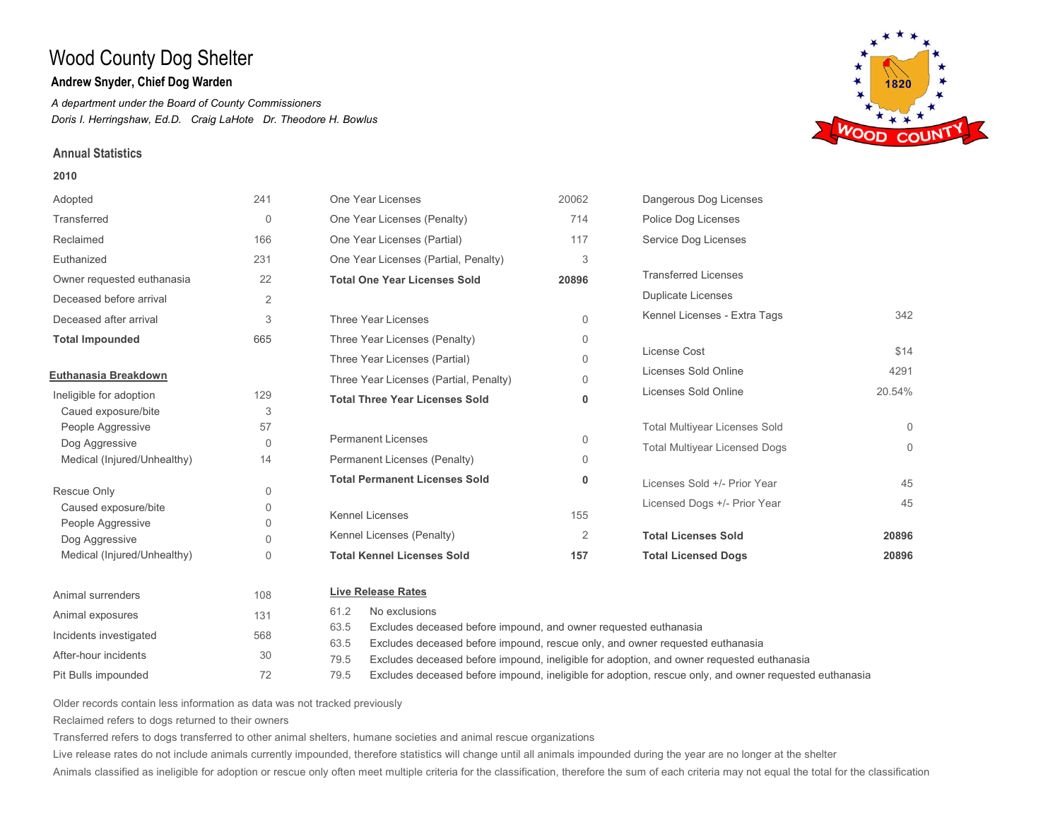# Wood County Dog Shelter

**Andrew Snyder, Chief Dog Warden**

*A department under the Board of County Commissioners*

*Doris I. Herringshaw, Ed.D.   Craig LaHote   Dr. Theodore H. Bowlus*

## Annual Statistics

**2010**

| | |
|---|---|
| Adopted | 241 |
| Transferred | 0 |
| Reclaimed | 166 |
| Euthanized | 231 |
| Owner requested euthanasia | 22 |
| Deceased before arrival | 2 |
| Deceased after arrival | 3 |
| **Total Impounded** | **665** |

**Euthanasia Breakdown**

| | |
|---|---|
| Ineligible for adoption | 129 |
| Caued exposure/bite | 3 |
| People Aggressive | 57 |
| Dog Aggressive | 0 |
| Medical (Injured/Unhealthy) | 14 |
| Rescue Only | 0 |
| Caused exposure/bite | 0 |
| People Aggressive | 0 |
| Dog Aggressive | 0 |
| Medical (Injured/Unhealthy) | 0 |

| | |
|---|---|
| Animal surrenders | 108 |
| Animal exposures | 131 |
| Incidents investigated | 568 |
| After-hour incidents | 30 |
| Pit Bulls impounded | 72 |

| | |
|---|---|
| One Year Licenses | 20062 |
| One Year Licenses (Penalty) | 714 |
| One Year Licenses (Partial) | 117 |
| One Year Licenses (Partial, Penalty) | 3 |
| **Total One Year Licenses Sold** | **20896** |
| Three Year Licenses | 0 |
| Three Year Licenses (Penalty) | 0 |
| Three Year Licenses (Partial) | 0 |
| Three Year Licenses (Partial, Penalty) | 0 |
| **Total Three Year Licenses Sold** | **0** |
| Permanent Licenses | 0 |
| Permanent Licenses (Penalty) | 0 |
| **Total Permanent Licenses Sold** | **0** |
| Kennel Licenses | 155 |
| Kennel Licenses (Penalty) | 2 |
| **Total Kennel Licenses Sold** | **157** |

| | |
|---|---|
| Dangerous Dog Licenses | |
| Police Dog Licenses | |
| Service Dog Licenses | |
| Transferred Licenses | |
| Duplicate Licenses | |
| Kennel Licenses - Extra Tags | 342 |
| License Cost | $14 |
| Licenses Sold Online | 4291 |
| Licenses Sold Online | 20.54% |
| Total Multiyear Licenses Sold | 0 |
| Total Multiyear Licensed Dogs | 0 |
| Licenses Sold +/- Prior Year | 45 |
| Licensed Dogs +/- Prior Year | 45 |
| **Total Licenses Sold** | **20896** |
| **Total Licensed Dogs** | **20896** |

**Live Release Rates**

| | |
|---|---|
| 61.2 | No exclusions |
| 63.5 | Excludes deceased before impound, and owner requested euthanasia |
| 63.5 | Excludes deceased before impound, rescue only, and owner requested euthanasia |
| 79.5 | Excludes deceased before impound, ineligible for adoption, and owner requested euthanasia |
| 79.5 | Excludes deceased before impound, ineligible for adoption, rescue only, and owner requested euthanasia |

Older records contain less information as data was not tracked previously

Reclaimed refers to dogs returned to their owners

Transferred refers to dogs transferred to other animal shelters, humane societies and animal rescue organizations

Live release rates do not include animals currently impounded, therefore statistics will change until all animals impounded during the year are no longer at the shelter

Animals classified as ineligible for adoption or rescue only often meet multiple criteria for the classification, therefore the sum of each criteria may not equal the total for the classification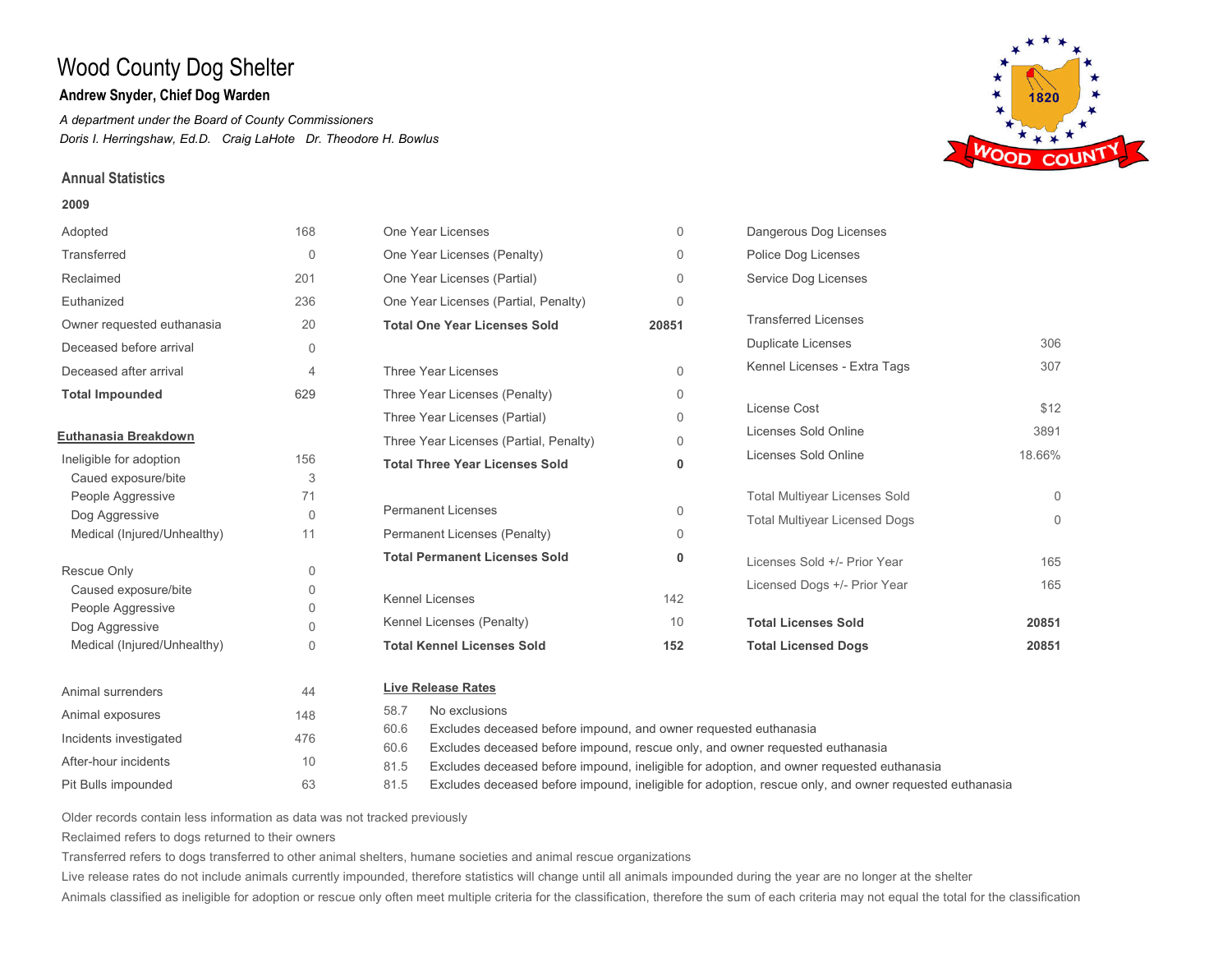# Wood County Dog Shelter

**Andrew Snyder, Chief Dog Warden**

*A department under the Board of County Commissioners*

*Doris I. Herringshaw, Ed.D.   Craig LaHote   Dr. Theodore H. Bowlus*

## Annual Statistics

### 2009

| | |
|---|---|
| Adopted | 168 |
| Transferred | 0 |
| Reclaimed | 201 |
| Euthanized | 236 |
| Owner requested euthanasia | 20 |
| Deceased before arrival | 0 |
| Deceased after arrival | 4 |
| **Total Impounded** | **629** |

**Euthanasia Breakdown**

| | |
|---|---|
| Ineligible for adoption | 156 |
| Caued exposure/bite | 3 |
| People Aggressive | 71 |
| Dog Aggressive | 0 |
| Medical (Injured/Unhealthy) | 11 |
| Rescue Only | 0 |
| Caused exposure/bite | 0 |
| People Aggressive | 0 |
| Dog Aggressive | 0 |
| Medical (Injured/Unhealthy) | 0 |

| | |
|---|---|
| Animal surrenders | 44 |
| Animal exposures | 148 |
| Incidents investigated | 476 |
| After-hour incidents | 10 |
| Pit Bulls impounded | 63 |

| | |
|---|---|
| One Year Licenses | 0 |
| One Year Licenses (Penalty) | 0 |
| One Year Licenses (Partial) | 0 |
| One Year Licenses (Partial, Penalty) | 0 |
| **Total One Year Licenses Sold** | **20851** |
| Three Year Licenses | 0 |
| Three Year Licenses (Penalty) | 0 |
| Three Year Licenses (Partial) | 0 |
| Three Year Licenses (Partial, Penalty) | 0 |
| **Total Three Year Licenses Sold** | **0** |
| Permanent Licenses | 0 |
| Permanent Licenses (Penalty) | 0 |
| **Total Permanent Licenses Sold** | **0** |
| Kennel Licenses | 142 |
| Kennel Licenses (Penalty) | 10 |
| **Total Kennel Licenses Sold** | **152** |

| | |
|---|---|
| Dangerous Dog Licenses | |
| Police Dog Licenses | |
| Service Dog Licenses | |
| Transferred Licenses | |
| Duplicate Licenses | 306 |
| Kennel Licenses - Extra Tags | 307 |
| License Cost | $12 |
| Licenses Sold Online | 3891 |
| Licenses Sold Online | 18.66% |
| Total Multiyear Licenses Sold | 0 |
| Total Multiyear Licensed Dogs | 0 |
| Licenses Sold +/- Prior Year | 165 |
| Licensed Dogs +/- Prior Year | 165 |
| **Total Licenses Sold** | **20851** |
| **Total Licensed Dogs** | **20851** |

**Live Release Rates**

| | |
|---|---|
| 58.7 | No exclusions |
| 60.6 | Excludes deceased before impound, and owner requested euthanasia |
| 60.6 | Excludes deceased before impound, rescue only, and owner requested euthanasia |
| 81.5 | Excludes deceased before impound, ineligible for adoption, and owner requested euthanasia |
| 81.5 | Excludes deceased before impound, ineligible for adoption, rescue only, and owner requested euthanasia |

Older records contain less information as data was not tracked previously

Reclaimed refers to dogs returned to their owners

Transferred refers to dogs transferred to other animal shelters, humane societies and animal rescue organizations

Live release rates do not include animals currently impounded, therefore statistics will change until all animals impounded during the year are no longer at the shelter

Animals classified as ineligible for adoption or rescue only often meet multiple criteria for the classification, therefore the sum of each criteria may not equal the total for the classification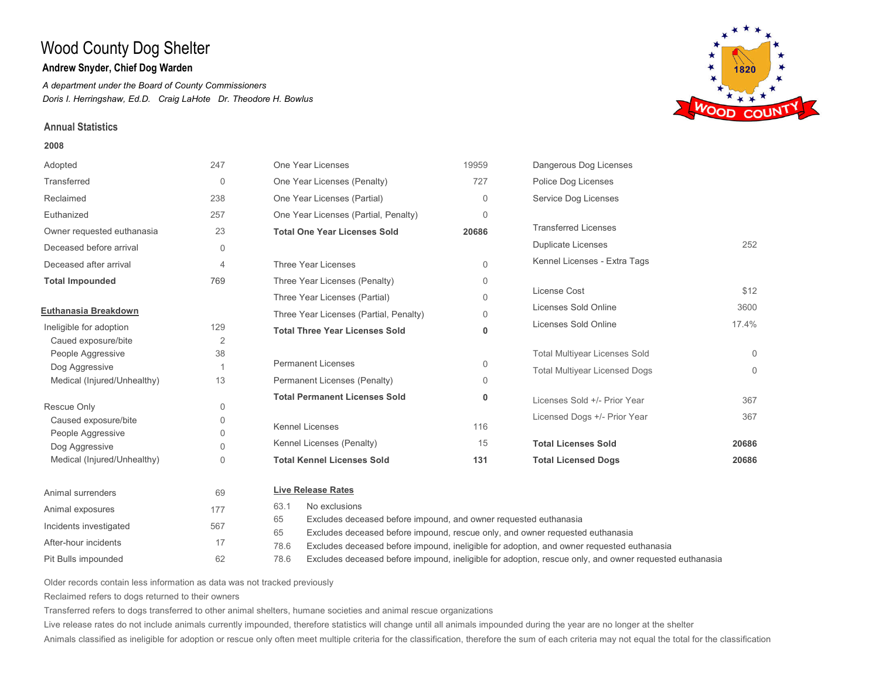# Wood County Dog Shelter

**Andrew Snyder, Chief Dog Warden**

*A department under the Board of County Commissioners*

*Doris I. Herringshaw, Ed.D. Craig LaHote Dr. Theodore H. Bowlus*

## Annual Statistics

**2008**

| | |
|---|---|
| Adopted | 247 |
| Transferred | 0 |
| Reclaimed | 238 |
| Euthanized | 257 |
| Owner requested euthanasia | 23 |
| Deceased before arrival | 0 |
| Deceased after arrival | 4 |
| **Total Impounded** | **769** |

**Euthanasia Breakdown**

| | |
|---|---|
| Ineligible for adoption | 129 |
| Caued exposure/bite | 2 |
| People Aggressive | 38 |
| Dog Aggressive | 1 |
| Medical (Injured/Unhealthy) | 13 |
| Rescue Only | 0 |
| Caused exposure/bite | 0 |
| People Aggressive | 0 |
| Dog Aggressive | 0 |
| Medical (Injured/Unhealthy) | 0 |

| | |
|---|---|
| Animal surrenders | 69 |
| Animal exposures | 177 |
| Incidents investigated | 567 |
| After-hour incidents | 17 |
| Pit Bulls impounded | 62 |

| | |
|---|---|
| One Year Licenses | 19959 |
| One Year Licenses (Penalty) | 727 |
| One Year Licenses (Partial) | 0 |
| One Year Licenses (Partial, Penalty) | 0 |
| **Total One Year Licenses Sold** | **20686** |
| Three Year Licenses | 0 |
| Three Year Licenses (Penalty) | 0 |
| Three Year Licenses (Partial) | 0 |
| Three Year Licenses (Partial, Penalty) | 0 |
| **Total Three Year Licenses Sold** | **0** |
| Permanent Licenses | 0 |
| Permanent Licenses (Penalty) | 0 |
| **Total Permanent Licenses Sold** | **0** |
| Kennel Licenses | 116 |
| Kennel Licenses (Penalty) | 15 |
| **Total Kennel Licenses Sold** | **131** |

| | |
|---|---|
| Dangerous Dog Licenses | |
| Police Dog Licenses | |
| Service Dog Licenses | |
| Transferred Licenses | |
| Duplicate Licenses | 252 |
| Kennel Licenses - Extra Tags | |
| License Cost | $12 |
| Licenses Sold Online | 3600 |
| Licenses Sold Online | 17.4% |
| Total Multiyear Licenses Sold | 0 |
| Total Multiyear Licensed Dogs | 0 |
| Licenses Sold +/- Prior Year | 367 |
| Licensed Dogs +/- Prior Year | 367 |
| **Total Licenses Sold** | **20686** |
| **Total Licensed Dogs** | **20686** |

**Live Release Rates**

| | |
|---|---|
| 63.1 | No exclusions |
| 65 | Excludes deceased before impound, and owner requested euthanasia |
| 65 | Excludes deceased before impound, rescue only, and owner requested euthanasia |
| 78.6 | Excludes deceased before impound, ineligible for adoption, and owner requested euthanasia |
| 78.6 | Excludes deceased before impound, ineligible for adoption, rescue only, and owner requested euthanasia |

Older records contain less information as data was not tracked previously

Reclaimed refers to dogs returned to their owners

Transferred refers to dogs transferred to other animal shelters, humane societies and animal rescue organizations

Live release rates do not include animals currently impounded, therefore statistics will change until all animals impounded during the year are no longer at the shelter

Animals classified as ineligible for adoption or rescue only often meet multiple criteria for the classification, therefore the sum of each criteria may not equal the total for the classification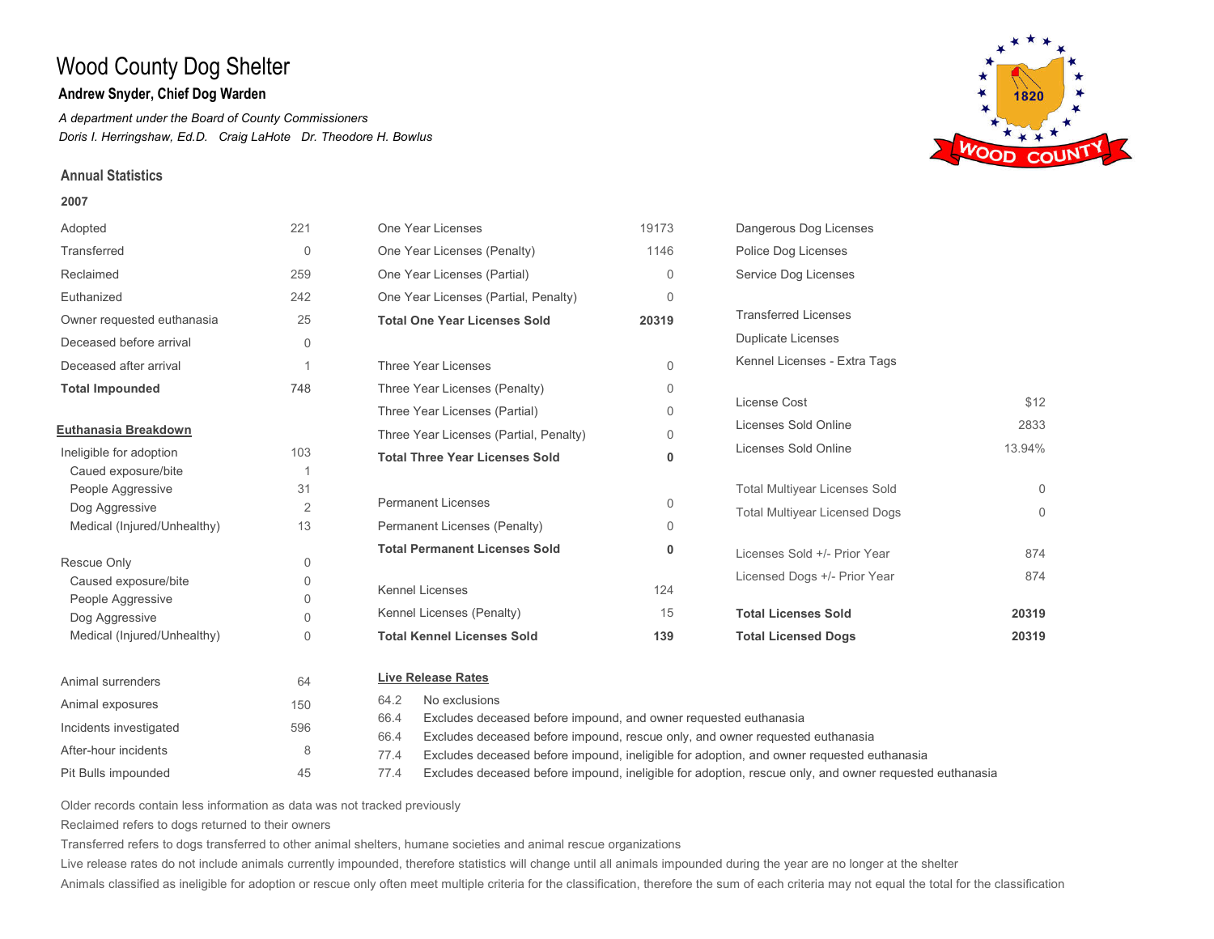# Wood County Dog Shelter

**Andrew Snyder, Chief Dog Warden**

*A department under the Board of County Commissioners*

*Doris I. Herringshaw, Ed.D.   Craig LaHote   Dr. Theodore H. Bowlus*

## Annual Statistics

**2007**

| | |
|---|---|
| Adopted | 221 |
| Transferred | 0 |
| Reclaimed | 259 |
| Euthanized | 242 |
| Owner requested euthanasia | 25 |
| Deceased before arrival | 0 |
| Deceased after arrival | 1 |
| **Total Impounded** | **748** |

**Euthanasia Breakdown**

| | |
|---|---|
| Ineligible for adoption | 103 |
| Caued exposure/bite | 1 |
| People Aggressive | 31 |
| Dog Aggressive | 2 |
| Medical (Injured/Unhealthy) | 13 |
| Rescue Only | 0 |
| Caused exposure/bite | 0 |
| People Aggressive | 0 |
| Dog Aggressive | 0 |
| Medical (Injured/Unhealthy) | 0 |

| | |
|---|---|
| Animal surrenders | 64 |
| Animal exposures | 150 |
| Incidents investigated | 596 |
| After-hour incidents | 8 |
| Pit Bulls impounded | 45 |

| | |
|---|---|
| One Year Licenses | 19173 |
| One Year Licenses (Penalty) | 1146 |
| One Year Licenses (Partial) | 0 |
| One Year Licenses (Partial, Penalty) | 0 |
| **Total One Year Licenses Sold** | **20319** |
| Three Year Licenses | 0 |
| Three Year Licenses (Penalty) | 0 |
| Three Year Licenses (Partial) | 0 |
| Three Year Licenses (Partial, Penalty) | 0 |
| **Total Three Year Licenses Sold** | **0** |
| Permanent Licenses | 0 |
| Permanent Licenses (Penalty) | 0 |
| **Total Permanent Licenses Sold** | **0** |
| Kennel Licenses | 124 |
| Kennel Licenses (Penalty) | 15 |
| **Total Kennel Licenses Sold** | **139** |

| | |
|---|---|
| Dangerous Dog Licenses | |
| Police Dog Licenses | |
| Service Dog Licenses | |
| Transferred Licenses | |
| Duplicate Licenses | |
| Kennel Licenses - Extra Tags | |
| License Cost | $12 |
| Licenses Sold Online | 2833 |
| Licenses Sold Online | 13.94% |
| Total Multiyear Licenses Sold | 0 |
| Total Multiyear Licensed Dogs | 0 |
| Licenses Sold +/- Prior Year | 874 |
| Licensed Dogs +/- Prior Year | 874 |
| **Total Licenses Sold** | **20319** |
| **Total Licensed Dogs** | **20319** |

**Live Release Rates**

| | |
|---|---|
| 64.2 | No exclusions |
| 66.4 | Excludes deceased before impound, and owner requested euthanasia |
| 66.4 | Excludes deceased before impound, rescue only, and owner requested euthanasia |
| 77.4 | Excludes deceased before impound, ineligible for adoption, and owner requested euthanasia |
| 77.4 | Excludes deceased before impound, ineligible for adoption, rescue only, and owner requested euthanasia |

Older records contain less information as data was not tracked previously

Reclaimed refers to dogs returned to their owners

Transferred refers to dogs transferred to other animal shelters, humane societies and animal rescue organizations

Live release rates do not include animals currently impounded, therefore statistics will change until all animals impounded during the year are no longer at the shelter

Animals classified as ineligible for adoption or rescue only often meet multiple criteria for the classification, therefore the sum of each criteria may not equal the total for the classification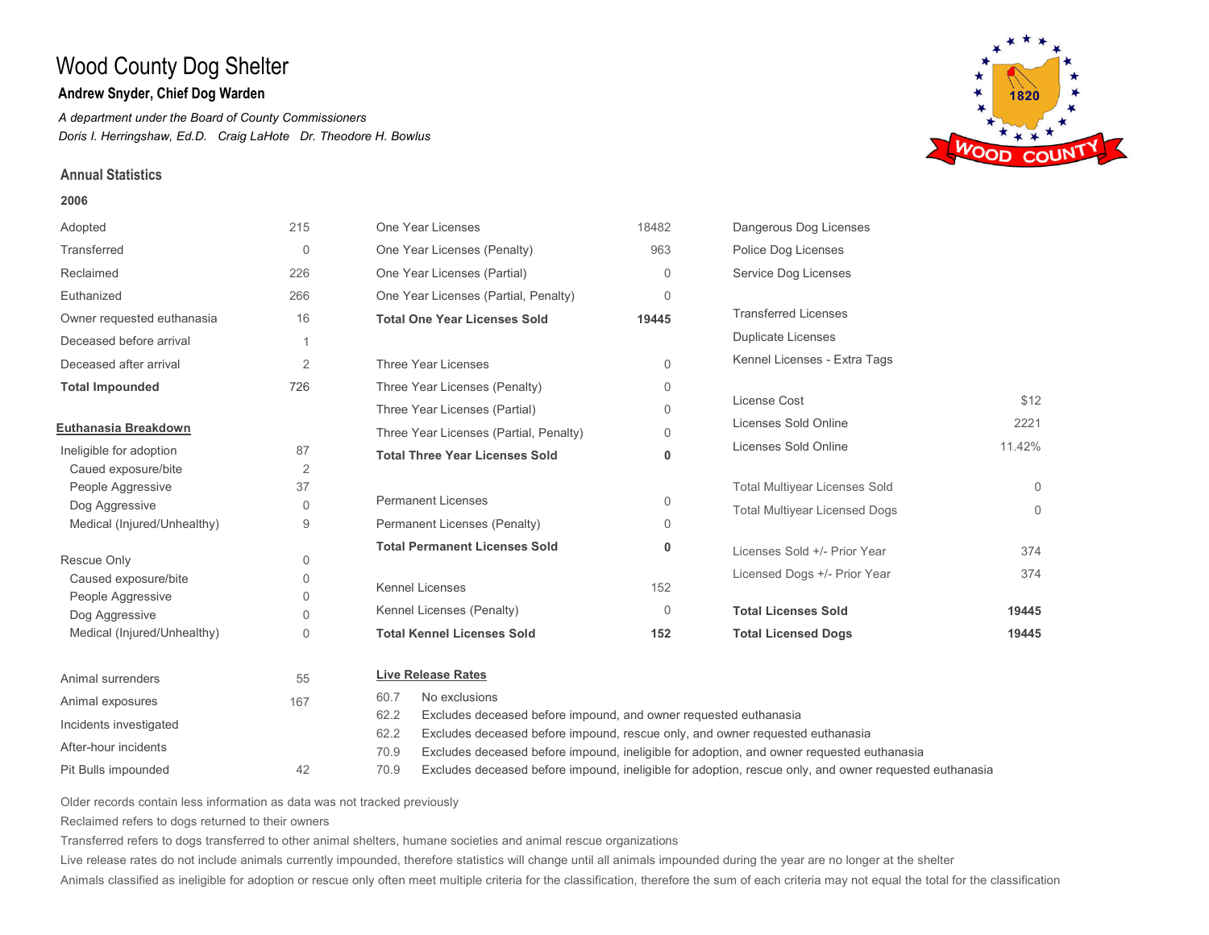# Wood County Dog Shelter

**Andrew Snyder, Chief Dog Warden**

*A department under the Board of County Commissioners*

*Doris I. Herringshaw, Ed.D.   Craig LaHote   Dr. Theodore H. Bowlus*

## Annual Statistics

**2006**

| | |
|---|---|
| Adopted | 215 |
| Transferred | 0 |
| Reclaimed | 226 |
| Euthanized | 266 |
| Owner requested euthanasia | 16 |
| Deceased before arrival | 1 |
| Deceased after arrival | 2 |
| **Total Impounded** | **726** |

**Euthanasia Breakdown**

| | |
|---|---|
| Ineligible for adoption | 87 |
| Caued exposure/bite | 2 |
| People Aggressive | 37 |
| Dog Aggressive | 0 |
| Medical (Injured/Unhealthy) | 9 |
| Rescue Only | 0 |
| Caused exposure/bite | 0 |
| People Aggressive | 0 |
| Dog Aggressive | 0 |
| Medical (Injured/Unhealthy) | 0 |

| | |
|---|---|
| Animal surrenders | 55 |
| Animal exposures | 167 |
| Incidents investigated | |
| After-hour incidents | |
| Pit Bulls impounded | 42 |

| | |
|---|---|
| One Year Licenses | 18482 |
| One Year Licenses (Penalty) | 963 |
| One Year Licenses (Partial) | 0 |
| One Year Licenses (Partial, Penalty) | 0 |
| **Total One Year Licenses Sold** | **19445** |
| Three Year Licenses | 0 |
| Three Year Licenses (Penalty) | 0 |
| Three Year Licenses (Partial) | 0 |
| Three Year Licenses (Partial, Penalty) | 0 |
| **Total Three Year Licenses Sold** | **0** |
| Permanent Licenses | 0 |
| Permanent Licenses (Penalty) | 0 |
| **Total Permanent Licenses Sold** | **0** |
| Kennel Licenses | 152 |
| Kennel Licenses (Penalty) | 0 |
| **Total Kennel Licenses Sold** | **152** |

| | |
|---|---|
| Dangerous Dog Licenses | |
| Police Dog Licenses | |
| Service Dog Licenses | |
| Transferred Licenses | |
| Duplicate Licenses | |
| Kennel Licenses - Extra Tags | |
| License Cost | $12 |
| Licenses Sold Online | 2221 |
| Licenses Sold Online | 11.42% |
| Total Multiyear Licenses Sold | 0 |
| Total Multiyear Licensed Dogs | 0 |
| Licenses Sold +/- Prior Year | 374 |
| Licensed Dogs +/- Prior Year | 374 |
| **Total Licenses Sold** | **19445** |
| **Total Licensed Dogs** | **19445** |

**Live Release Rates**

| | |
|---|---|
| 60.7 | No exclusions |
| 62.2 | Excludes deceased before impound, and owner requested euthanasia |
| 62.2 | Excludes deceased before impound, rescue only, and owner requested euthanasia |
| 70.9 | Excludes deceased before impound, ineligible for adoption, and owner requested euthanasia |
| 70.9 | Excludes deceased before impound, ineligible for adoption, rescue only, and owner requested euthanasia |

Older records contain less information as data was not tracked previously

Reclaimed refers to dogs returned to their owners

Transferred refers to dogs transferred to other animal shelters, humane societies and animal rescue organizations

Live release rates do not include animals currently impounded, therefore statistics will change until all animals impounded during the year are no longer at the shelter

Animals classified as ineligible for adoption or rescue only often meet multiple criteria for the classification, therefore the sum of each criteria may not equal the total for the classification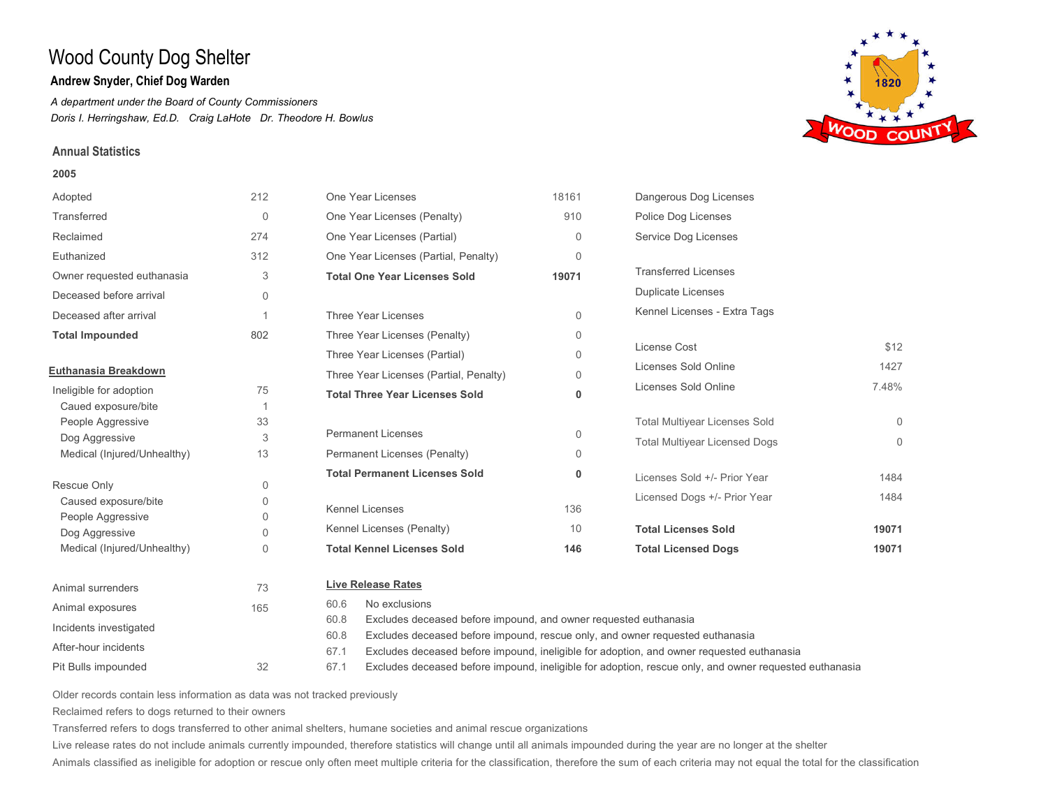# Wood County Dog Shelter

**Andrew Snyder, Chief Dog Warden**

*A department under the Board of County Commissioners*

*Doris I. Herringshaw, Ed.D. Craig LaHote Dr. Theodore H. Bowlus*

### Annual Statistics

**2005**

| | |
|---|---|
| Adopted | 212 |
| Transferred | 0 |
| Reclaimed | 274 |
| Euthanized | 312 |
| Owner requested euthanasia | 3 |
| Deceased before arrival | 0 |
| Deceased after arrival | 1 |
| **Total Impounded** | 802 |

**Euthanasia Breakdown**

| | |
|---|---|
| Ineligible for adoption | 75 |
| Caued exposure/bite | 1 |
| People Aggressive | 33 |
| Dog Aggressive | 3 |
| Medical (Injured/Unhealthy) | 13 |
| Rescue Only | 0 |
| Caused exposure/bite | 0 |
| People Aggressive | 0 |
| Dog Aggressive | 0 |
| Medical (Injured/Unhealthy) | 0 |

| | |
|---|---|
| Animal surrenders | 73 |
| Animal exposures | 165 |
| Incidents investigated | |
| After-hour incidents | |
| Pit Bulls impounded | 32 |

| | |
|---|---|
| One Year Licenses | 18161 |
| One Year Licenses (Penalty) | 910 |
| One Year Licenses (Partial) | 0 |
| One Year Licenses (Partial, Penalty) | 0 |
| **Total One Year Licenses Sold** | **19071** |
| Three Year Licenses | 0 |
| Three Year Licenses (Penalty) | 0 |
| Three Year Licenses (Partial) | 0 |
| Three Year Licenses (Partial, Penalty) | 0 |
| **Total Three Year Licenses Sold** | **0** |
| Permanent Licenses | 0 |
| Permanent Licenses (Penalty) | 0 |
| **Total Permanent Licenses Sold** | **0** |
| Kennel Licenses | 136 |
| Kennel Licenses (Penalty) | 10 |
| **Total Kennel Licenses Sold** | **146** |

| | |
|---|---|
| Dangerous Dog Licenses | |
| Police Dog Licenses | |
| Service Dog Licenses | |
| Transferred Licenses | |
| Duplicate Licenses | |
| Kennel Licenses - Extra Tags | |
| License Cost | $12 |
| Licenses Sold Online | 1427 |
| Licenses Sold Online | 7.48% |
| Total Multiyear Licenses Sold | 0 |
| Total Multiyear Licensed Dogs | 0 |
| Licenses Sold +/- Prior Year | 1484 |
| Licensed Dogs +/- Prior Year | 1484 |
| **Total Licenses Sold** | **19071** |
| **Total Licensed Dogs** | **19071** |

**Live Release Rates**

| | |
|---|---|
| 60.6 | No exclusions |
| 60.8 | Excludes deceased before impound, and owner requested euthanasia |
| 60.8 | Excludes deceased before impound, rescue only, and owner requested euthanasia |
| 67.1 | Excludes deceased before impound, ineligible for adoption, and owner requested euthanasia |
| 67.1 | Excludes deceased before impound, ineligible for adoption, rescue only, and owner requested euthanasia |

Older records contain less information as data was not tracked previously

Reclaimed refers to dogs returned to their owners

Transferred refers to dogs transferred to other animal shelters, humane societies and animal rescue organizations

Live release rates do not include animals currently impounded, therefore statistics will change until all animals impounded during the year are no longer at the shelter

Animals classified as ineligible for adoption or rescue only often meet multiple criteria for the classification, therefore the sum of each criteria may not equal the total for the classification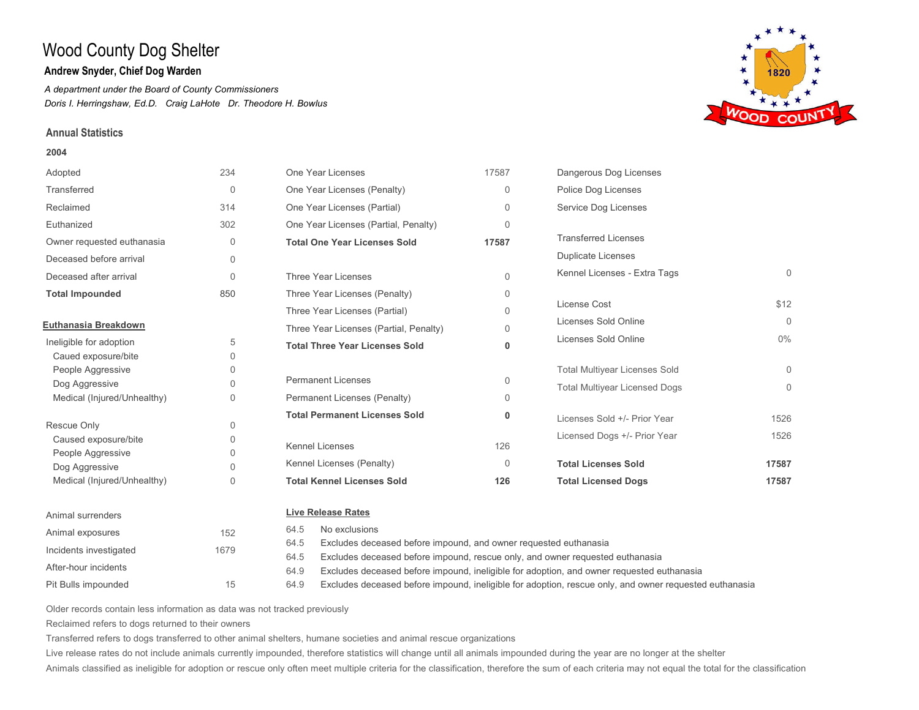# Wood County Dog Shelter

**Andrew Snyder, Chief Dog Warden**

*A department under the Board of County Commissioners*

*Doris I. Herringshaw, Ed.D.   Craig LaHote   Dr. Theodore H. Bowlus*

## Annual Statistics

**2004**

| | |
|---|---|
| Adopted | 234 |
| Transferred | 0 |
| Reclaimed | 314 |
| Euthanized | 302 |
| Owner requested euthanasia | 0 |
| Deceased before arrival | 0 |
| Deceased after arrival | 0 |
| **Total Impounded** | 850 |

**Euthanasia Breakdown**

| | |
|---|---|
| Ineligible for adoption | 5 |
| Caued exposure/bite | 0 |
| People Aggressive | 0 |
| Dog Aggressive | 0 |
| Medical (Injured/Unhealthy) | 0 |
| Rescue Only | 0 |
| Caused exposure/bite | 0 |
| People Aggressive | 0 |
| Dog Aggressive | 0 |
| Medical (Injured/Unhealthy) | 0 |

| | |
|---|---|
| Animal surrenders | |
| Animal exposures | 152 |
| Incidents investigated | 1679 |
| After-hour incidents | |
| Pit Bulls impounded | 15 |

| | |
|---|---|
| One Year Licenses | 17587 |
| One Year Licenses (Penalty) | 0 |
| One Year Licenses (Partial) | 0 |
| One Year Licenses (Partial, Penalty) | 0 |
| **Total One Year Licenses Sold** | **17587** |
| Three Year Licenses | 0 |
| Three Year Licenses (Penalty) | 0 |
| Three Year Licenses (Partial) | 0 |
| Three Year Licenses (Partial, Penalty) | 0 |
| **Total Three Year Licenses Sold** | **0** |
| Permanent Licenses | 0 |
| Permanent Licenses (Penalty) | 0 |
| **Total Permanent Licenses Sold** | **0** |
| Kennel Licenses | 126 |
| Kennel Licenses (Penalty) | 0 |
| **Total Kennel Licenses Sold** | **126** |

| | |
|---|---|
| Dangerous Dog Licenses | |
| Police Dog Licenses | |
| Service Dog Licenses | |
| Transferred Licenses | |
| Duplicate Licenses | |
| Kennel Licenses - Extra Tags | 0 |
| License Cost | $12 |
| Licenses Sold Online | 0 |
| Licenses Sold Online | 0% |
| Total Multiyear Licenses Sold | 0 |
| Total Multiyear Licensed Dogs | 0 |
| Licenses Sold +/- Prior Year | 1526 |
| Licensed Dogs +/- Prior Year | 1526 |
| **Total Licenses Sold** | **17587** |
| **Total Licensed Dogs** | **17587** |

**Live Release Rates**

| | |
|---|---|
| 64.5 | No exclusions |
| 64.5 | Excludes deceased before impound, and owner requested euthanasia |
| 64.5 | Excludes deceased before impound, rescue only, and owner requested euthanasia |
| 64.9 | Excludes deceased before impound, ineligible for adoption, and owner requested euthanasia |
| 64.9 | Excludes deceased before impound, ineligible for adoption, rescue only, and owner requested euthanasia |

Older records contain less information as data was not tracked previously

Reclaimed refers to dogs returned to their owners

Transferred refers to dogs transferred to other animal shelters, humane societies and animal rescue organizations

Live release rates do not include animals currently impounded, therefore statistics will change until all animals impounded during the year are no longer at the shelter

Animals classified as ineligible for adoption or rescue only often meet multiple criteria for the classification, therefore the sum of each criteria may not equal the total for the classification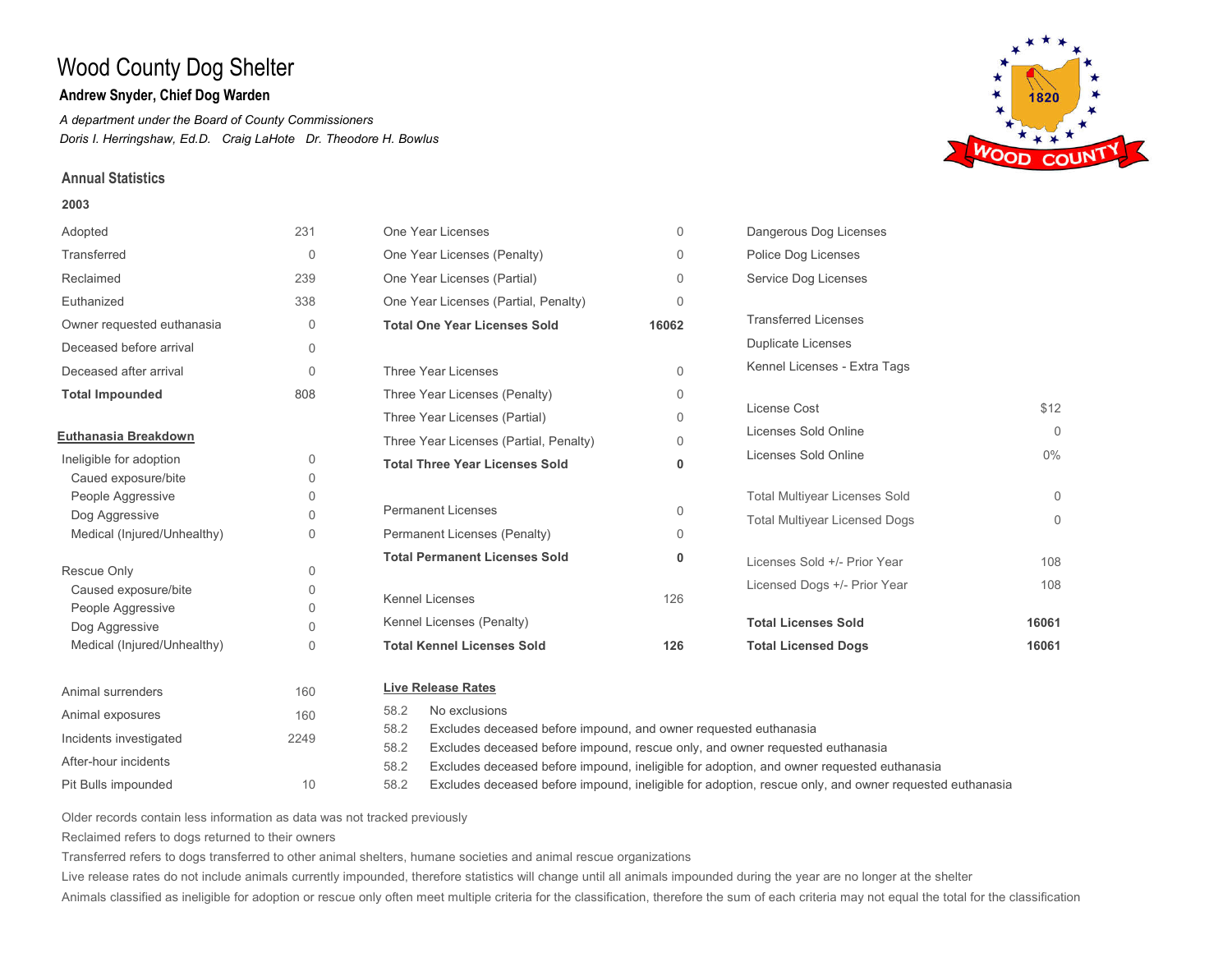# Wood County Dog Shelter

**Andrew Snyder, Chief Dog Warden**

*A department under the Board of County Commissioners*

*Doris I. Herringshaw, Ed.D.   Craig LaHote   Dr. Theodore H. Bowlus*

### Annual Statistics

**2003**

| | |
|---|---|
| Adopted | 231 |
| Transferred | 0 |
| Reclaimed | 239 |
| Euthanized | 338 |
| Owner requested euthanasia | 0 |
| Deceased before arrival | 0 |
| Deceased after arrival | 0 |
| **Total Impounded** | 808 |

**Euthanasia Breakdown**

| | |
|---|---|
| Ineligible for adoption | 0 |
| Caued exposure/bite | 0 |
| People Aggressive | 0 |
| Dog Aggressive | 0 |
| Medical (Injured/Unhealthy) | 0 |
| Rescue Only | 0 |
| Caused exposure/bite | 0 |
| People Aggressive | 0 |
| Dog Aggressive | 0 |
| Medical (Injured/Unhealthy) | 0 |

| | |
|---|---|
| Animal surrenders | 160 |
| Animal exposures | 160 |
| Incidents investigated | 2249 |
| After-hour incidents | |
| Pit Bulls impounded | 10 |

| | |
|---|---|
| One Year Licenses | 0 |
| One Year Licenses (Penalty) | 0 |
| One Year Licenses (Partial) | 0 |
| One Year Licenses (Partial, Penalty) | 0 |
| **Total One Year Licenses Sold** | **16062** |
| Three Year Licenses | 0 |
| Three Year Licenses (Penalty) | 0 |
| Three Year Licenses (Partial) | 0 |
| Three Year Licenses (Partial, Penalty) | 0 |
| **Total Three Year Licenses Sold** | **0** |
| Permanent Licenses | 0 |
| Permanent Licenses (Penalty) | 0 |
| **Total Permanent Licenses Sold** | **0** |
| Kennel Licenses | 126 |
| Kennel Licenses (Penalty) | |
| **Total Kennel Licenses Sold** | **126** |

| | |
|---|---|
| Dangerous Dog Licenses | |
| Police Dog Licenses | |
| Service Dog Licenses | |
| Transferred Licenses | |
| Duplicate Licenses | |
| Kennel Licenses - Extra Tags | |
| License Cost | $12 |
| Licenses Sold Online | 0 |
| Licenses Sold Online | 0% |
| Total Multiyear Licenses Sold | 0 |
| Total Multiyear Licensed Dogs | 0 |
| Licenses Sold +/- Prior Year | 108 |
| Licensed Dogs +/- Prior Year | 108 |
| **Total Licenses Sold** | **16061** |
| **Total Licensed Dogs** | **16061** |

**Live Release Rates**

| | |
|---|---|
| 58.2 | No exclusions |
| 58.2 | Excludes deceased before impound, and owner requested euthanasia |
| 58.2 | Excludes deceased before impound, rescue only, and owner requested euthanasia |
| 58.2 | Excludes deceased before impound, ineligible for adoption, and owner requested euthanasia |
| 58.2 | Excludes deceased before impound, ineligible for adoption, rescue only, and owner requested euthanasia |

Older records contain less information as data was not tracked previously

Reclaimed refers to dogs returned to their owners

Transferred refers to dogs transferred to other animal shelters, humane societies and animal rescue organizations

Live release rates do not include animals currently impounded, therefore statistics will change until all animals impounded during the year are no longer at the shelter

Animals classified as ineligible for adoption or rescue only often meet multiple criteria for the classification, therefore the sum of each criteria may not equal the total for the classification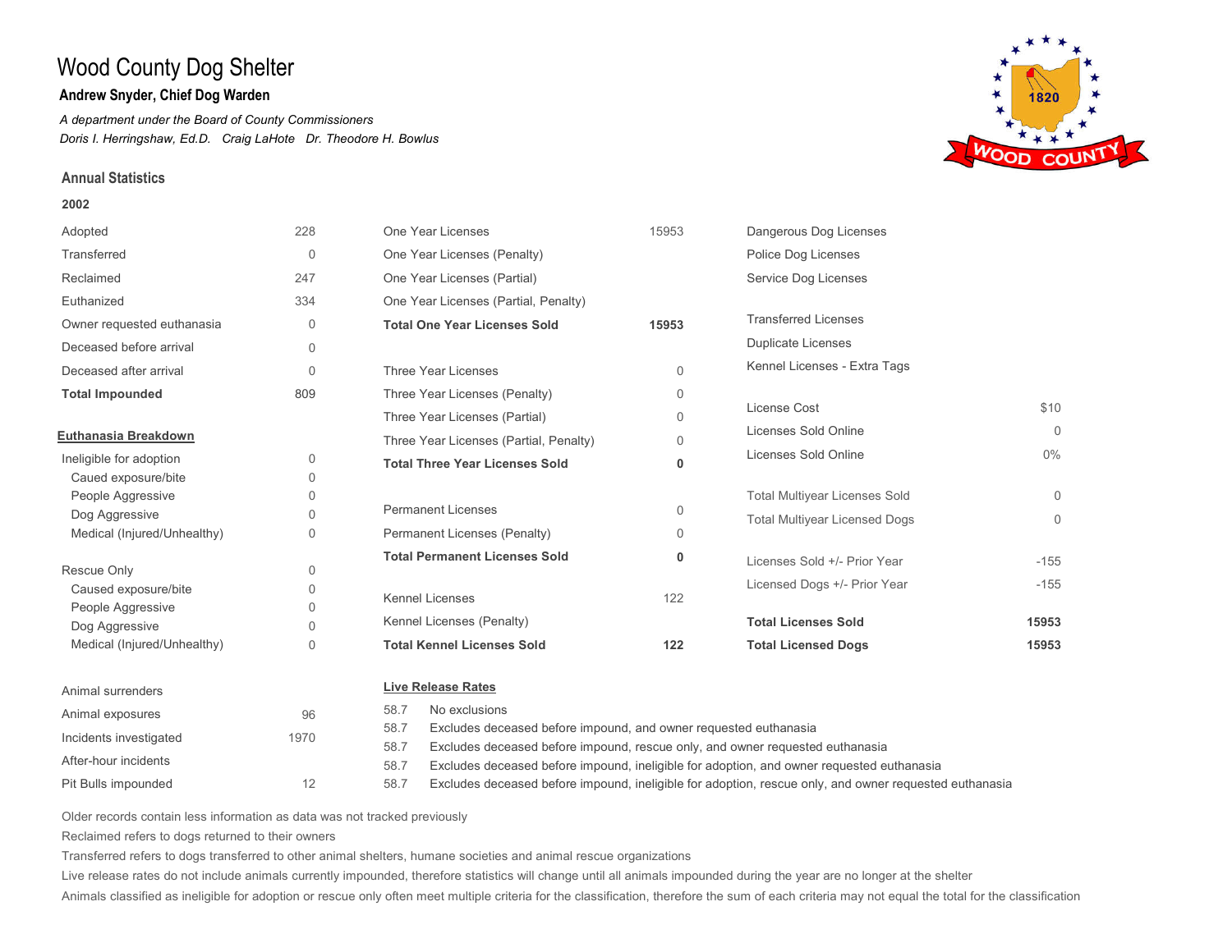# Wood County Dog Shelter

**Andrew Snyder, Chief Dog Warden**

*A department under the Board of County Commissioners*

*Doris I. Herringshaw, Ed.D. Craig LaHote Dr. Theodore H. Bowlus*

## Annual Statistics

### 2002

| | |
|---|---|
| Adopted | 228 |
| Transferred | 0 |
| Reclaimed | 247 |
| Euthanized | 334 |
| Owner requested euthanasia | 0 |
| Deceased before arrival | 0 |
| Deceased after arrival | 0 |
| **Total Impounded** | 809 |

**Euthanasia Breakdown**

| | |
|---|---|
| Ineligible for adoption | 0 |
| Caued exposure/bite | 0 |
| People Aggressive | 0 |
| Dog Aggressive | 0 |
| Medical (Injured/Unhealthy) | 0 |
| Rescue Only | 0 |
| Caused exposure/bite | 0 |
| People Aggressive | 0 |
| Dog Aggressive | 0 |
| Medical (Injured/Unhealthy) | 0 |

| | |
|---|---|
| Animal surrenders | |
| Animal exposures | 96 |
| Incidents investigated | 1970 |
| After-hour incidents | |
| Pit Bulls impounded | 12 |

| | |
|---|---|
| One Year Licenses | 15953 |
| One Year Licenses (Penalty) | |
| One Year Licenses (Partial) | |
| One Year Licenses (Partial, Penalty) | |
| **Total One Year Licenses Sold** | **15953** |
| Three Year Licenses | 0 |
| Three Year Licenses (Penalty) | 0 |
| Three Year Licenses (Partial) | 0 |
| Three Year Licenses (Partial, Penalty) | 0 |
| **Total Three Year Licenses Sold** | **0** |
| Permanent Licenses | 0 |
| Permanent Licenses (Penalty) | 0 |
| **Total Permanent Licenses Sold** | **0** |
| Kennel Licenses | 122 |
| Kennel Licenses (Penalty) | |
| **Total Kennel Licenses Sold** | **122** |

| | |
|---|---|
| Dangerous Dog Licenses | |
| Police Dog Licenses | |
| Service Dog Licenses | |
| Transferred Licenses | |
| Duplicate Licenses | |
| Kennel Licenses - Extra Tags | |
| License Cost | $10 |
| Licenses Sold Online | 0 |
| Licenses Sold Online | 0% |
| Total Multiyear Licenses Sold | 0 |
| Total Multiyear Licensed Dogs | 0 |
| Licenses Sold +/- Prior Year | -155 |
| Licensed Dogs +/- Prior Year | -155 |
| **Total Licenses Sold** | **15953** |
| **Total Licensed Dogs** | **15953** |

**Live Release Rates**

| | |
|---|---|
| 58.7 | No exclusions |
| 58.7 | Excludes deceased before impound, and owner requested euthanasia |
| 58.7 | Excludes deceased before impound, rescue only, and owner requested euthanasia |
| 58.7 | Excludes deceased before impound, ineligible for adoption, and owner requested euthanasia |
| 58.7 | Excludes deceased before impound, ineligible for adoption, rescue only, and owner requested euthanasia |

Older records contain less information as data was not tracked previously

Reclaimed refers to dogs returned to their owners

Transferred refers to dogs transferred to other animal shelters, humane societies and animal rescue organizations

Live release rates do not include animals currently impounded, therefore statistics will change until all animals impounded during the year are no longer at the shelter

Animals classified as ineligible for adoption or rescue only often meet multiple criteria for the classification, therefore the sum of each criteria may not equal the total for the classification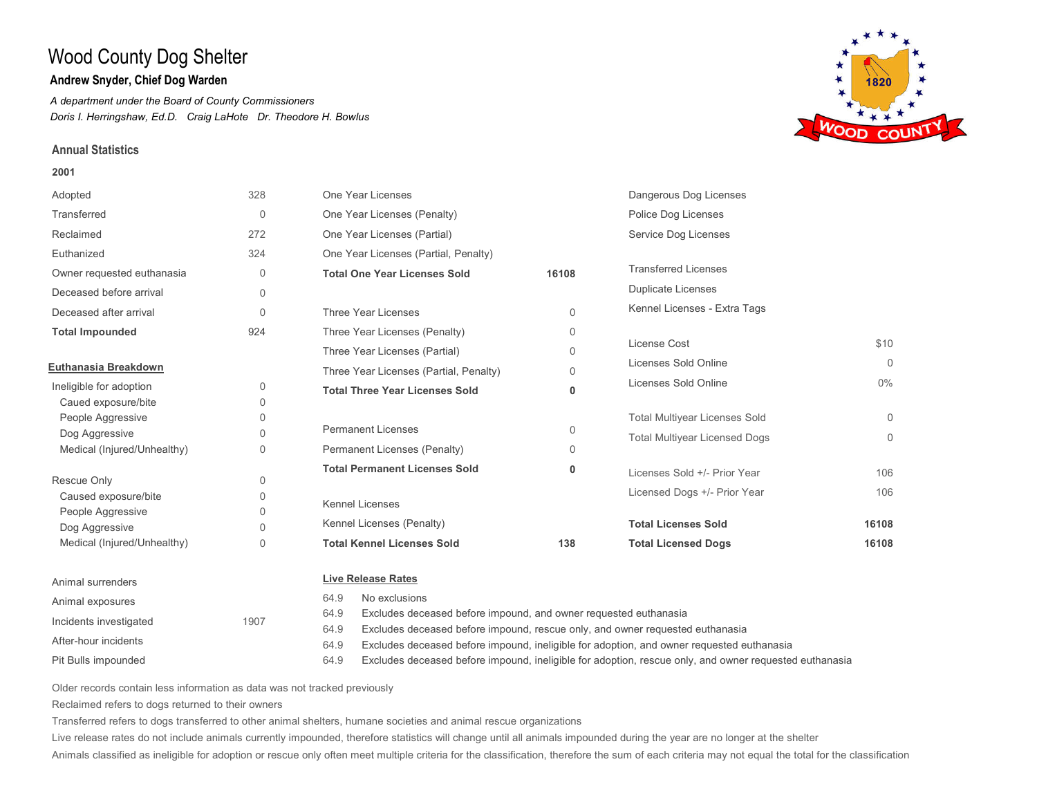# Wood County Dog Shelter

**Andrew Snyder, Chief Dog Warden**

*A department under the Board of County Commissioners*

*Doris I. Herringshaw, Ed.D.   Craig LaHote   Dr. Theodore H. Bowlus*

## Annual Statistics

**2001**

| | |
|---|---|
| Adopted | 328 |
| Transferred | 0 |
| Reclaimed | 272 |
| Euthanized | 324 |
| Owner requested euthanasia | 0 |
| Deceased before arrival | 0 |
| Deceased after arrival | 0 |
| **Total Impounded** | 924 |

**Euthanasia Breakdown**

| | |
|---|---|
| Ineligible for adoption | 0 |
| Caued exposure/bite | 0 |
| People Aggressive | 0 |
| Dog Aggressive | 0 |
| Medical (Injured/Unhealthy) | 0 |
| Rescue Only | 0 |
| Caused exposure/bite | 0 |
| People Aggressive | 0 |
| Dog Aggressive | 0 |
| Medical (Injured/Unhealthy) | 0 |

| | |
|---|---|
| Animal surrenders | |
| Animal exposures | |
| Incidents investigated | 1907 |
| After-hour incidents | |
| Pit Bulls impounded | |

| | |
|---|---|
| One Year Licenses | |
| One Year Licenses (Penalty) | |
| One Year Licenses (Partial) | |
| One Year Licenses (Partial, Penalty) | |
| **Total One Year Licenses Sold** | **16108** |
| Three Year Licenses | 0 |
| Three Year Licenses (Penalty) | 0 |
| Three Year Licenses (Partial) | 0 |
| Three Year Licenses (Partial, Penalty) | 0 |
| **Total Three Year Licenses Sold** | **0** |
| Permanent Licenses | 0 |
| Permanent Licenses (Penalty) | 0 |
| **Total Permanent Licenses Sold** | **0** |
| Kennel Licenses | |
| Kennel Licenses (Penalty) | |
| **Total Kennel Licenses Sold** | **138** |

| | |
|---|---|
| Dangerous Dog Licenses | |
| Police Dog Licenses | |
| Service Dog Licenses | |
| Transferred Licenses | |
| Duplicate Licenses | |
| Kennel Licenses - Extra Tags | |
| License Cost | $10 |
| Licenses Sold Online | 0 |
| Licenses Sold Online | 0% |
| Total Multiyear Licenses Sold | 0 |
| Total Multiyear Licensed Dogs | 0 |
| Licenses Sold +/- Prior Year | 106 |
| Licensed Dogs +/- Prior Year | 106 |
| **Total Licenses Sold** | **16108** |
| **Total Licensed Dogs** | **16108** |

**Live Release Rates**

| | |
|---|---|
| 64.9 | No exclusions |
| 64.9 | Excludes deceased before impound, and owner requested euthanasia |
| 64.9 | Excludes deceased before impound, rescue only, and owner requested euthanasia |
| 64.9 | Excludes deceased before impound, ineligible for adoption, and owner requested euthanasia |
| 64.9 | Excludes deceased before impound, ineligible for adoption, rescue only, and owner requested euthanasia |

Older records contain less information as data was not tracked previously

Reclaimed refers to dogs returned to their owners

Transferred refers to dogs transferred to other animal shelters, humane societies and animal rescue organizations

Live release rates do not include animals currently impounded, therefore statistics will change until all animals impounded during the year are no longer at the shelter

Animals classified as ineligible for adoption or rescue only often meet multiple criteria for the classification, therefore the sum of each criteria may not equal the total for the classification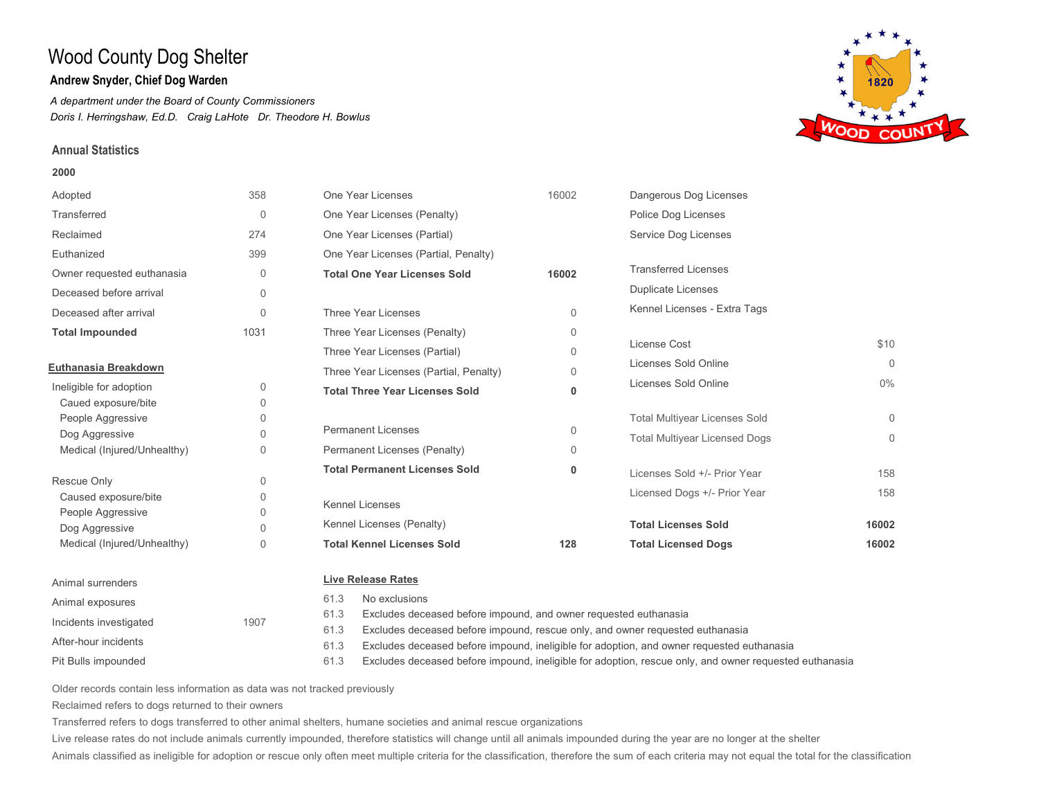# Wood County Dog Shelter

**Andrew Snyder, Chief Dog Warden**

*A department under the Board of County Commissioners*

*Doris I. Herringshaw, Ed.D.   Craig LaHote   Dr. Theodore H. Bowlus*

## Annual Statistics

### 2000

| | |
|---|---|
| Adopted | 358 |
| Transferred | 0 |
| Reclaimed | 274 |
| Euthanized | 399 |
| Owner requested euthanasia | 0 |
| Deceased before arrival | 0 |
| Deceased after arrival | 0 |
| **Total Impounded** | 1031 |

**Euthanasia Breakdown**

| | |
|---|---|
| Ineligible for adoption | 0 |
| Caued exposure/bite | 0 |
| People Aggressive | 0 |
| Dog Aggressive | 0 |
| Medical (Injured/Unhealthy) | 0 |
| Rescue Only | 0 |
| Caused exposure/bite | 0 |
| People Aggressive | 0 |
| Dog Aggressive | 0 |
| Medical (Injured/Unhealthy) | 0 |

| | |
|---|---|
| Animal surrenders | |
| Animal exposures | |
| Incidents investigated | 1907 |
| After-hour incidents | |
| Pit Bulls impounded | |

| | |
|---|---|
| One Year Licenses | 16002 |
| One Year Licenses (Penalty) | |
| One Year Licenses (Partial) | |
| One Year Licenses (Partial, Penalty) | |
| **Total One Year Licenses Sold** | **16002** |
| Three Year Licenses | 0 |
| Three Year Licenses (Penalty) | 0 |
| Three Year Licenses (Partial) | 0 |
| Three Year Licenses (Partial, Penalty) | 0 |
| **Total Three Year Licenses Sold** | **0** |
| Permanent Licenses | 0 |
| Permanent Licenses (Penalty) | 0 |
| **Total Permanent Licenses Sold** | **0** |
| Kennel Licenses | |
| Kennel Licenses (Penalty) | |
| **Total Kennel Licenses Sold** | **128** |

| | |
|---|---|
| Dangerous Dog Licenses | |
| Police Dog Licenses | |
| Service Dog Licenses | |
| Transferred Licenses | |
| Duplicate Licenses | |
| Kennel Licenses - Extra Tags | |
| License Cost | $10 |
| Licenses Sold Online | 0 |
| Licenses Sold Online | 0% |
| Total Multiyear Licenses Sold | 0 |
| Total Multiyear Licensed Dogs | 0 |
| Licenses Sold +/- Prior Year | 158 |
| Licensed Dogs +/- Prior Year | 158 |
| **Total Licenses Sold** | **16002** |
| **Total Licensed Dogs** | **16002** |

**Live Release Rates**

| | |
|---|---|
| 61.3 | No exclusions |
| 61.3 | Excludes deceased before impound, and owner requested euthanasia |
| 61.3 | Excludes deceased before impound, rescue only, and owner requested euthanasia |
| 61.3 | Excludes deceased before impound, ineligible for adoption, and owner requested euthanasia |
| 61.3 | Excludes deceased before impound, ineligible for adoption, rescue only, and owner requested euthanasia |

Older records contain less information as data was not tracked previously

Reclaimed refers to dogs returned to their owners

Transferred refers to dogs transferred to other animal shelters, humane societies and animal rescue organizations

Live release rates do not include animals currently impounded, therefore statistics will change until all animals impounded during the year are no longer at the shelter

Animals classified as ineligible for adoption or rescue only often meet multiple criteria for the classification, therefore the sum of each criteria may not equal the total for the classification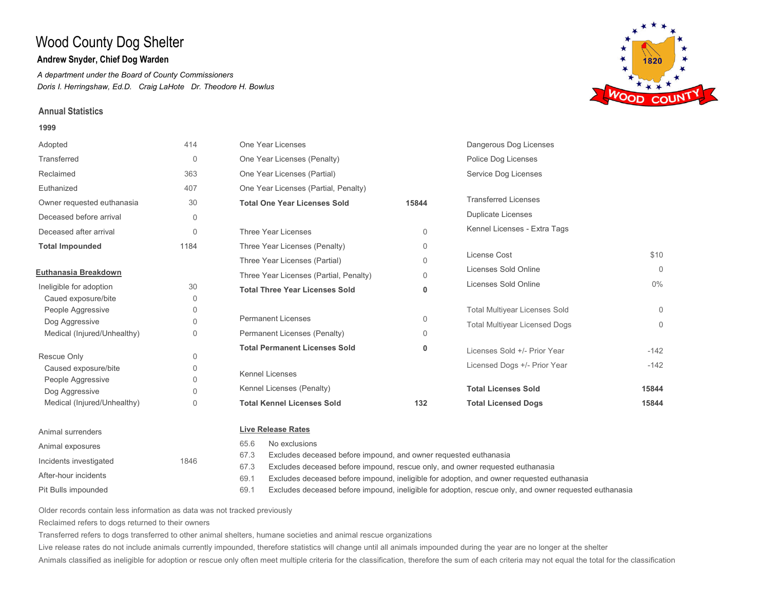# Wood County Dog Shelter

**Andrew Snyder, Chief Dog Warden**

*A department under the Board of County Commissioners*

*Doris I. Herringshaw, Ed.D.   Craig LaHote   Dr. Theodore H. Bowlus*

## Annual Statistics

**1999**

| | |
|---|---|
| Adopted | 414 |
| Transferred | 0 |
| Reclaimed | 363 |
| Euthanized | 407 |
| Owner requested euthanasia | 30 |
| Deceased before arrival | 0 |
| Deceased after arrival | 0 |
| **Total Impounded** | 1184 |

**Euthanasia Breakdown**

| | |
|---|---|
| Ineligible for adoption | 30 |
| Caued exposure/bite | 0 |
| People Aggressive | 0 |
| Dog Aggressive | 0 |
| Medical (Injured/Unhealthy) | 0 |
| Rescue Only | 0 |
| Caused exposure/bite | 0 |
| People Aggressive | 0 |
| Dog Aggressive | 0 |
| Medical (Injured/Unhealthy) | 0 |

| | |
|---|---|
| Animal surrenders | |
| Animal exposures | |
| Incidents investigated | 1846 |
| After-hour incidents | |
| Pit Bulls impounded | |

| | |
|---|---|
| One Year Licenses | |
| One Year Licenses (Penalty) | |
| One Year Licenses (Partial) | |
| One Year Licenses (Partial, Penalty) | |
| **Total One Year Licenses Sold** | **15844** |
| Three Year Licenses | 0 |
| Three Year Licenses (Penalty) | 0 |
| Three Year Licenses (Partial) | 0 |
| Three Year Licenses (Partial, Penalty) | 0 |
| **Total Three Year Licenses Sold** | **0** |
| Permanent Licenses | 0 |
| Permanent Licenses (Penalty) | 0 |
| **Total Permanent Licenses Sold** | **0** |
| Kennel Licenses | |
| Kennel Licenses (Penalty) | |
| **Total Kennel Licenses Sold** | **132** |

| | |
|---|---|
| Dangerous Dog Licenses | |
| Police Dog Licenses | |
| Service Dog Licenses | |
| Transferred Licenses | |
| Duplicate Licenses | |
| Kennel Licenses - Extra Tags | |
| License Cost | $10 |
| Licenses Sold Online | 0 |
| Licenses Sold Online | 0% |
| Total Multiyear Licenses Sold | 0 |
| Total Multiyear Licensed Dogs | 0 |
| Licenses Sold +/- Prior Year | -142 |
| Licensed Dogs +/- Prior Year | -142 |
| **Total Licenses Sold** | **15844** |
| **Total Licensed Dogs** | **15844** |

**Live Release Rates**

| | |
|---|---|
| 65.6 | No exclusions |
| 67.3 | Excludes deceased before impound, and owner requested euthanasia |
| 67.3 | Excludes deceased before impound, rescue only, and owner requested euthanasia |
| 69.1 | Excludes deceased before impound, ineligible for adoption, and owner requested euthanasia |
| 69.1 | Excludes deceased before impound, ineligible for adoption, rescue only, and owner requested euthanasia |

Older records contain less information as data was not tracked previously

Reclaimed refers to dogs returned to their owners

Transferred refers to dogs transferred to other animal shelters, humane societies and animal rescue organizations

Live release rates do not include animals currently impounded, therefore statistics will change until all animals impounded during the year are no longer at the shelter

Animals classified as ineligible for adoption or rescue only often meet multiple criteria for the classification, therefore the sum of each criteria may not equal the total for the classification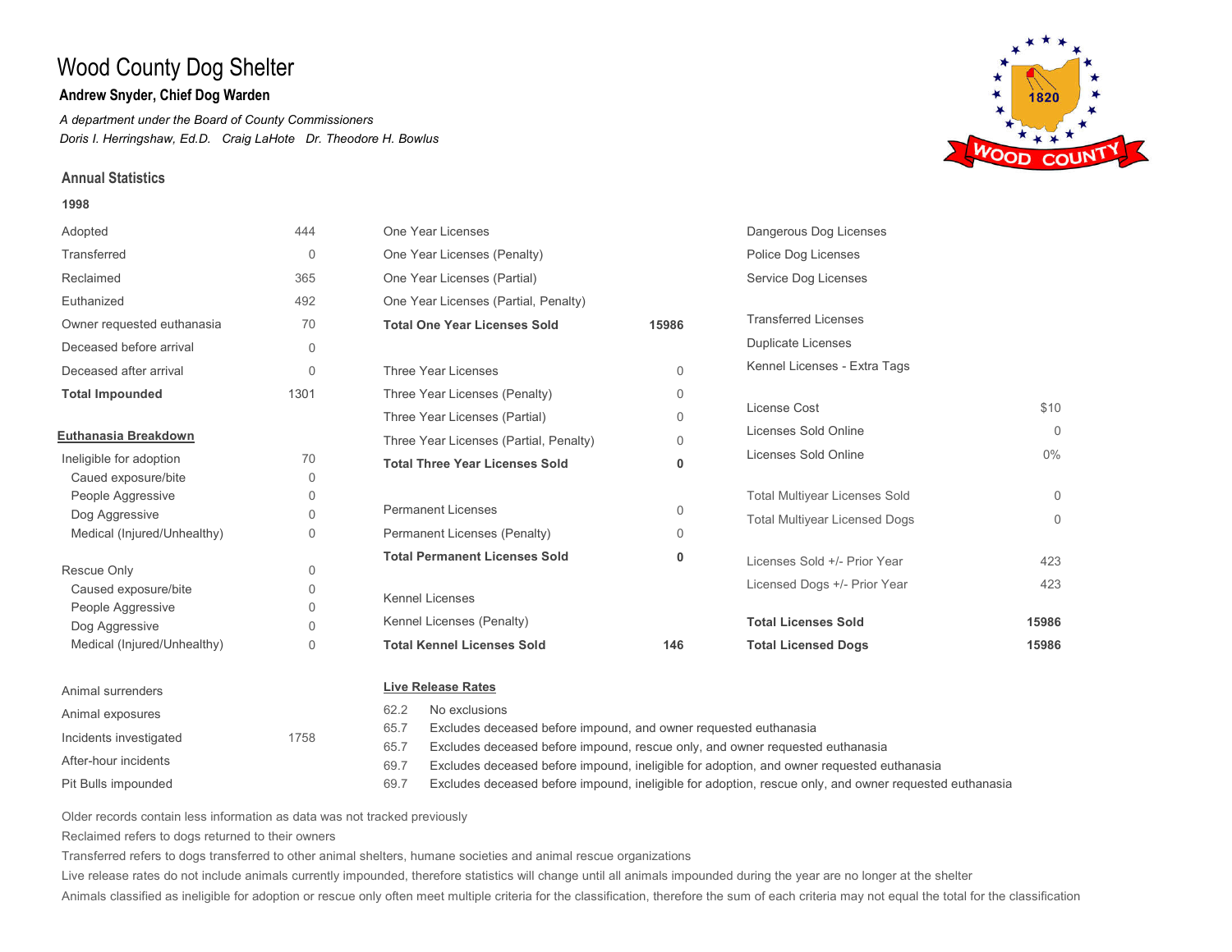# Wood County Dog Shelter

**Andrew Snyder, Chief Dog Warden**

*A department under the Board of County Commissioners*

*Doris I. Herringshaw, Ed.D.   Craig LaHote   Dr. Theodore H. Bowlus*

## Annual Statistics

**1998**

| | |
|---|---|
| Adopted | 444 |
| Transferred | 0 |
| Reclaimed | 365 |
| Euthanized | 492 |
| Owner requested euthanasia | 70 |
| Deceased before arrival | 0 |
| Deceased after arrival | 0 |
| **Total Impounded** | 1301 |

**Euthanasia Breakdown**

| | |
|---|---|
| Ineligible for adoption | 70 |
| Caued exposure/bite | 0 |
| People Aggressive | 0 |
| Dog Aggressive | 0 |
| Medical (Injured/Unhealthy) | 0 |
| Rescue Only | 0 |
| Caused exposure/bite | 0 |
| People Aggressive | 0 |
| Dog Aggressive | 0 |
| Medical (Injured/Unhealthy) | 0 |

| | |
|---|---|
| Animal surrenders | |
| Animal exposures | |
| Incidents investigated | 1758 |
| After-hour incidents | |
| Pit Bulls impounded | |

| | |
|---|---|
| One Year Licenses | |
| One Year Licenses (Penalty) | |
| One Year Licenses (Partial) | |
| One Year Licenses (Partial, Penalty) | |
| **Total One Year Licenses Sold** | **15986** |
| Three Year Licenses | 0 |
| Three Year Licenses (Penalty) | 0 |
| Three Year Licenses (Partial) | 0 |
| Three Year Licenses (Partial, Penalty) | 0 |
| **Total Three Year Licenses Sold** | **0** |
| Permanent Licenses | 0 |
| Permanent Licenses (Penalty) | 0 |
| **Total Permanent Licenses Sold** | **0** |
| Kennel Licenses | |
| Kennel Licenses (Penalty) | |
| **Total Kennel Licenses Sold** | **146** |

| | |
|---|---|
| Dangerous Dog Licenses | |
| Police Dog Licenses | |
| Service Dog Licenses | |
| Transferred Licenses | |
| Duplicate Licenses | |
| Kennel Licenses - Extra Tags | |
| License Cost | $10 |
| Licenses Sold Online | 0 |
| Licenses Sold Online | 0% |
| Total Multiyear Licenses Sold | 0 |
| Total Multiyear Licensed Dogs | 0 |
| Licenses Sold +/- Prior Year | 423 |
| Licensed Dogs +/- Prior Year | 423 |
| **Total Licenses Sold** | **15986** |
| **Total Licensed Dogs** | **15986** |

**Live Release Rates**

| | |
|---|---|
| 62.2 | No exclusions |
| 65.7 | Excludes deceased before impound, and owner requested euthanasia |
| 65.7 | Excludes deceased before impound, rescue only, and owner requested euthanasia |
| 69.7 | Excludes deceased before impound, ineligible for adoption, and owner requested euthanasia |
| 69.7 | Excludes deceased before impound, ineligible for adoption, rescue only, and owner requested euthanasia |

Older records contain less information as data was not tracked previously

Reclaimed refers to dogs returned to their owners

Transferred refers to dogs transferred to other animal shelters, humane societies and animal rescue organizations

Live release rates do not include animals currently impounded, therefore statistics will change until all animals impounded during the year are no longer at the shelter

Animals classified as ineligible for adoption or rescue only often meet multiple criteria for the classification, therefore the sum of each criteria may not equal the total for the classification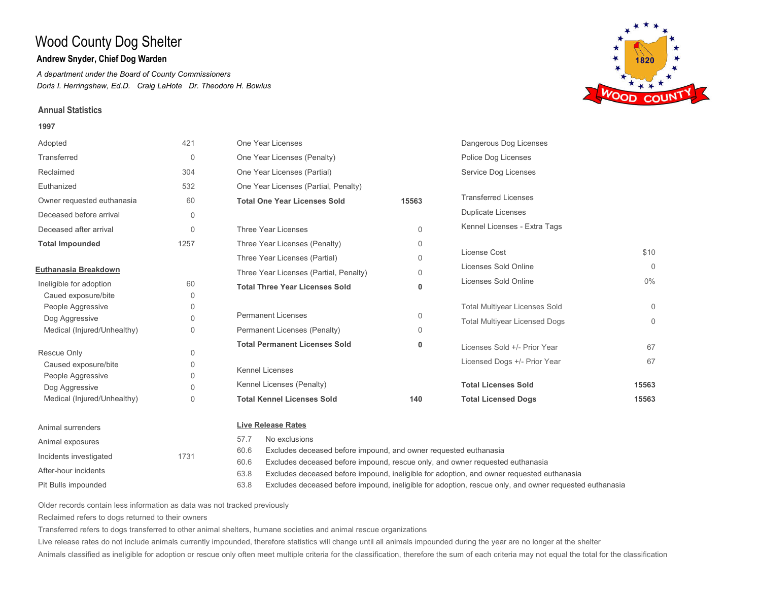# Wood County Dog Shelter

**Andrew Snyder, Chief Dog Warden**

*A department under the Board of County Commissioners*

*Doris I. Herringshaw, Ed.D.   Craig LaHote   Dr. Theodore H. Bowlus*

## Annual Statistics

**1997**

| | |
|---|---|
| Adopted | 421 |
| Transferred | 0 |
| Reclaimed | 304 |
| Euthanized | 532 |
| Owner requested euthanasia | 60 |
| Deceased before arrival | 0 |
| Deceased after arrival | 0 |
| **Total Impounded** | 1257 |

**Euthanasia Breakdown**

| | |
|---|---|
| Ineligible for adoption | 60 |
| Caued exposure/bite | 0 |
| People Aggressive | 0 |
| Dog Aggressive | 0 |
| Medical (Injured/Unhealthy) | 0 |
| Rescue Only | 0 |
| Caused exposure/bite | 0 |
| People Aggressive | 0 |
| Dog Aggressive | 0 |
| Medical (Injured/Unhealthy) | 0 |

| | |
|---|---|
| Animal surrenders | |
| Animal exposures | |
| Incidents investigated | 1731 |
| After-hour incidents | |
| Pit Bulls impounded | |

| | |
|---|---|
| One Year Licenses | |
| One Year Licenses (Penalty) | |
| One Year Licenses (Partial) | |
| One Year Licenses (Partial, Penalty) | |
| **Total One Year Licenses Sold** | **15563** |
| Three Year Licenses | 0 |
| Three Year Licenses (Penalty) | 0 |
| Three Year Licenses (Partial) | 0 |
| Three Year Licenses (Partial, Penalty) | 0 |
| **Total Three Year Licenses Sold** | **0** |
| Permanent Licenses | 0 |
| Permanent Licenses (Penalty) | 0 |
| **Total Permanent Licenses Sold** | **0** |
| Kennel Licenses | |
| Kennel Licenses (Penalty) | |
| **Total Kennel Licenses Sold** | **140** |

| | |
|---|---|
| Dangerous Dog Licenses | |
| Police Dog Licenses | |
| Service Dog Licenses | |
| Transferred Licenses | |
| Duplicate Licenses | |
| Kennel Licenses - Extra Tags | |
| License Cost | $10 |
| Licenses Sold Online | 0 |
| Licenses Sold Online | 0% |
| Total Multiyear Licenses Sold | 0 |
| Total Multiyear Licensed Dogs | 0 |
| Licenses Sold +/- Prior Year | 67 |
| Licensed Dogs +/- Prior Year | 67 |
| **Total Licenses Sold** | **15563** |
| **Total Licensed Dogs** | **15563** |

**Live Release Rates**

| | |
|---|---|
| 57.7 | No exclusions |
| 60.6 | Excludes deceased before impound, and owner requested euthanasia |
| 60.6 | Excludes deceased before impound, rescue only, and owner requested euthanasia |
| 63.8 | Excludes deceased before impound, ineligible for adoption, and owner requested euthanasia |
| 63.8 | Excludes deceased before impound, ineligible for adoption, rescue only, and owner requested euthanasia |

Older records contain less information as data was not tracked previously

Reclaimed refers to dogs returned to their owners

Transferred refers to dogs transferred to other animal shelters, humane societies and animal rescue organizations

Live release rates do not include animals currently impounded, therefore statistics will change until all animals impounded during the year are no longer at the shelter

Animals classified as ineligible for adoption or rescue only often meet multiple criteria for the classification, therefore the sum of each criteria may not equal the total for the classification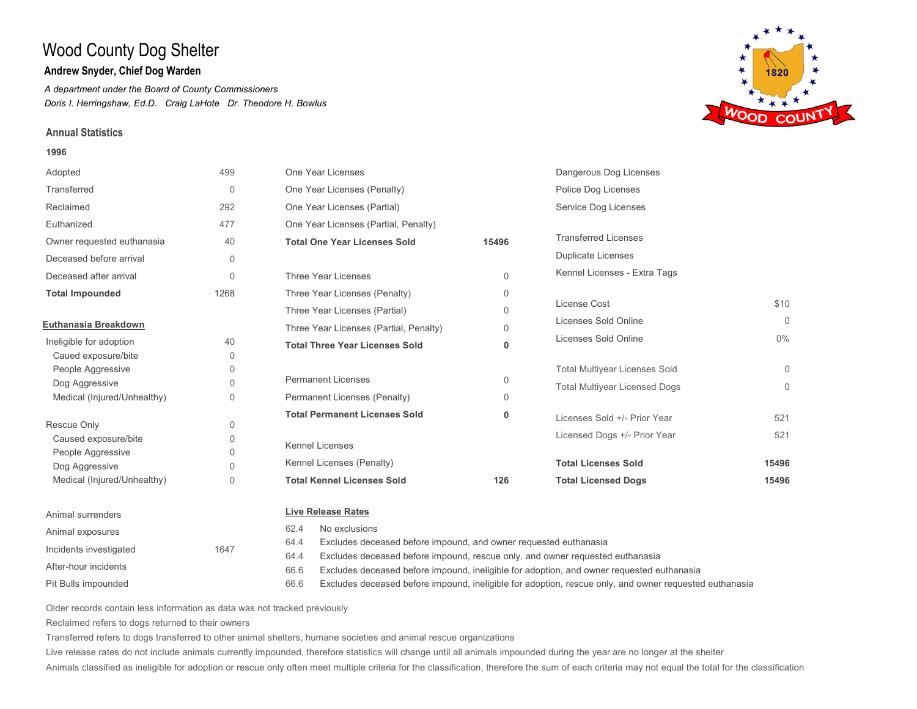# Wood County Dog Shelter

**Andrew Snyder, Chief Dog Warden**

*A department under the Board of County Commissioners*

*Doris I. Herringshaw, Ed.D.   Craig LaHote   Dr. Theodore H. Bowlus*

## Annual Statistics

**1996**

| | |
|---|---|
| Adopted | 499 |
| Transferred | 0 |
| Reclaimed | 292 |
| Euthanized | 477 |
| Owner requested euthanasia | 40 |
| Deceased before arrival | 0 |
| Deceased after arrival | 0 |
| **Total Impounded** | 1268 |

**Euthanasia Breakdown**

| | |
|---|---|
| Ineligible for adoption | 40 |
| Caued exposure/bite | 0 |
| People Aggressive | 0 |
| Dog Aggressive | 0 |
| Medical (Injured/Unhealthy) | 0 |
| Rescue Only | 0 |
| Caused exposure/bite | 0 |
| People Aggressive | 0 |
| Dog Aggressive | 0 |
| Medical (Injured/Unhealthy) | 0 |

| | |
|---|---|
| Animal surrenders | |
| Animal exposures | |
| Incidents investigated | 1647 |
| After-hour incidents | |
| Pit Bulls impounded | |

| | |
|---|---|
| One Year Licenses | |
| One Year Licenses (Penalty) | |
| One Year Licenses (Partial) | |
| One Year Licenses (Partial, Penalty) | |
| **Total One Year Licenses Sold** | **15496** |
| Three Year Licenses | 0 |
| Three Year Licenses (Penalty) | 0 |
| Three Year Licenses (Partial) | 0 |
| Three Year Licenses (Partial, Penalty) | 0 |
| **Total Three Year Licenses Sold** | **0** |
| Permanent Licenses | 0 |
| Permanent Licenses (Penalty) | 0 |
| **Total Permanent Licenses Sold** | **0** |
| Kennel Licenses | |
| Kennel Licenses (Penalty) | |
| **Total Kennel Licenses Sold** | **126** |

| | |
|---|---|
| Dangerous Dog Licenses | |
| Police Dog Licenses | |
| Service Dog Licenses | |
| Transferred Licenses | |
| Duplicate Licenses | |
| Kennel Licenses - Extra Tags | |
| License Cost | $10 |
| Licenses Sold Online | 0 |
| Licenses Sold Online | 0% |
| Total Multiyear Licenses Sold | 0 |
| Total Multiyear Licensed Dogs | 0 |
| Licenses Sold +/- Prior Year | 521 |
| Licensed Dogs +/- Prior Year | 521 |
| **Total Licenses Sold** | **15496** |
| **Total Licensed Dogs** | **15496** |

**Live Release Rates**

| | |
|---|---|
| 62.4 | No exclusions |
| 64.4 | Excludes deceased before impound, and owner requested euthanasia |
| 64.4 | Excludes deceased before impound, rescue only, and owner requested euthanasia |
| 66.6 | Excludes deceased before impound, ineligible for adoption, and owner requested euthanasia |
| 66.6 | Excludes deceased before impound, ineligible for adoption, rescue only, and owner requested euthanasia |

Older records contain less information as data was not tracked previously

Reclaimed refers to dogs returned to their owners

Transferred refers to dogs transferred to other animal shelters, humane societies and animal rescue organizations

Live release rates do not include animals currently impounded, therefore statistics will change until all animals impounded during the year are no longer at the shelter

Animals classified as ineligible for adoption or rescue only often meet multiple criteria for the classification, therefore the sum of each criteria may not equal the total for the classification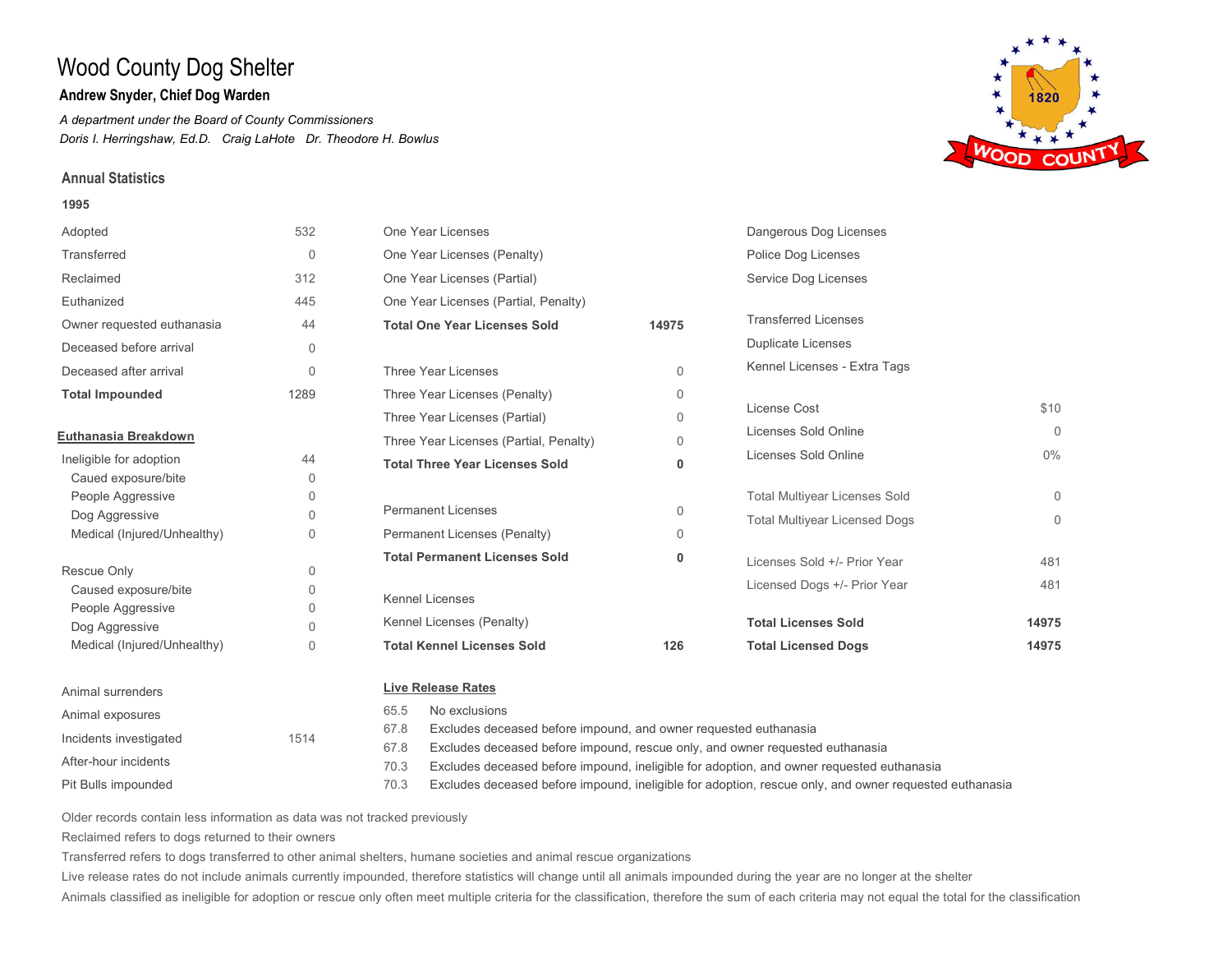# Wood County Dog Shelter

### Andrew Snyder, Chief Dog Warden

*A department under the Board of County Commissioners*

*Doris I. Herringshaw, Ed.D.   Craig LaHote   Dr. Theodore H. Bowlus*

## Annual Statistics

### 1995

| | |
|---|---|
| Adopted | 532 |
| Transferred | 0 |
| Reclaimed | 312 |
| Euthanized | 445 |
| Owner requested euthanasia | 44 |
| Deceased before arrival | 0 |
| Deceased after arrival | 0 |
| **Total Impounded** | 1289 |

**Euthanasia Breakdown**

| | |
|---|---|
| Ineligible for adoption | 44 |
| Caued exposure/bite | 0 |
| People Aggressive | 0 |
| Dog Aggressive | 0 |
| Medical (Injured/Unhealthy) | 0 |
| Rescue Only | 0 |
| Caused exposure/bite | 0 |
| People Aggressive | 0 |
| Dog Aggressive | 0 |
| Medical (Injured/Unhealthy) | 0 |

| | |
|---|---|
| Animal surrenders | |
| Animal exposures | |
| Incidents investigated | 1514 |
| After-hour incidents | |
| Pit Bulls impounded | |

| | |
|---|---|
| One Year Licenses | |
| One Year Licenses (Penalty) | |
| One Year Licenses (Partial) | |
| One Year Licenses (Partial, Penalty) | |
| **Total One Year Licenses Sold** | **14975** |
| Three Year Licenses | 0 |
| Three Year Licenses (Penalty) | 0 |
| Three Year Licenses (Partial) | 0 |
| Three Year Licenses (Partial, Penalty) | 0 |
| **Total Three Year Licenses Sold** | **0** |
| Permanent Licenses | 0 |
| Permanent Licenses (Penalty) | 0 |
| **Total Permanent Licenses Sold** | **0** |
| Kennel Licenses | |
| Kennel Licenses (Penalty) | |
| **Total Kennel Licenses Sold** | **126** |

| | |
|---|---|
| Dangerous Dog Licenses | |
| Police Dog Licenses | |
| Service Dog Licenses | |
| Transferred Licenses | |
| Duplicate Licenses | |
| Kennel Licenses - Extra Tags | |
| License Cost | $10 |
| Licenses Sold Online | 0 |
| Licenses Sold Online | 0% |
| Total Multiyear Licenses Sold | 0 |
| Total Multiyear Licensed Dogs | 0 |
| Licenses Sold +/- Prior Year | 481 |
| Licensed Dogs +/- Prior Year | 481 |
| **Total Licenses Sold** | **14975** |
| **Total Licensed Dogs** | **14975** |

**Live Release Rates**

| | |
|---|---|
| 65.5 | No exclusions |
| 67.8 | Excludes deceased before impound, and owner requested euthanasia |
| 67.8 | Excludes deceased before impound, rescue only, and owner requested euthanasia |
| 70.3 | Excludes deceased before impound, ineligible for adoption, and owner requested euthanasia |
| 70.3 | Excludes deceased before impound, ineligible for adoption, rescue only, and owner requested euthanasia |

Older records contain less information as data was not tracked previously

Reclaimed refers to dogs returned to their owners

Transferred refers to dogs transferred to other animal shelters, humane societies and animal rescue organizations

Live release rates do not include animals currently impounded, therefore statistics will change until all animals impounded during the year are no longer at the shelter

Animals classified as ineligible for adoption or rescue only often meet multiple criteria for the classification, therefore the sum of each criteria may not equal the total for the classification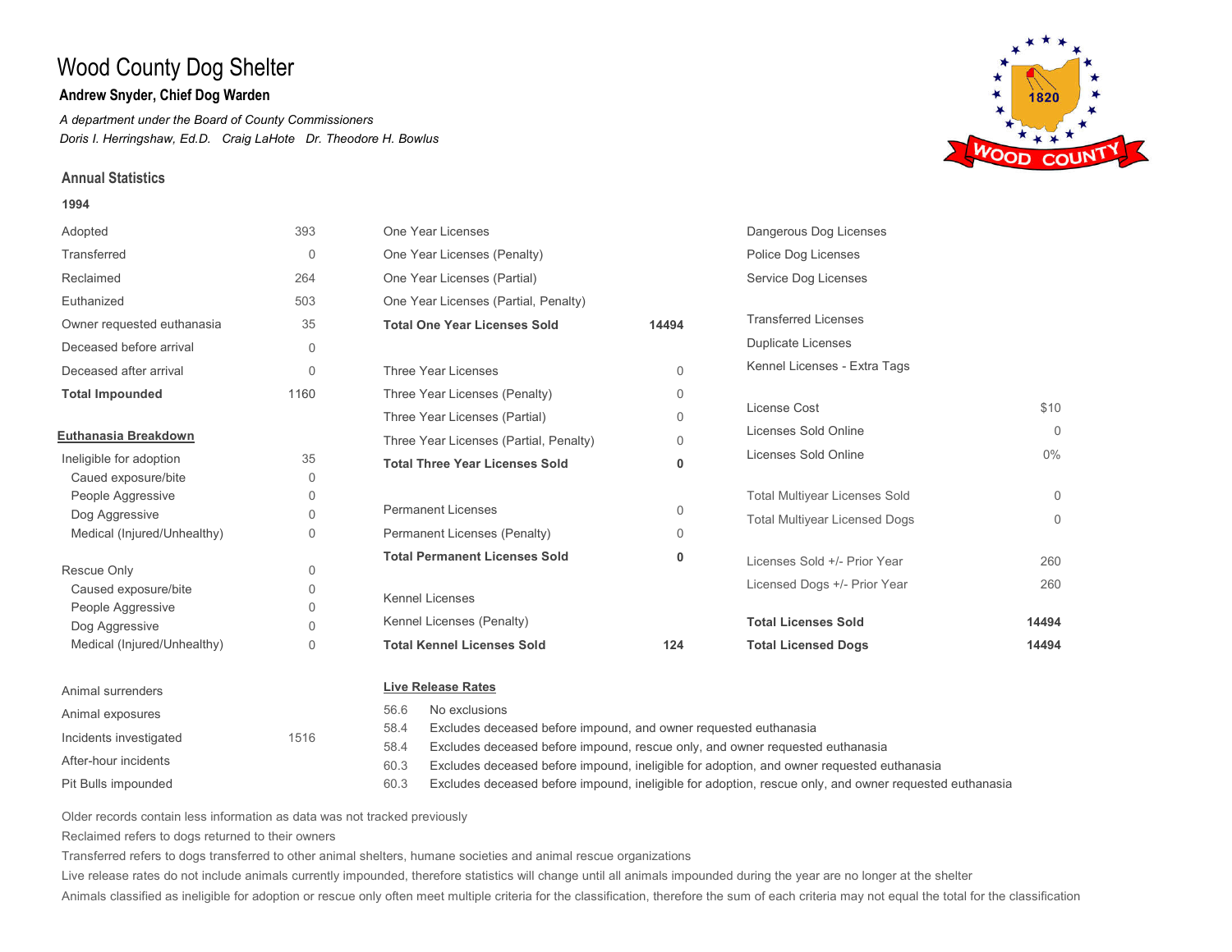# Wood County Dog Shelter

**Andrew Snyder, Chief Dog Warden**

*A department under the Board of County Commissioners*

*Doris I. Herringshaw, Ed.D. Craig LaHote Dr. Theodore H. Bowlus*

## Annual Statistics

**1994**

| | |
|---|---|
| Adopted | 393 |
| Transferred | 0 |
| Reclaimed | 264 |
| Euthanized | 503 |
| Owner requested euthanasia | 35 |
| Deceased before arrival | 0 |
| Deceased after arrival | 0 |
| **Total Impounded** | 1160 |

**Euthanasia Breakdown**

| | |
|---|---|
| Ineligible for adoption | 35 |
| Caued exposure/bite | 0 |
| People Aggressive | 0 |
| Dog Aggressive | 0 |
| Medical (Injured/Unhealthy) | 0 |
| Rescue Only | 0 |
| Caused exposure/bite | 0 |
| People Aggressive | 0 |
| Dog Aggressive | 0 |
| Medical (Injured/Unhealthy) | 0 |

| | |
|---|---|
| Animal surrenders | |
| Animal exposures | |
| Incidents investigated | 1516 |
| After-hour incidents | |
| Pit Bulls impounded | |

| | |
|---|---|
| One Year Licenses | |
| One Year Licenses (Penalty) | |
| One Year Licenses (Partial) | |
| One Year Licenses (Partial, Penalty) | |
| **Total One Year Licenses Sold** | **14494** |
| Three Year Licenses | 0 |
| Three Year Licenses (Penalty) | 0 |
| Three Year Licenses (Partial) | 0 |
| Three Year Licenses (Partial, Penalty) | 0 |
| **Total Three Year Licenses Sold** | **0** |
| Permanent Licenses | 0 |
| Permanent Licenses (Penalty) | 0 |
| **Total Permanent Licenses Sold** | **0** |
| Kennel Licenses | |
| Kennel Licenses (Penalty) | |
| **Total Kennel Licenses Sold** | **124** |

| | |
|---|---|
| Dangerous Dog Licenses | |
| Police Dog Licenses | |
| Service Dog Licenses | |
| Transferred Licenses | |
| Duplicate Licenses | |
| Kennel Licenses - Extra Tags | |
| License Cost | $10 |
| Licenses Sold Online | 0 |
| Licenses Sold Online | 0% |
| Total Multiyear Licenses Sold | 0 |
| Total Multiyear Licensed Dogs | 0 |
| Licenses Sold +/- Prior Year | 260 |
| Licensed Dogs +/- Prior Year | 260 |
| **Total Licenses Sold** | **14494** |
| **Total Licensed Dogs** | **14494** |

**Live Release Rates**

| | |
|---|---|
| 56.6 | No exclusions |
| 58.4 | Excludes deceased before impound, and owner requested euthanasia |
| 58.4 | Excludes deceased before impound, rescue only, and owner requested euthanasia |
| 60.3 | Excludes deceased before impound, ineligible for adoption, and owner requested euthanasia |
| 60.3 | Excludes deceased before impound, ineligible for adoption, rescue only, and owner requested euthanasia |

Older records contain less information as data was not tracked previously

Reclaimed refers to dogs returned to their owners

Transferred refers to dogs transferred to other animal shelters, humane societies and animal rescue organizations

Live release rates do not include animals currently impounded, therefore statistics will change until all animals impounded during the year are no longer at the shelter

Animals classified as ineligible for adoption or rescue only often meet multiple criteria for the classification, therefore the sum of each criteria may not equal the total for the classification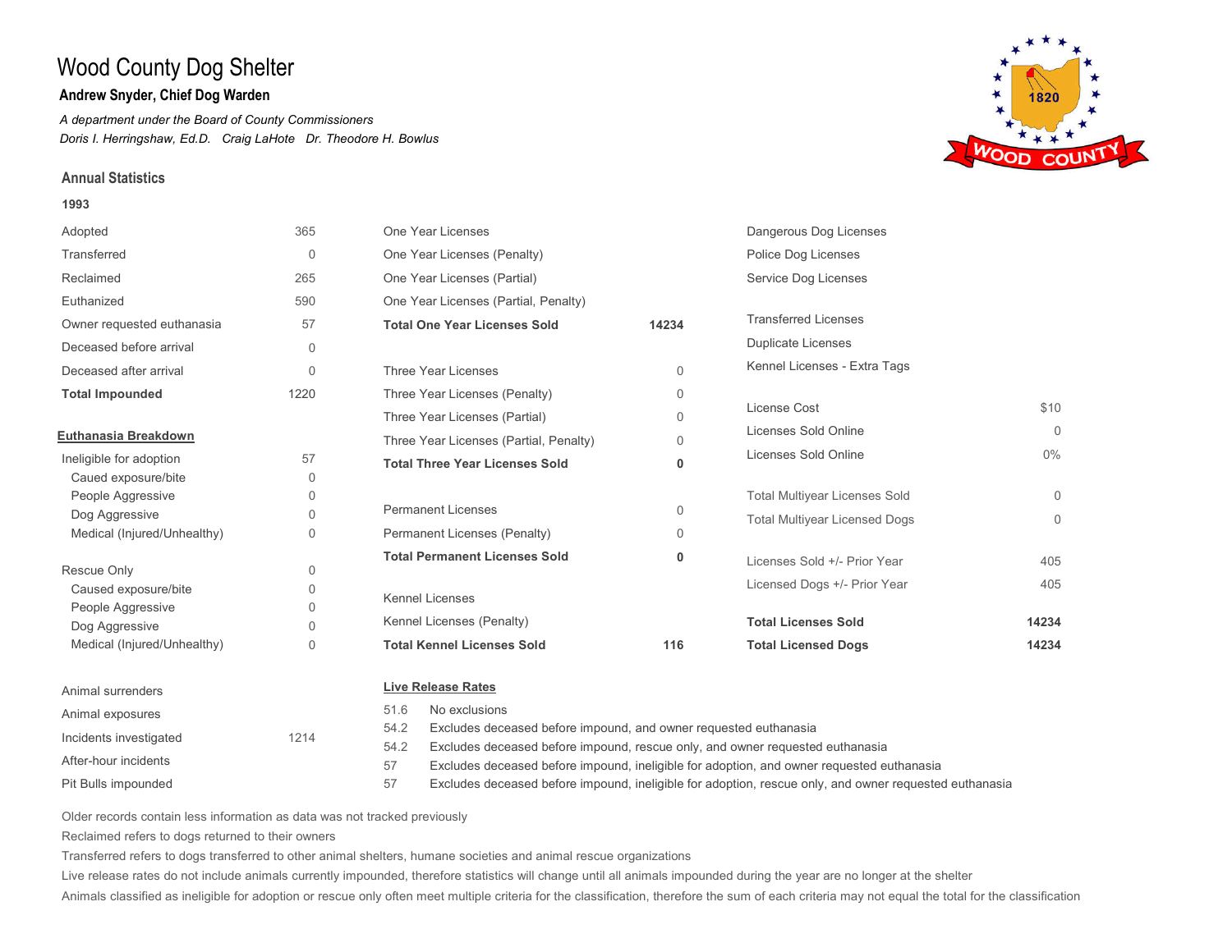# Wood County Dog Shelter

**Andrew Snyder, Chief Dog Warden**

*A department under the Board of County Commissioners*

*Doris I. Herringshaw, Ed.D.   Craig LaHote   Dr. Theodore H. Bowlus*

## Annual Statistics

**1993**

| | |
|---|---|
| Adopted | 365 |
| Transferred | 0 |
| Reclaimed | 265 |
| Euthanized | 590 |
| Owner requested euthanasia | 57 |
| Deceased before arrival | 0 |
| Deceased after arrival | 0 |
| **Total Impounded** | 1220 |

**Euthanasia Breakdown**

| | |
|---|---|
| Ineligible for adoption | 57 |
| Caued exposure/bite | 0 |
| People Aggressive | 0 |
| Dog Aggressive | 0 |
| Medical (Injured/Unhealthy) | 0 |
| Rescue Only | 0 |
| Caused exposure/bite | 0 |
| People Aggressive | 0 |
| Dog Aggressive | 0 |
| Medical (Injured/Unhealthy) | 0 |

| | |
|---|---|
| Animal surrenders | |
| Animal exposures | |
| Incidents investigated | 1214 |
| After-hour incidents | |
| Pit Bulls impounded | |

| | |
|---|---|
| One Year Licenses | |
| One Year Licenses (Penalty) | |
| One Year Licenses (Partial) | |
| One Year Licenses (Partial, Penalty) | |
| **Total One Year Licenses Sold** | **14234** |
| Three Year Licenses | 0 |
| Three Year Licenses (Penalty) | 0 |
| Three Year Licenses (Partial) | 0 |
| Three Year Licenses (Partial, Penalty) | 0 |
| **Total Three Year Licenses Sold** | **0** |
| Permanent Licenses | 0 |
| Permanent Licenses (Penalty) | 0 |
| **Total Permanent Licenses Sold** | **0** |
| Kennel Licenses | |
| Kennel Licenses (Penalty) | |
| **Total Kennel Licenses Sold** | **116** |

| | |
|---|---|
| Dangerous Dog Licenses | |
| Police Dog Licenses | |
| Service Dog Licenses | |
| Transferred Licenses | |
| Duplicate Licenses | |
| Kennel Licenses - Extra Tags | |
| License Cost | $10 |
| Licenses Sold Online | 0 |
| Licenses Sold Online | 0% |
| Total Multiyear Licenses Sold | 0 |
| Total Multiyear Licensed Dogs | 0 |
| Licenses Sold +/- Prior Year | 405 |
| Licensed Dogs +/- Prior Year | 405 |
| **Total Licenses Sold** | **14234** |
| **Total Licensed Dogs** | **14234** |

**Live Release Rates**

| | |
|---|---|
| 51.6 | No exclusions |
| 54.2 | Excludes deceased before impound, and owner requested euthanasia |
| 54.2 | Excludes deceased before impound, rescue only, and owner requested euthanasia |
| 57 | Excludes deceased before impound, ineligible for adoption, and owner requested euthanasia |
| 57 | Excludes deceased before impound, ineligible for adoption, rescue only, and owner requested euthanasia |

Older records contain less information as data was not tracked previously

Reclaimed refers to dogs returned to their owners

Transferred refers to dogs transferred to other animal shelters, humane societies and animal rescue organizations

Live release rates do not include animals currently impounded, therefore statistics will change until all animals impounded during the year are no longer at the shelter

Animals classified as ineligible for adoption or rescue only often meet multiple criteria for the classification, therefore the sum of each criteria may not equal the total for the classification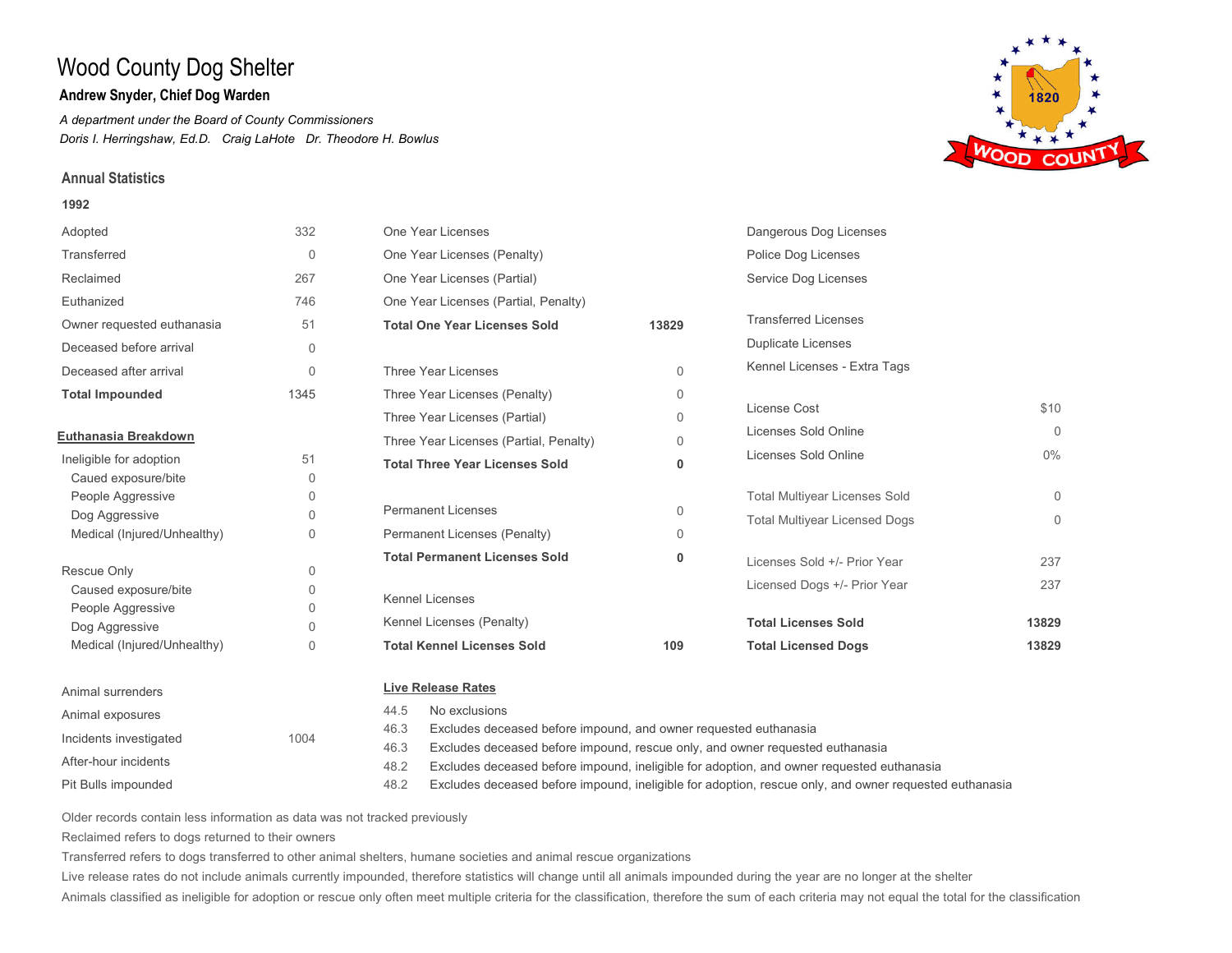# Wood County Dog Shelter

**Andrew Snyder, Chief Dog Warden**

*A department under the Board of County Commissioners*

*Doris I. Herringshaw, Ed.D.   Craig LaHote   Dr. Theodore H. Bowlus*

## Annual Statistics

**1992**

| | |
|---|---|
| Adopted | 332 |
| Transferred | 0 |
| Reclaimed | 267 |
| Euthanized | 746 |
| Owner requested euthanasia | 51 |
| Deceased before arrival | 0 |
| Deceased after arrival | 0 |
| **Total Impounded** | 1345 |

**Euthanasia Breakdown**

| | |
|---|---|
| Ineligible for adoption | 51 |
| Caued exposure/bite | 0 |
| People Aggressive | 0 |
| Dog Aggressive | 0 |
| Medical (Injured/Unhealthy) | 0 |
| Rescue Only | 0 |
| Caused exposure/bite | 0 |
| People Aggressive | 0 |
| Dog Aggressive | 0 |
| Medical (Injured/Unhealthy) | 0 |

| | |
|---|---|
| Animal surrenders | |
| Animal exposures | |
| Incidents investigated | 1004 |
| After-hour incidents | |
| Pit Bulls impounded | |

| | |
|---|---|
| One Year Licenses | |
| One Year Licenses (Penalty) | |
| One Year Licenses (Partial) | |
| One Year Licenses (Partial, Penalty) | |
| **Total One Year Licenses Sold** | **13829** |
| Three Year Licenses | 0 |
| Three Year Licenses (Penalty) | 0 |
| Three Year Licenses (Partial) | 0 |
| Three Year Licenses (Partial, Penalty) | 0 |
| **Total Three Year Licenses Sold** | **0** |
| Permanent Licenses | 0 |
| Permanent Licenses (Penalty) | 0 |
| **Total Permanent Licenses Sold** | **0** |
| Kennel Licenses | |
| Kennel Licenses (Penalty) | |
| **Total Kennel Licenses Sold** | **109** |

| | |
|---|---|
| Dangerous Dog Licenses | |
| Police Dog Licenses | |
| Service Dog Licenses | |
| Transferred Licenses | |
| Duplicate Licenses | |
| Kennel Licenses - Extra Tags | |
| License Cost | $10 |
| Licenses Sold Online | 0 |
| Licenses Sold Online | 0% |
| Total Multiyear Licenses Sold | 0 |
| Total Multiyear Licensed Dogs | 0 |
| Licenses Sold +/- Prior Year | 237 |
| Licensed Dogs +/- Prior Year | 237 |
| **Total Licenses Sold** | **13829** |
| **Total Licensed Dogs** | **13829** |

**Live Release Rates**

| | |
|---|---|
| 44.5 | No exclusions |
| 46.3 | Excludes deceased before impound, and owner requested euthanasia |
| 46.3 | Excludes deceased before impound, rescue only, and owner requested euthanasia |
| 48.2 | Excludes deceased before impound, ineligible for adoption, and owner requested euthanasia |
| 48.2 | Excludes deceased before impound, ineligible for adoption, rescue only, and owner requested euthanasia |

Older records contain less information as data was not tracked previously

Reclaimed refers to dogs returned to their owners

Transferred refers to dogs transferred to other animal shelters, humane societies and animal rescue organizations

Live release rates do not include animals currently impounded, therefore statistics will change until all animals impounded during the year are no longer at the shelter

Animals classified as ineligible for adoption or rescue only often meet multiple criteria for the classification, therefore the sum of each criteria may not equal the total for the classification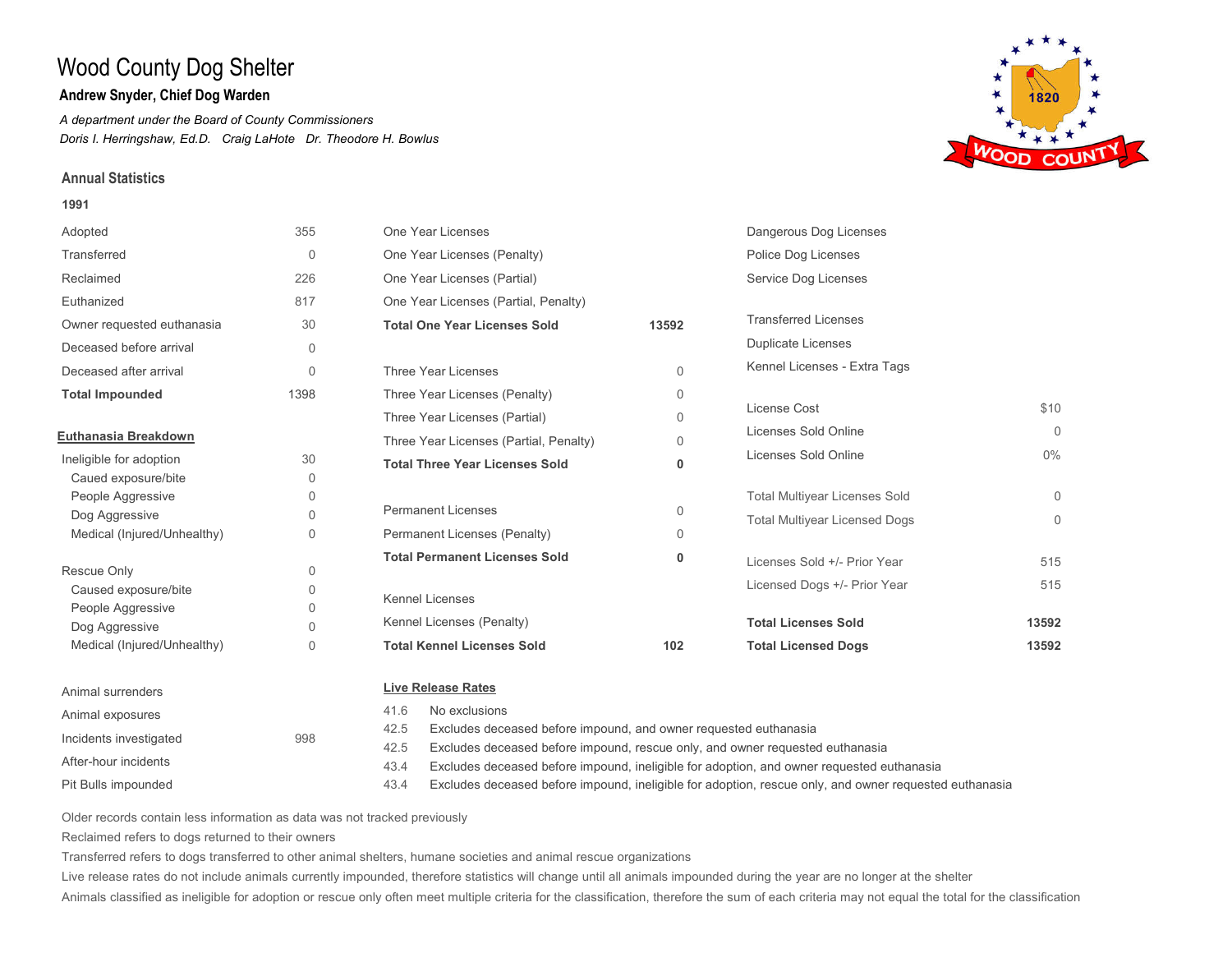# Wood County Dog Shelter

### Andrew Snyder, Chief Dog Warden

*A department under the Board of County Commissioners*

*Doris I. Herringshaw, Ed.D.   Craig LaHote   Dr. Theodore H. Bowlus*

## Annual Statistics

**1991**

| | |
|---|---|
| Adopted | 355 |
| Transferred | 0 |
| Reclaimed | 226 |
| Euthanized | 817 |
| Owner requested euthanasia | 30 |
| Deceased before arrival | 0 |
| Deceased after arrival | 0 |
| **Total Impounded** | 1398 |

**Euthanasia Breakdown**

| | |
|---|---|
| Ineligible for adoption | 30 |
| Caued exposure/bite | 0 |
| People Aggressive | 0 |
| Dog Aggressive | 0 |
| Medical (Injured/Unhealthy) | 0 |
| Rescue Only | 0 |
| Caused exposure/bite | 0 |
| People Aggressive | 0 |
| Dog Aggressive | 0 |
| Medical (Injured/Unhealthy) | 0 |

| | |
|---|---|
| Animal surrenders | |
| Animal exposures | |
| Incidents investigated | 998 |
| After-hour incidents | |
| Pit Bulls impounded | |

| | |
|---|---|
| One Year Licenses | |
| One Year Licenses (Penalty) | |
| One Year Licenses (Partial) | |
| One Year Licenses (Partial, Penalty) | |
| **Total One Year Licenses Sold** | **13592** |
| Three Year Licenses | 0 |
| Three Year Licenses (Penalty) | 0 |
| Three Year Licenses (Partial) | 0 |
| Three Year Licenses (Partial, Penalty) | 0 |
| **Total Three Year Licenses Sold** | **0** |
| Permanent Licenses | 0 |
| Permanent Licenses (Penalty) | 0 |
| **Total Permanent Licenses Sold** | **0** |
| Kennel Licenses | |
| Kennel Licenses (Penalty) | |
| **Total Kennel Licenses Sold** | **102** |

| | |
|---|---|
| Dangerous Dog Licenses | |
| Police Dog Licenses | |
| Service Dog Licenses | |
| Transferred Licenses | |
| Duplicate Licenses | |
| Kennel Licenses - Extra Tags | |
| License Cost | $10 |
| Licenses Sold Online | 0 |
| Licenses Sold Online | 0% |
| Total Multiyear Licenses Sold | 0 |
| Total Multiyear Licensed Dogs | 0 |
| Licenses Sold +/- Prior Year | 515 |
| Licensed Dogs +/- Prior Year | 515 |
| **Total Licenses Sold** | **13592** |
| **Total Licensed Dogs** | **13592** |

**Live Release Rates**

| | |
|---|---|
| 41.6 | No exclusions |
| 42.5 | Excludes deceased before impound, and owner requested euthanasia |
| 42.5 | Excludes deceased before impound, rescue only, and owner requested euthanasia |
| 43.4 | Excludes deceased before impound, ineligible for adoption, and owner requested euthanasia |
| 43.4 | Excludes deceased before impound, ineligible for adoption, rescue only, and owner requested euthanasia |

Older records contain less information as data was not tracked previously

Reclaimed refers to dogs returned to their owners

Transferred refers to dogs transferred to other animal shelters, humane societies and animal rescue organizations

Live release rates do not include animals currently impounded, therefore statistics will change until all animals impounded during the year are no longer at the shelter

Animals classified as ineligible for adoption or rescue only often meet multiple criteria for the classification, therefore the sum of each criteria may not equal the total for the classification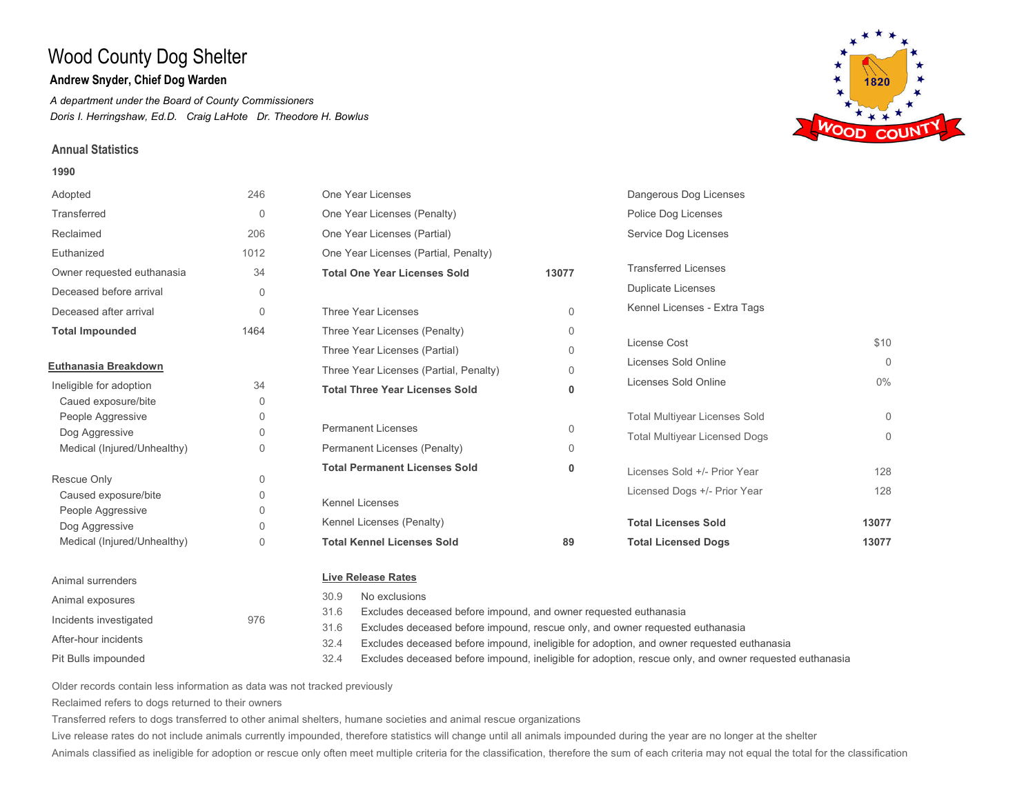# Wood County Dog Shelter

**Andrew Snyder, Chief Dog Warden**

*A department under the Board of County Commissioners*

*Doris I. Herringshaw, Ed.D.   Craig LaHote   Dr. Theodore H. Bowlus*

## Annual Statistics

**1990**

| | |
|---|---|
| Adopted | 246 |
| Transferred | 0 |
| Reclaimed | 206 |
| Euthanized | 1012 |
| Owner requested euthanasia | 34 |
| Deceased before arrival | 0 |
| Deceased after arrival | 0 |
| **Total Impounded** | 1464 |

**Euthanasia Breakdown**

| | |
|---|---|
| Ineligible for adoption | 34 |
| Caued exposure/bite | 0 |
| People Aggressive | 0 |
| Dog Aggressive | 0 |
| Medical (Injured/Unhealthy) | 0 |
| Rescue Only | 0 |
| Caused exposure/bite | 0 |
| People Aggressive | 0 |
| Dog Aggressive | 0 |
| Medical (Injured/Unhealthy) | 0 |

| | |
|---|---|
| Animal surrenders | |
| Animal exposures | |
| Incidents investigated | 976 |
| After-hour incidents | |
| Pit Bulls impounded | |

| | |
|---|---|
| One Year Licenses | |
| One Year Licenses (Penalty) | |
| One Year Licenses (Partial) | |
| One Year Licenses (Partial, Penalty) | |
| **Total One Year Licenses Sold** | **13077** |
| Three Year Licenses | 0 |
| Three Year Licenses (Penalty) | 0 |
| Three Year Licenses (Partial) | 0 |
| Three Year Licenses (Partial, Penalty) | 0 |
| **Total Three Year Licenses Sold** | **0** |
| Permanent Licenses | 0 |
| Permanent Licenses (Penalty) | 0 |
| **Total Permanent Licenses Sold** | **0** |
| Kennel Licenses | |
| Kennel Licenses (Penalty) | |
| **Total Kennel Licenses Sold** | **89** |

| | |
|---|---|
| Dangerous Dog Licenses | |
| Police Dog Licenses | |
| Service Dog Licenses | |
| Transferred Licenses | |
| Duplicate Licenses | |
| Kennel Licenses - Extra Tags | |
| License Cost | $10 |
| Licenses Sold Online | 0 |
| Licenses Sold Online | 0% |
| Total Multiyear Licenses Sold | 0 |
| Total Multiyear Licensed Dogs | 0 |
| Licenses Sold +/- Prior Year | 128 |
| Licensed Dogs +/- Prior Year | 128 |
| **Total Licenses Sold** | **13077** |
| **Total Licensed Dogs** | **13077** |

**Live Release Rates**

| | |
|---|---|
| 30.9 | No exclusions |
| 31.6 | Excludes deceased before impound, and owner requested euthanasia |
| 31.6 | Excludes deceased before impound, rescue only, and owner requested euthanasia |
| 32.4 | Excludes deceased before impound, ineligible for adoption, and owner requested euthanasia |
| 32.4 | Excludes deceased before impound, ineligible for adoption, rescue only, and owner requested euthanasia |

Older records contain less information as data was not tracked previously

Reclaimed refers to dogs returned to their owners

Transferred refers to dogs transferred to other animal shelters, humane societies and animal rescue organizations

Live release rates do not include animals currently impounded, therefore statistics will change until all animals impounded during the year are no longer at the shelter

Animals classified as ineligible for adoption or rescue only often meet multiple criteria for the classification, therefore the sum of each criteria may not equal the total for the classification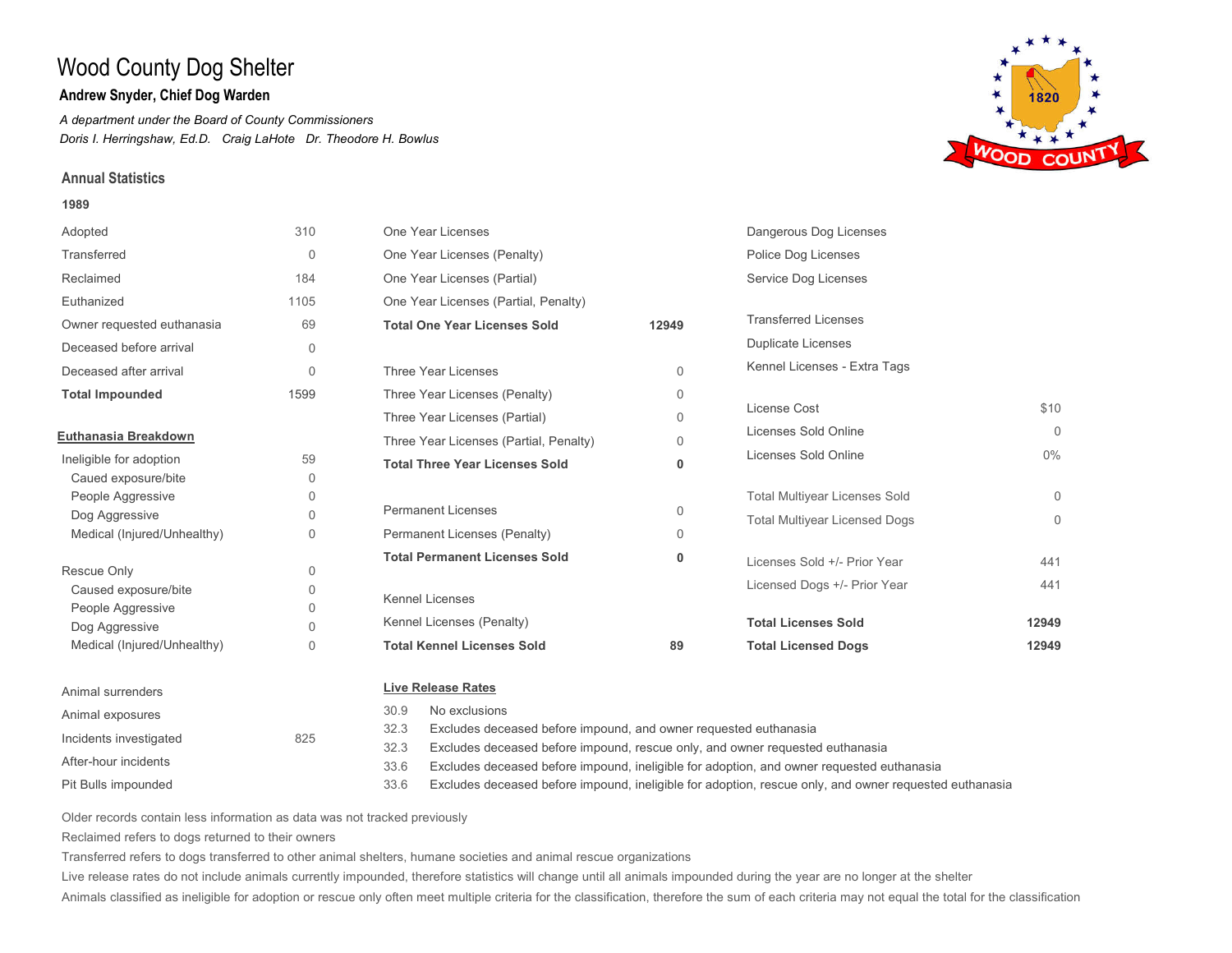# Wood County Dog Shelter

## Andrew Snyder, Chief Dog Warden

*A department under the Board of County Commissioners*

*Doris I. Herringshaw, Ed.D. Craig LaHote Dr. Theodore H. Bowlus*

### Annual Statistics

**1989**

| | |
|---|---|
| Adopted | 310 |
| Transferred | 0 |
| Reclaimed | 184 |
| Euthanized | 1105 |
| Owner requested euthanasia | 69 |
| Deceased before arrival | 0 |
| Deceased after arrival | 0 |
| **Total Impounded** | **1599** |

**Euthanasia Breakdown**

| | |
|---|---|
| Ineligible for adoption | 59 |
| Caued exposure/bite | 0 |
| People Aggressive | 0 |
| Dog Aggressive | 0 |
| Medical (Injured/Unhealthy) | 0 |
| Rescue Only | 0 |
| Caused exposure/bite | 0 |
| People Aggressive | 0 |
| Dog Aggressive | 0 |
| Medical (Injured/Unhealthy) | 0 |

| | |
|---|---|
| Animal surrenders | |
| Animal exposures | |
| Incidents investigated | 825 |
| After-hour incidents | |
| Pit Bulls impounded | |

| | |
|---|---|
| One Year Licenses | |
| One Year Licenses (Penalty) | |
| One Year Licenses (Partial) | |
| One Year Licenses (Partial, Penalty) | |
| **Total One Year Licenses Sold** | **12949** |
| Three Year Licenses | 0 |
| Three Year Licenses (Penalty) | 0 |
| Three Year Licenses (Partial) | 0 |
| Three Year Licenses (Partial, Penalty) | 0 |
| **Total Three Year Licenses Sold** | **0** |
| Permanent Licenses | 0 |
| Permanent Licenses (Penalty) | 0 |
| **Total Permanent Licenses Sold** | **0** |
| Kennel Licenses | |
| Kennel Licenses (Penalty) | |
| **Total Kennel Licenses Sold** | **89** |

| | |
|---|---|
| Dangerous Dog Licenses | |
| Police Dog Licenses | |
| Service Dog Licenses | |
| Transferred Licenses | |
| Duplicate Licenses | |
| Kennel Licenses - Extra Tags | |
| License Cost | $10 |
| Licenses Sold Online | 0 |
| Licenses Sold Online | 0% |
| Total Multiyear Licenses Sold | 0 |
| Total Multiyear Licensed Dogs | 0 |
| Licenses Sold +/- Prior Year | 441 |
| Licensed Dogs +/- Prior Year | 441 |
| **Total Licenses Sold** | **12949** |
| **Total Licensed Dogs** | **12949** |

**Live Release Rates**

| | |
|---|---|
| 30.9 | No exclusions |
| 32.3 | Excludes deceased before impound, and owner requested euthanasia |
| 32.3 | Excludes deceased before impound, rescue only, and owner requested euthanasia |
| 33.6 | Excludes deceased before impound, ineligible for adoption, and owner requested euthanasia |
| 33.6 | Excludes deceased before impound, ineligible for adoption, rescue only, and owner requested euthanasia |

Older records contain less information as data was not tracked previously

Reclaimed refers to dogs returned to their owners

Transferred refers to dogs transferred to other animal shelters, humane societies and animal rescue organizations

Live release rates do not include animals currently impounded, therefore statistics will change until all animals impounded during the year are no longer at the shelter

Animals classified as ineligible for adoption or rescue only often meet multiple criteria for the classification, therefore the sum of each criteria may not equal the total for the classification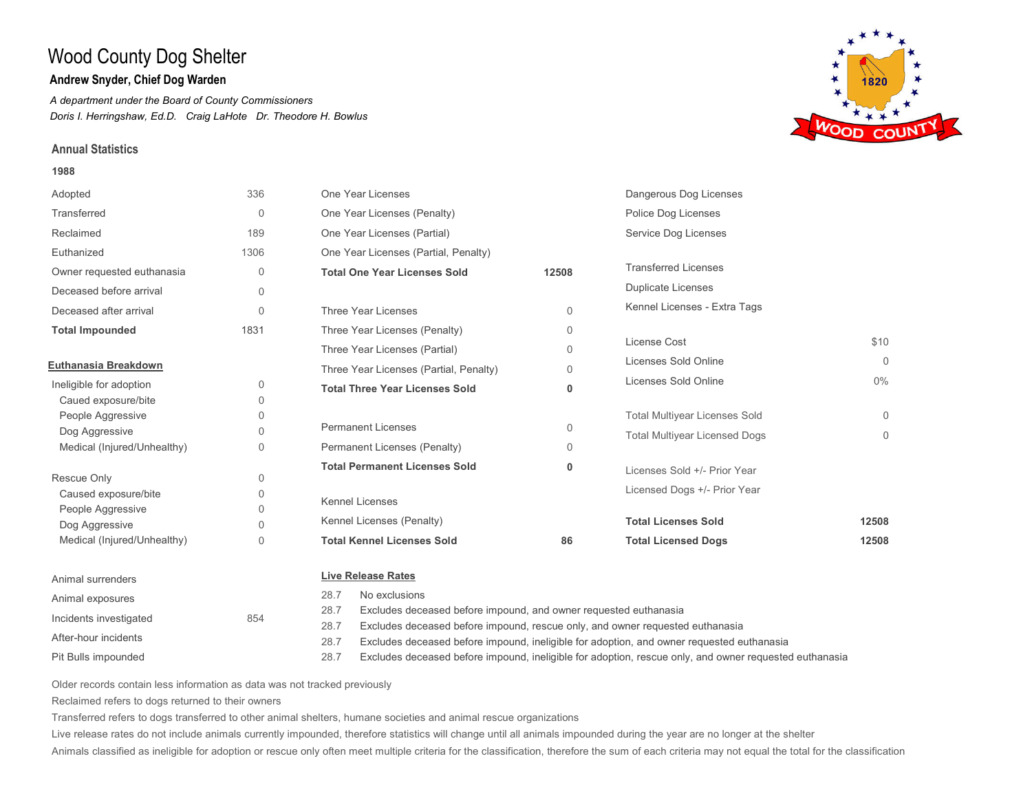# Wood County Dog Shelter

**Andrew Snyder, Chief Dog Warden**

*A department under the Board of County Commissioners*

*Doris I. Herringshaw, Ed.D.   Craig LaHote   Dr. Theodore H. Bowlus*

## Annual Statistics

**1988**

| | |
|---|---|
| Adopted | 336 |
| Transferred | 0 |
| Reclaimed | 189 |
| Euthanized | 1306 |
| Owner requested euthanasia | 0 |
| Deceased before arrival | 0 |
| Deceased after arrival | 0 |
| **Total Impounded** | 1831 |

**Euthanasia Breakdown**

| | |
|---|---|
| Ineligible for adoption | 0 |
| Caued exposure/bite | 0 |
| People Aggressive | 0 |
| Dog Aggressive | 0 |
| Medical (Injured/Unhealthy) | 0 |
| Rescue Only | 0 |
| Caused exposure/bite | 0 |
| People Aggressive | 0 |
| Dog Aggressive | 0 |
| Medical (Injured/Unhealthy) | 0 |

| | |
|---|---|
| Animal surrenders | |
| Animal exposures | |
| Incidents investigated | 854 |
| After-hour incidents | |
| Pit Bulls impounded | |

| | |
|---|---|
| One Year Licenses | |
| One Year Licenses (Penalty) | |
| One Year Licenses (Partial) | |
| One Year Licenses (Partial, Penalty) | |
| **Total One Year Licenses Sold** | **12508** |
| Three Year Licenses | 0 |
| Three Year Licenses (Penalty) | 0 |
| Three Year Licenses (Partial) | 0 |
| Three Year Licenses (Partial, Penalty) | 0 |
| **Total Three Year Licenses Sold** | **0** |
| Permanent Licenses | 0 |
| Permanent Licenses (Penalty) | 0 |
| **Total Permanent Licenses Sold** | **0** |
| Kennel Licenses | |
| Kennel Licenses (Penalty) | |
| **Total Kennel Licenses Sold** | **86** |

| | |
|---|---|
| Dangerous Dog Licenses | |
| Police Dog Licenses | |
| Service Dog Licenses | |
| Transferred Licenses | |
| Duplicate Licenses | |
| Kennel Licenses - Extra Tags | |
| License Cost | $10 |
| Licenses Sold Online | 0 |
| Licenses Sold Online | 0% |
| Total Multiyear Licenses Sold | 0 |
| Total Multiyear Licensed Dogs | 0 |
| Licenses Sold +/- Prior Year | |
| Licensed Dogs +/- Prior Year | |
| **Total Licenses Sold** | **12508** |
| **Total Licensed Dogs** | **12508** |

**Live Release Rates**

| | |
|---|---|
| 28.7 | No exclusions |
| 28.7 | Excludes deceased before impound, and owner requested euthanasia |
| 28.7 | Excludes deceased before impound, rescue only, and owner requested euthanasia |
| 28.7 | Excludes deceased before impound, ineligible for adoption, and owner requested euthanasia |
| 28.7 | Excludes deceased before impound, ineligible for adoption, rescue only, and owner requested euthanasia |

Older records contain less information as data was not tracked previously

Reclaimed refers to dogs returned to their owners

Transferred refers to dogs transferred to other animal shelters, humane societies and animal rescue organizations

Live release rates do not include animals currently impounded, therefore statistics will change until all animals impounded during the year are no longer at the shelter

Animals classified as ineligible for adoption or rescue only often meet multiple criteria for the classification, therefore the sum of each criteria may not equal the total for the classification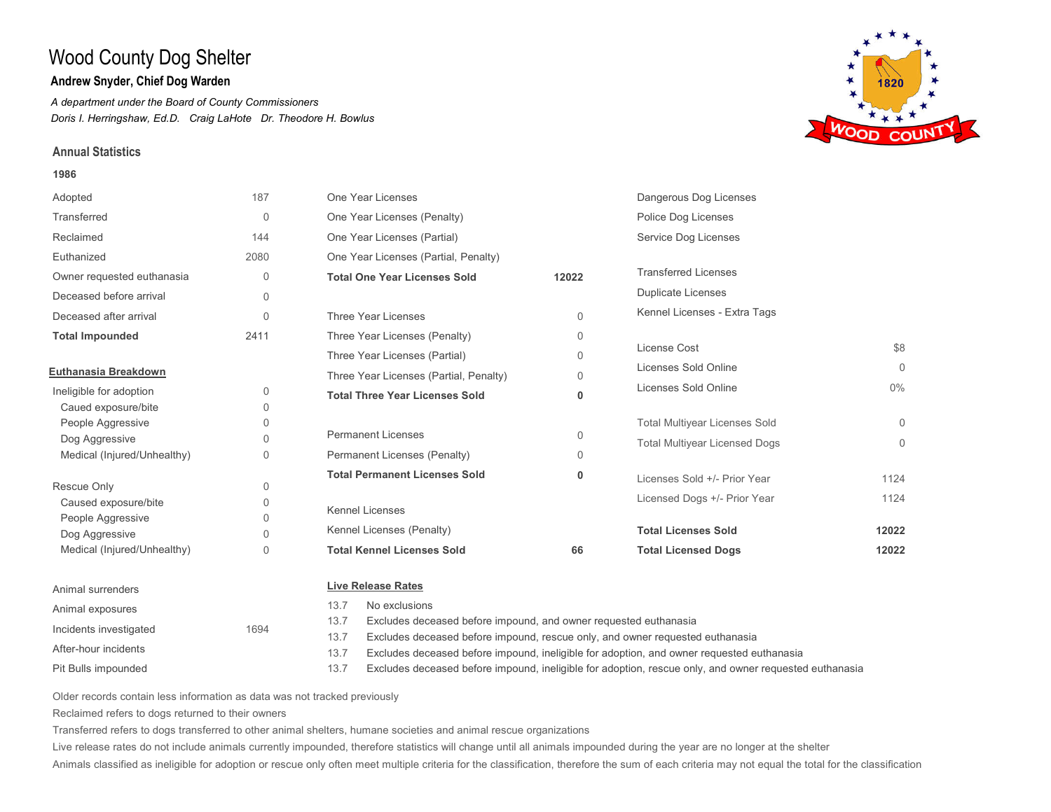# Wood County Dog Shelter

**Andrew Snyder, Chief Dog Warden**

*A department under the Board of County Commissioners*

*Doris I. Herringshaw, Ed.D. Craig LaHote Dr. Theodore H. Bowlus*

## Annual Statistics

**1986**

| | |
|---|---|
| Adopted | 187 |
| Transferred | 0 |
| Reclaimed | 144 |
| Euthanized | 2080 |
| Owner requested euthanasia | 0 |
| Deceased before arrival | 0 |
| Deceased after arrival | 0 |
| **Total Impounded** | 2411 |

**Euthanasia Breakdown**

| | |
|---|---|
| Ineligible for adoption | 0 |
| Caued exposure/bite | 0 |
| People Aggressive | 0 |
| Dog Aggressive | 0 |
| Medical (Injured/Unhealthy) | 0 |
| Rescue Only | 0 |
| Caused exposure/bite | 0 |
| People Aggressive | 0 |
| Dog Aggressive | 0 |
| Medical (Injured/Unhealthy) | 0 |

| | |
|---|---|
| Animal surrenders | |
| Animal exposures | |
| Incidents investigated | 1694 |
| After-hour incidents | |
| Pit Bulls impounded | |

| | |
|---|---|
| One Year Licenses | |
| One Year Licenses (Penalty) | |
| One Year Licenses (Partial) | |
| One Year Licenses (Partial, Penalty) | |
| **Total One Year Licenses Sold** | **12022** |
| Three Year Licenses | 0 |
| Three Year Licenses (Penalty) | 0 |
| Three Year Licenses (Partial) | 0 |
| Three Year Licenses (Partial, Penalty) | 0 |
| **Total Three Year Licenses Sold** | **0** |
| Permanent Licenses | 0 |
| Permanent Licenses (Penalty) | 0 |
| **Total Permanent Licenses Sold** | **0** |
| Kennel Licenses | |
| Kennel Licenses (Penalty) | |
| **Total Kennel Licenses Sold** | **66** |

| | |
|---|---|
| Dangerous Dog Licenses | |
| Police Dog Licenses | |
| Service Dog Licenses | |
| Transferred Licenses | |
| Duplicate Licenses | |
| Kennel Licenses - Extra Tags | |
| License Cost | $8 |
| Licenses Sold Online | 0 |
| Licenses Sold Online | 0% |
| Total Multiyear Licenses Sold | 0 |
| Total Multiyear Licensed Dogs | 0 |
| Licenses Sold +/- Prior Year | 1124 |
| Licensed Dogs +/- Prior Year | 1124 |
| **Total Licenses Sold** | **12022** |
| **Total Licensed Dogs** | **12022** |

**Live Release Rates**

| | |
|---|---|
| 13.7 | No exclusions |
| 13.7 | Excludes deceased before impound, and owner requested euthanasia |
| 13.7 | Excludes deceased before impound, rescue only, and owner requested euthanasia |
| 13.7 | Excludes deceased before impound, ineligible for adoption, and owner requested euthanasia |
| 13.7 | Excludes deceased before impound, ineligible for adoption, rescue only, and owner requested euthanasia |

Older records contain less information as data was not tracked previously

Reclaimed refers to dogs returned to their owners

Transferred refers to dogs transferred to other animal shelters, humane societies and animal rescue organizations

Live release rates do not include animals currently impounded, therefore statistics will change until all animals impounded during the year are no longer at the shelter

Animals classified as ineligible for adoption or rescue only often meet multiple criteria for the classification, therefore the sum of each criteria may not equal the total for the classification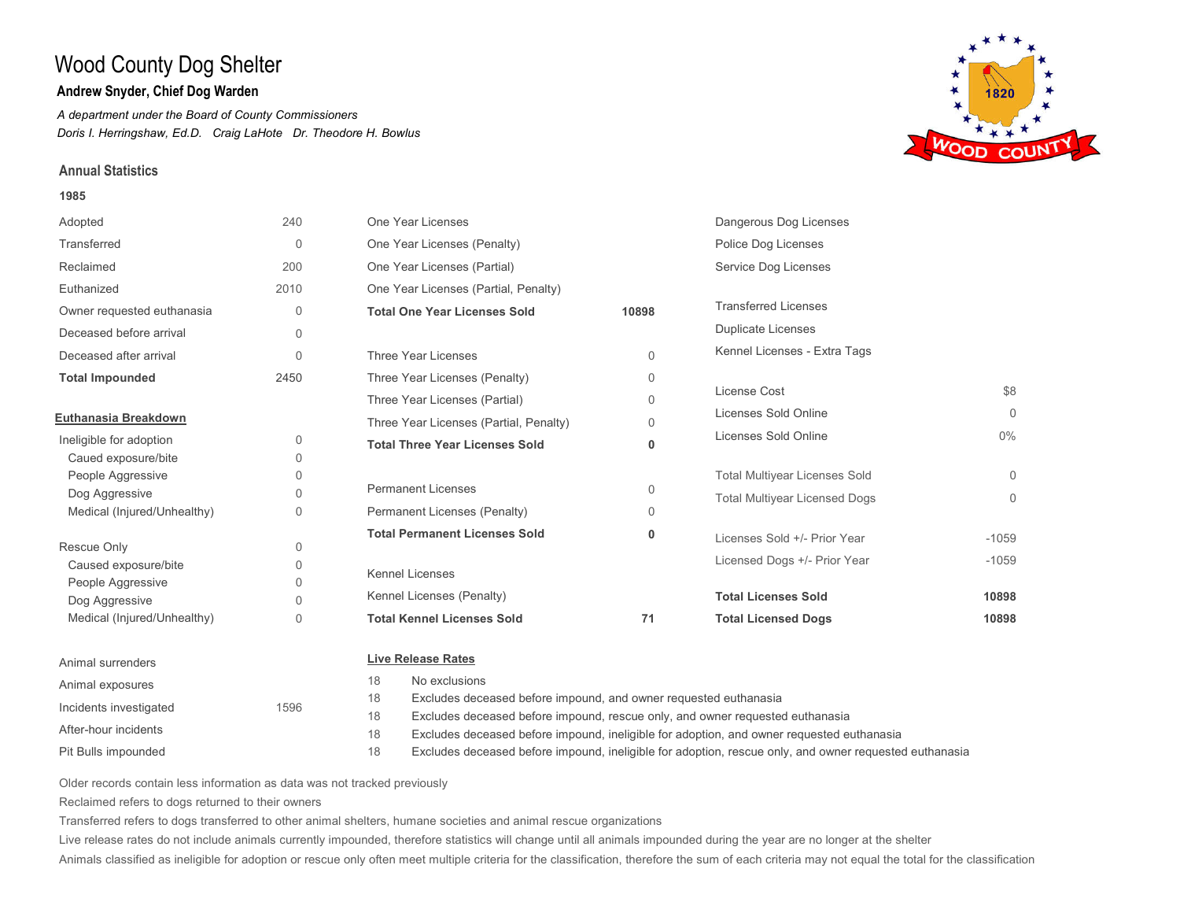# Wood County Dog Shelter

### Andrew Snyder, Chief Dog Warden

*A department under the Board of County Commissioners*

*Doris I. Herringshaw, Ed.D.   Craig LaHote   Dr. Theodore H. Bowlus*

## Annual Statistics

**1985**

| | |
|---|---|
| Adopted | 240 |
| Transferred | 0 |
| Reclaimed | 200 |
| Euthanized | 2010 |
| Owner requested euthanasia | 0 |
| Deceased before arrival | 0 |
| Deceased after arrival | 0 |
| **Total Impounded** | **2450** |

**Euthanasia Breakdown**

| | |
|---|---|
| Ineligible for adoption | 0 |
| Caued exposure/bite | 0 |
| People Aggressive | 0 |
| Dog Aggressive | 0 |
| Medical (Injured/Unhealthy) | 0 |
| Rescue Only | 0 |
| Caused exposure/bite | 0 |
| People Aggressive | 0 |
| Dog Aggressive | 0 |
| Medical (Injured/Unhealthy) | 0 |

| | |
|---|---|
| Animal surrenders | |
| Animal exposures | |
| Incidents investigated | 1596 |
| After-hour incidents | |
| Pit Bulls impounded | |

| | |
|---|---|
| One Year Licenses | |
| One Year Licenses (Penalty) | |
| One Year Licenses (Partial) | |
| One Year Licenses (Partial, Penalty) | |
| **Total One Year Licenses Sold** | **10898** |
| Three Year Licenses | 0 |
| Three Year Licenses (Penalty) | 0 |
| Three Year Licenses (Partial) | 0 |
| Three Year Licenses (Partial, Penalty) | 0 |
| **Total Three Year Licenses Sold** | **0** |
| Permanent Licenses | 0 |
| Permanent Licenses (Penalty) | 0 |
| **Total Permanent Licenses Sold** | **0** |
| Kennel Licenses | |
| Kennel Licenses (Penalty) | |
| **Total Kennel Licenses Sold** | **71** |

| | |
|---|---|
| Dangerous Dog Licenses | |
| Police Dog Licenses | |
| Service Dog Licenses | |
| Transferred Licenses | |
| Duplicate Licenses | |
| Kennel Licenses - Extra Tags | |
| License Cost | $8 |
| Licenses Sold Online | 0 |
| Licenses Sold Online | 0% |
| Total Multiyear Licenses Sold | 0 |
| Total Multiyear Licensed Dogs | 0 |
| Licenses Sold +/- Prior Year | -1059 |
| Licensed Dogs +/- Prior Year | -1059 |
| **Total Licenses Sold** | **10898** |
| **Total Licensed Dogs** | **10898** |

**Live Release Rates**

| | |
|---|---|
| 18 | No exclusions |
| 18 | Excludes deceased before impound, and owner requested euthanasia |
| 18 | Excludes deceased before impound, rescue only, and owner requested euthanasia |
| 18 | Excludes deceased before impound, ineligible for adoption, and owner requested euthanasia |
| 18 | Excludes deceased before impound, ineligible for adoption, rescue only, and owner requested euthanasia |

Older records contain less information as data was not tracked previously

Reclaimed refers to dogs returned to their owners

Transferred refers to dogs transferred to other animal shelters, humane societies and animal rescue organizations

Live release rates do not include animals currently impounded, therefore statistics will change until all animals impounded during the year are no longer at the shelter

Animals classified as ineligible for adoption or rescue only often meet multiple criteria for the classification, therefore the sum of each criteria may not equal the total for the classification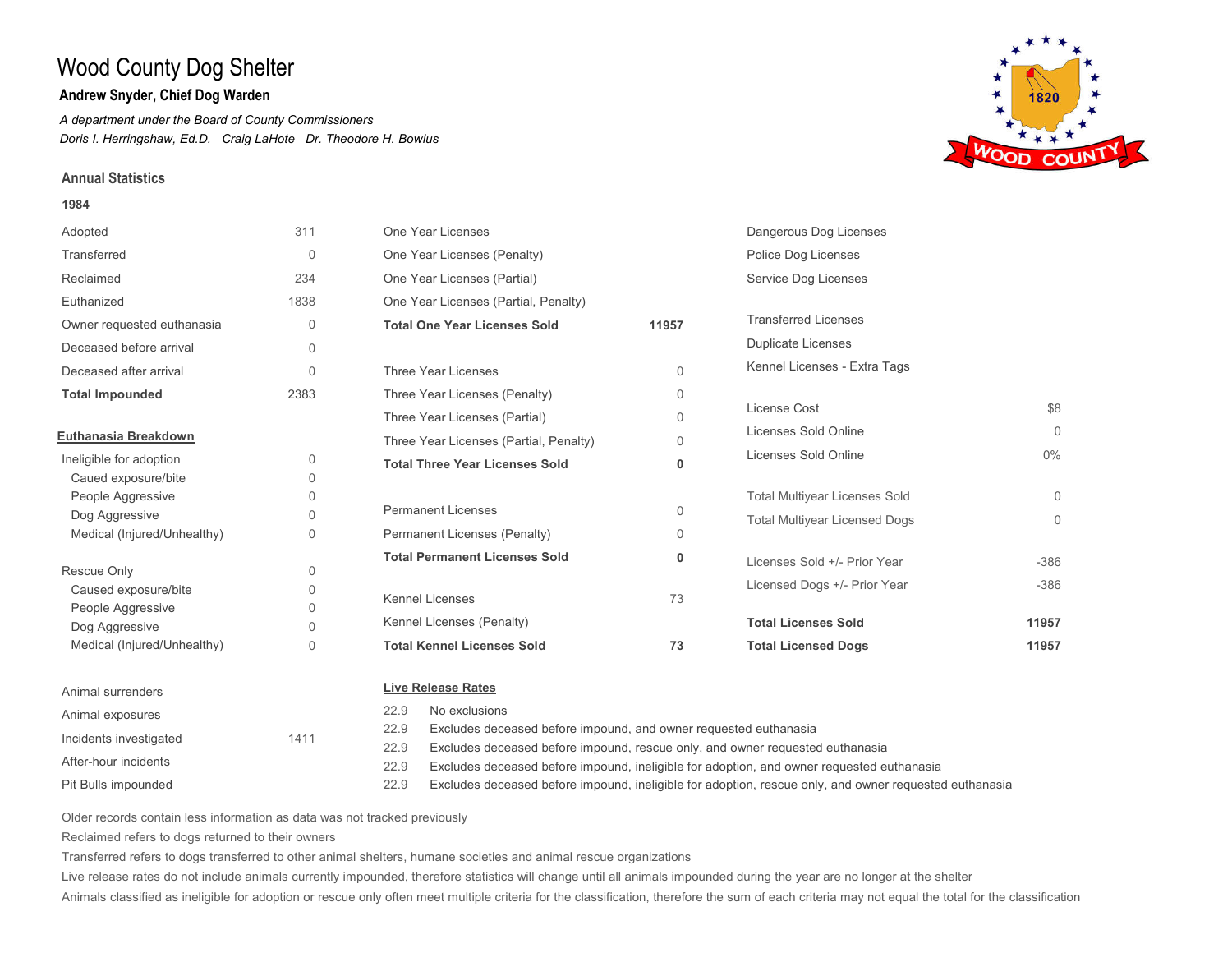# Wood County Dog Shelter

**Andrew Snyder, Chief Dog Warden**

*A department under the Board of County Commissioners*

*Doris I. Herringshaw, Ed.D.   Craig LaHote   Dr. Theodore H. Bowlus*

## Annual Statistics

### 1984

| | |
|---|---|
| Adopted | 311 |
| Transferred | 0 |
| Reclaimed | 234 |
| Euthanized | 1838 |
| Owner requested euthanasia | 0 |
| Deceased before arrival | 0 |
| Deceased after arrival | 0 |
| **Total Impounded** | 2383 |

**Euthanasia Breakdown**

| | |
|---|---|
| Ineligible for adoption | 0 |
| Caued exposure/bite | 0 |
| People Aggressive | 0 |
| Dog Aggressive | 0 |
| Medical (Injured/Unhealthy) | 0 |
| Rescue Only | 0 |
| Caused exposure/bite | 0 |
| People Aggressive | 0 |
| Dog Aggressive | 0 |
| Medical (Injured/Unhealthy) | 0 |

| | |
|---|---|
| Animal surrenders | |
| Animal exposures | |
| Incidents investigated | 1411 |
| After-hour incidents | |
| Pit Bulls impounded | |

| | |
|---|---|
| One Year Licenses | |
| One Year Licenses (Penalty) | |
| One Year Licenses (Partial) | |
| One Year Licenses (Partial, Penalty) | |
| **Total One Year Licenses Sold** | **11957** |
| Three Year Licenses | 0 |
| Three Year Licenses (Penalty) | 0 |
| Three Year Licenses (Partial) | 0 |
| Three Year Licenses (Partial, Penalty) | 0 |
| **Total Three Year Licenses Sold** | **0** |
| Permanent Licenses | 0 |
| Permanent Licenses (Penalty) | 0 |
| **Total Permanent Licenses Sold** | **0** |
| Kennel Licenses | 73 |
| Kennel Licenses (Penalty) | |
| **Total Kennel Licenses Sold** | **73** |

| | |
|---|---|
| Dangerous Dog Licenses | |
| Police Dog Licenses | |
| Service Dog Licenses | |
| Transferred Licenses | |
| Duplicate Licenses | |
| Kennel Licenses - Extra Tags | |
| License Cost | $8 |
| Licenses Sold Online | 0 |
| Licenses Sold Online | 0% |
| Total Multiyear Licenses Sold | 0 |
| Total Multiyear Licensed Dogs | 0 |
| Licenses Sold +/- Prior Year | -386 |
| Licensed Dogs +/- Prior Year | -386 |
| **Total Licenses Sold** | **11957** |
| **Total Licensed Dogs** | **11957** |

**Live Release Rates**

| | |
|---|---|
| 22.9 | No exclusions |
| 22.9 | Excludes deceased before impound, and owner requested euthanasia |
| 22.9 | Excludes deceased before impound, rescue only, and owner requested euthanasia |
| 22.9 | Excludes deceased before impound, ineligible for adoption, and owner requested euthanasia |
| 22.9 | Excludes deceased before impound, ineligible for adoption, rescue only, and owner requested euthanasia |

Older records contain less information as data was not tracked previously

Reclaimed refers to dogs returned to their owners

Transferred refers to dogs transferred to other animal shelters, humane societies and animal rescue organizations

Live release rates do not include animals currently impounded, therefore statistics will change until all animals impounded during the year are no longer at the shelter

Animals classified as ineligible for adoption or rescue only often meet multiple criteria for the classification, therefore the sum of each criteria may not equal the total for the classification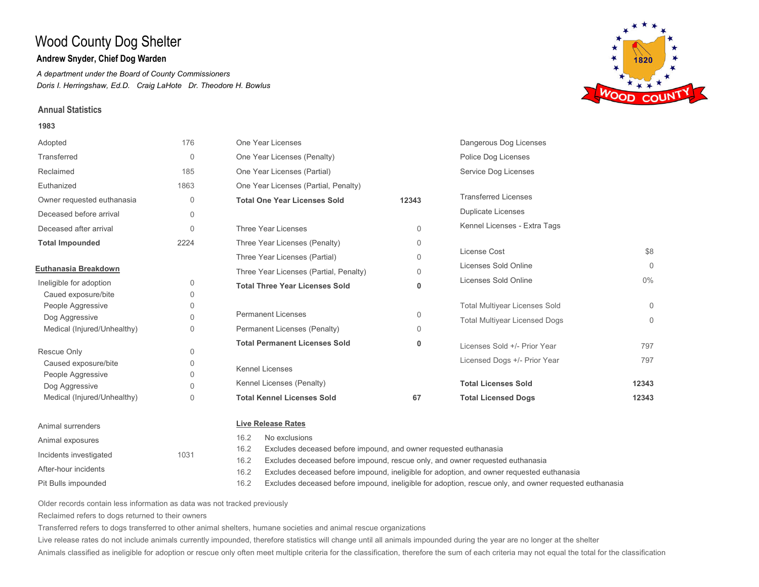# Wood County Dog Shelter

**Andrew Snyder, Chief Dog Warden**

*A department under the Board of County Commissioners*

*Doris I. Herringshaw, Ed.D. Craig LaHote Dr. Theodore H. Bowlus*

## Annual Statistics

**1983**

| | |
|---|---|
| Adopted | 176 |
| Transferred | 0 |
| Reclaimed | 185 |
| Euthanized | 1863 |
| Owner requested euthanasia | 0 |
| Deceased before arrival | 0 |
| Deceased after arrival | 0 |
| **Total Impounded** | 2224 |

**Euthanasia Breakdown**

| | |
|---|---|
| Ineligible for adoption | 0 |
| Caued exposure/bite | 0 |
| People Aggressive | 0 |
| Dog Aggressive | 0 |
| Medical (Injured/Unhealthy) | 0 |
| Rescue Only | 0 |
| Caused exposure/bite | 0 |
| People Aggressive | 0 |
| Dog Aggressive | 0 |
| Medical (Injured/Unhealthy) | 0 |

| | |
|---|---|
| Animal surrenders | |
| Animal exposures | |
| Incidents investigated | 1031 |
| After-hour incidents | |
| Pit Bulls impounded | |

| | |
|---|---|
| One Year Licenses | |
| One Year Licenses (Penalty) | |
| One Year Licenses (Partial) | |
| One Year Licenses (Partial, Penalty) | |
| **Total One Year Licenses Sold** | **12343** |
| Three Year Licenses | 0 |
| Three Year Licenses (Penalty) | 0 |
| Three Year Licenses (Partial) | 0 |
| Three Year Licenses (Partial, Penalty) | 0 |
| **Total Three Year Licenses Sold** | **0** |
| Permanent Licenses | 0 |
| Permanent Licenses (Penalty) | 0 |
| **Total Permanent Licenses Sold** | **0** |
| Kennel Licenses | |
| Kennel Licenses (Penalty) | |
| **Total Kennel Licenses Sold** | **67** |

| | |
|---|---|
| Dangerous Dog Licenses | |
| Police Dog Licenses | |
| Service Dog Licenses | |
| Transferred Licenses | |
| Duplicate Licenses | |
| Kennel Licenses - Extra Tags | |
| License Cost | $8 |
| Licenses Sold Online | 0 |
| Licenses Sold Online | 0% |
| Total Multiyear Licenses Sold | 0 |
| Total Multiyear Licensed Dogs | 0 |
| Licenses Sold +/- Prior Year | 797 |
| Licensed Dogs +/- Prior Year | 797 |
| **Total Licenses Sold** | **12343** |
| **Total Licensed Dogs** | **12343** |

**Live Release Rates**

| | |
|---|---|
| 16.2 | No exclusions |
| 16.2 | Excludes deceased before impound, and owner requested euthanasia |
| 16.2 | Excludes deceased before impound, rescue only, and owner requested euthanasia |
| 16.2 | Excludes deceased before impound, ineligible for adoption, and owner requested euthanasia |
| 16.2 | Excludes deceased before impound, ineligible for adoption, rescue only, and owner requested euthanasia |

Older records contain less information as data was not tracked previously

Reclaimed refers to dogs returned to their owners

Transferred refers to dogs transferred to other animal shelters, humane societies and animal rescue organizations

Live release rates do not include animals currently impounded, therefore statistics will change until all animals impounded during the year are no longer at the shelter

Animals classified as ineligible for adoption or rescue only often meet multiple criteria for the classification, therefore the sum of each criteria may not equal the total for the classification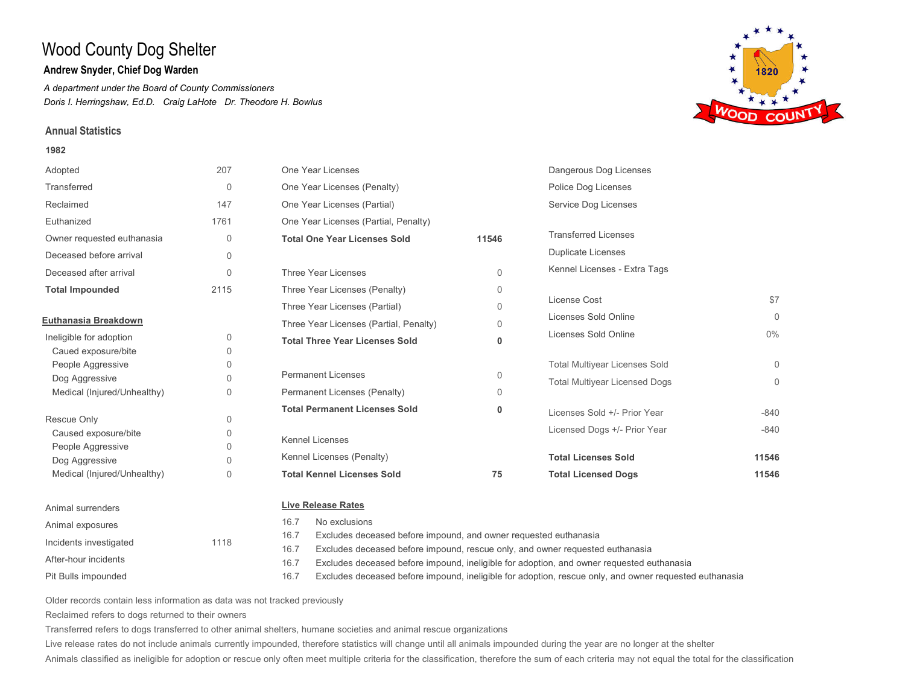# Wood County Dog Shelter

**Andrew Snyder, Chief Dog Warden**

*A department under the Board of County Commissioners*

*Doris I. Herringshaw, Ed.D.   Craig LaHote   Dr. Theodore H. Bowlus*

## Annual Statistics

**1982**

| | |
|---|---|
| Adopted | 207 |
| Transferred | 0 |
| Reclaimed | 147 |
| Euthanized | 1761 |
| Owner requested euthanasia | 0 |
| Deceased before arrival | 0 |
| Deceased after arrival | 0 |
| **Total Impounded** | 2115 |

**Euthanasia Breakdown**

| | |
|---|---|
| Ineligible for adoption | 0 |
| Caued exposure/bite | 0 |
| People Aggressive | 0 |
| Dog Aggressive | 0 |
| Medical (Injured/Unhealthy) | 0 |
| Rescue Only | 0 |
| Caused exposure/bite | 0 |
| People Aggressive | 0 |
| Dog Aggressive | 0 |
| Medical (Injured/Unhealthy) | 0 |

| | |
|---|---|
| Animal surrenders | |
| Animal exposures | |
| Incidents investigated | 1118 |
| After-hour incidents | |
| Pit Bulls impounded | |

| | |
|---|---|
| One Year Licenses | |
| One Year Licenses (Penalty) | |
| One Year Licenses (Partial) | |
| One Year Licenses (Partial, Penalty) | |
| **Total One Year Licenses Sold** | **11546** |
| Three Year Licenses | 0 |
| Three Year Licenses (Penalty) | 0 |
| Three Year Licenses (Partial) | 0 |
| Three Year Licenses (Partial, Penalty) | 0 |
| **Total Three Year Licenses Sold** | **0** |
| Permanent Licenses | 0 |
| Permanent Licenses (Penalty) | 0 |
| **Total Permanent Licenses Sold** | **0** |
| Kennel Licenses | |
| Kennel Licenses (Penalty) | |
| **Total Kennel Licenses Sold** | **75** |

| | |
|---|---|
| Dangerous Dog Licenses | |
| Police Dog Licenses | |
| Service Dog Licenses | |
| Transferred Licenses | |
| Duplicate Licenses | |
| Kennel Licenses - Extra Tags | |
| License Cost | $7 |
| Licenses Sold Online | 0 |
| Licenses Sold Online | 0% |
| Total Multiyear Licenses Sold | 0 |
| Total Multiyear Licensed Dogs | 0 |
| Licenses Sold +/- Prior Year | -840 |
| Licensed Dogs +/- Prior Year | -840 |
| **Total Licenses Sold** | **11546** |
| **Total Licensed Dogs** | **11546** |

**Live Release Rates**

| | |
|---|---|
| 16.7 | No exclusions |
| 16.7 | Excludes deceased before impound, and owner requested euthanasia |
| 16.7 | Excludes deceased before impound, rescue only, and owner requested euthanasia |
| 16.7 | Excludes deceased before impound, ineligible for adoption, and owner requested euthanasia |
| 16.7 | Excludes deceased before impound, ineligible for adoption, rescue only, and owner requested euthanasia |

Older records contain less information as data was not tracked previously

Reclaimed refers to dogs returned to their owners

Transferred refers to dogs transferred to other animal shelters, humane societies and animal rescue organizations

Live release rates do not include animals currently impounded, therefore statistics will change until all animals impounded during the year are no longer at the shelter

Animals classified as ineligible for adoption or rescue only often meet multiple criteria for the classification, therefore the sum of each criteria may not equal the total for the classification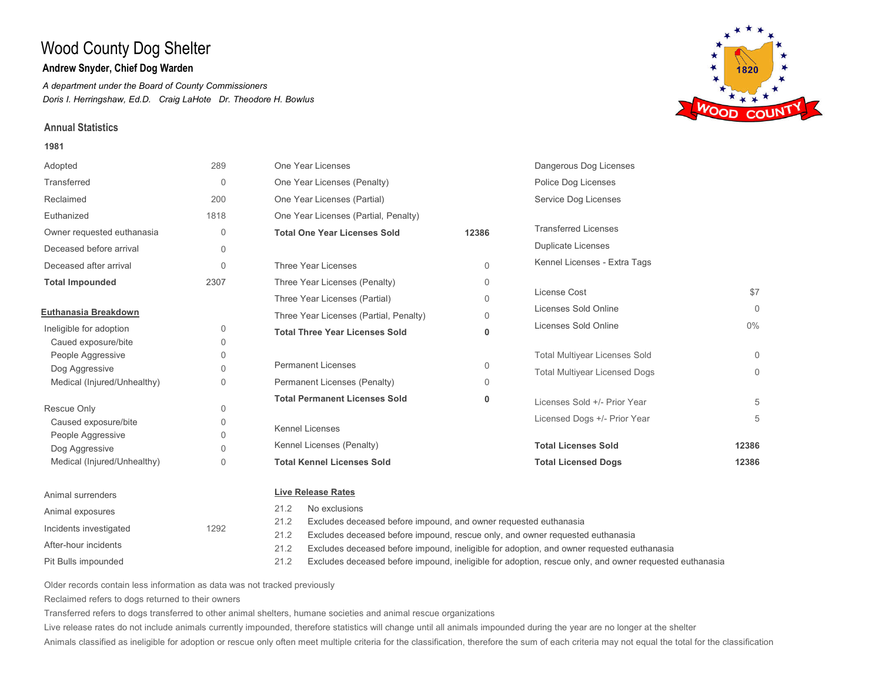# Wood County Dog Shelter

**Andrew Snyder, Chief Dog Warden**

*A department under the Board of County Commissioners*

*Doris I. Herringshaw, Ed.D. Craig LaHote Dr. Theodore H. Bowlus*

## Annual Statistics

**1981**

| | |
|---|---|
| Adopted | 289 |
| Transferred | 0 |
| Reclaimed | 200 |
| Euthanized | 1818 |
| Owner requested euthanasia | 0 |
| Deceased before arrival | 0 |
| Deceased after arrival | 0 |
| **Total Impounded** | 2307 |

**Euthanasia Breakdown**

| | |
|---|---|
| Ineligible for adoption | 0 |
| Caued exposure/bite | 0 |
| People Aggressive | 0 |
| Dog Aggressive | 0 |
| Medical (Injured/Unhealthy) | 0 |
| Rescue Only | 0 |
| Caused exposure/bite | 0 |
| People Aggressive | 0 |
| Dog Aggressive | 0 |
| Medical (Injured/Unhealthy) | 0 |

| | |
|---|---|
| Animal surrenders | |
| Animal exposures | |
| Incidents investigated | 1292 |
| After-hour incidents | |
| Pit Bulls impounded | |

| | |
|---|---|
| One Year Licenses | |
| One Year Licenses (Penalty) | |
| One Year Licenses (Partial) | |
| One Year Licenses (Partial, Penalty) | |
| **Total One Year Licenses Sold** | **12386** |
| Three Year Licenses | 0 |
| Three Year Licenses (Penalty) | 0 |
| Three Year Licenses (Partial) | 0 |
| Three Year Licenses (Partial, Penalty) | 0 |
| **Total Three Year Licenses Sold** | **0** |
| Permanent Licenses | 0 |
| Permanent Licenses (Penalty) | 0 |
| **Total Permanent Licenses Sold** | **0** |
| Kennel Licenses | |
| Kennel Licenses (Penalty) | |
| **Total Kennel Licenses Sold** | |

| | |
|---|---|
| Dangerous Dog Licenses | |
| Police Dog Licenses | |
| Service Dog Licenses | |
| Transferred Licenses | |
| Duplicate Licenses | |
| Kennel Licenses - Extra Tags | |
| License Cost | $7 |
| Licenses Sold Online | 0 |
| Licenses Sold Online | 0% |
| Total Multiyear Licenses Sold | 0 |
| Total Multiyear Licensed Dogs | 0 |
| Licenses Sold +/- Prior Year | 5 |
| Licensed Dogs +/- Prior Year | 5 |
| **Total Licenses Sold** | **12386** |
| **Total Licensed Dogs** | **12386** |

**Live Release Rates**

| | |
|---|---|
| 21.2 | No exclusions |
| 21.2 | Excludes deceased before impound, and owner requested euthanasia |
| 21.2 | Excludes deceased before impound, rescue only, and owner requested euthanasia |
| 21.2 | Excludes deceased before impound, ineligible for adoption, and owner requested euthanasia |
| 21.2 | Excludes deceased before impound, ineligible for adoption, rescue only, and owner requested euthanasia |

Older records contain less information as data was not tracked previously

Reclaimed refers to dogs returned to their owners

Transferred refers to dogs transferred to other animal shelters, humane societies and animal rescue organizations

Live release rates do not include animals currently impounded, therefore statistics will change until all animals impounded during the year are no longer at the shelter

Animals classified as ineligible for adoption or rescue only often meet multiple criteria for the classification, therefore the sum of each criteria may not equal the total for the classification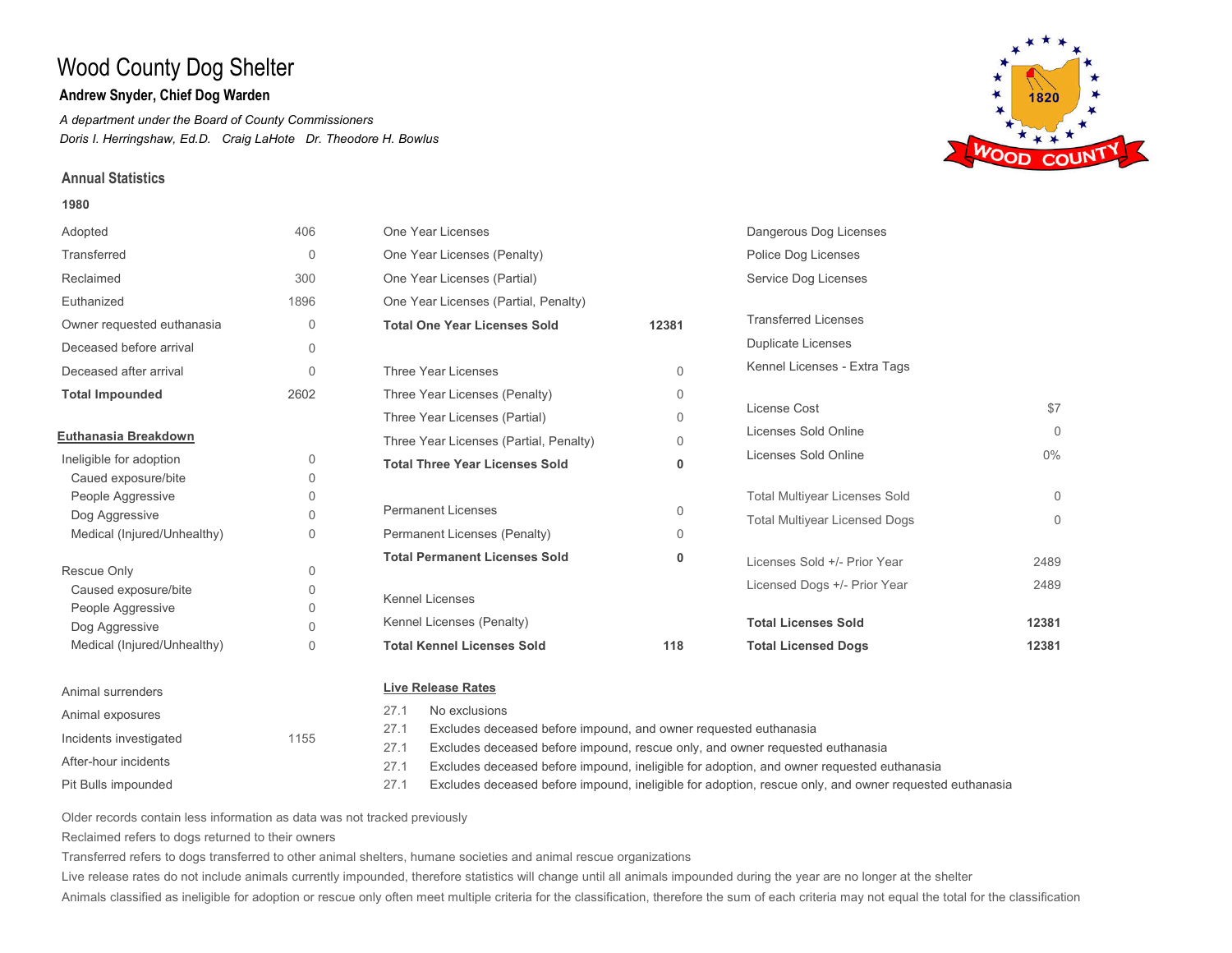# Wood County Dog Shelter

**Andrew Snyder, Chief Dog Warden**

*A department under the Board of County Commissioners*

*Doris I. Herringshaw, Ed.D.   Craig LaHote   Dr. Theodore H. Bowlus*

## Annual Statistics

**1980**

| | |
|---|---|
| Adopted | 406 |
| Transferred | 0 |
| Reclaimed | 300 |
| Euthanized | 1896 |
| Owner requested euthanasia | 0 |
| Deceased before arrival | 0 |
| Deceased after arrival | 0 |
| **Total Impounded** | 2602 |

**Euthanasia Breakdown**

| | |
|---|---|
| Ineligible for adoption | 0 |
| Caued exposure/bite | 0 |
| People Aggressive | 0 |
| Dog Aggressive | 0 |
| Medical (Injured/Unhealthy) | 0 |
| Rescue Only | 0 |
| Caused exposure/bite | 0 |
| People Aggressive | 0 |
| Dog Aggressive | 0 |
| Medical (Injured/Unhealthy) | 0 |

| | |
|---|---|
| Animal surrenders | |
| Animal exposures | |
| Incidents investigated | 1155 |
| After-hour incidents | |
| Pit Bulls impounded | |

| | |
|---|---|
| One Year Licenses | |
| One Year Licenses (Penalty) | |
| One Year Licenses (Partial) | |
| One Year Licenses (Partial, Penalty) | |
| **Total One Year Licenses Sold** | **12381** |
| Three Year Licenses | 0 |
| Three Year Licenses (Penalty) | 0 |
| Three Year Licenses (Partial) | 0 |
| Three Year Licenses (Partial, Penalty) | 0 |
| **Total Three Year Licenses Sold** | **0** |
| Permanent Licenses | 0 |
| Permanent Licenses (Penalty) | 0 |
| **Total Permanent Licenses Sold** | **0** |
| Kennel Licenses | |
| Kennel Licenses (Penalty) | |
| **Total Kennel Licenses Sold** | **118** |

| | |
|---|---|
| Dangerous Dog Licenses | |
| Police Dog Licenses | |
| Service Dog Licenses | |
| Transferred Licenses | |
| Duplicate Licenses | |
| Kennel Licenses - Extra Tags | |
| License Cost | $7 |
| Licenses Sold Online | 0 |
| Licenses Sold Online | 0% |
| Total Multiyear Licenses Sold | 0 |
| Total Multiyear Licensed Dogs | 0 |
| Licenses Sold +/- Prior Year | 2489 |
| Licensed Dogs +/- Prior Year | 2489 |
| **Total Licenses Sold** | **12381** |
| **Total Licensed Dogs** | **12381** |

**Live Release Rates**

| | |
|---|---|
| 27.1 | No exclusions |
| 27.1 | Excludes deceased before impound, and owner requested euthanasia |
| 27.1 | Excludes deceased before impound, rescue only, and owner requested euthanasia |
| 27.1 | Excludes deceased before impound, ineligible for adoption, and owner requested euthanasia |
| 27.1 | Excludes deceased before impound, ineligible for adoption, rescue only, and owner requested euthanasia |

Older records contain less information as data was not tracked previously

Reclaimed refers to dogs returned to their owners

Transferred refers to dogs transferred to other animal shelters, humane societies and animal rescue organizations

Live release rates do not include animals currently impounded, therefore statistics will change until all animals impounded during the year are no longer at the shelter

Animals classified as ineligible for adoption or rescue only often meet multiple criteria for the classification, therefore the sum of each criteria may not equal the total for the classification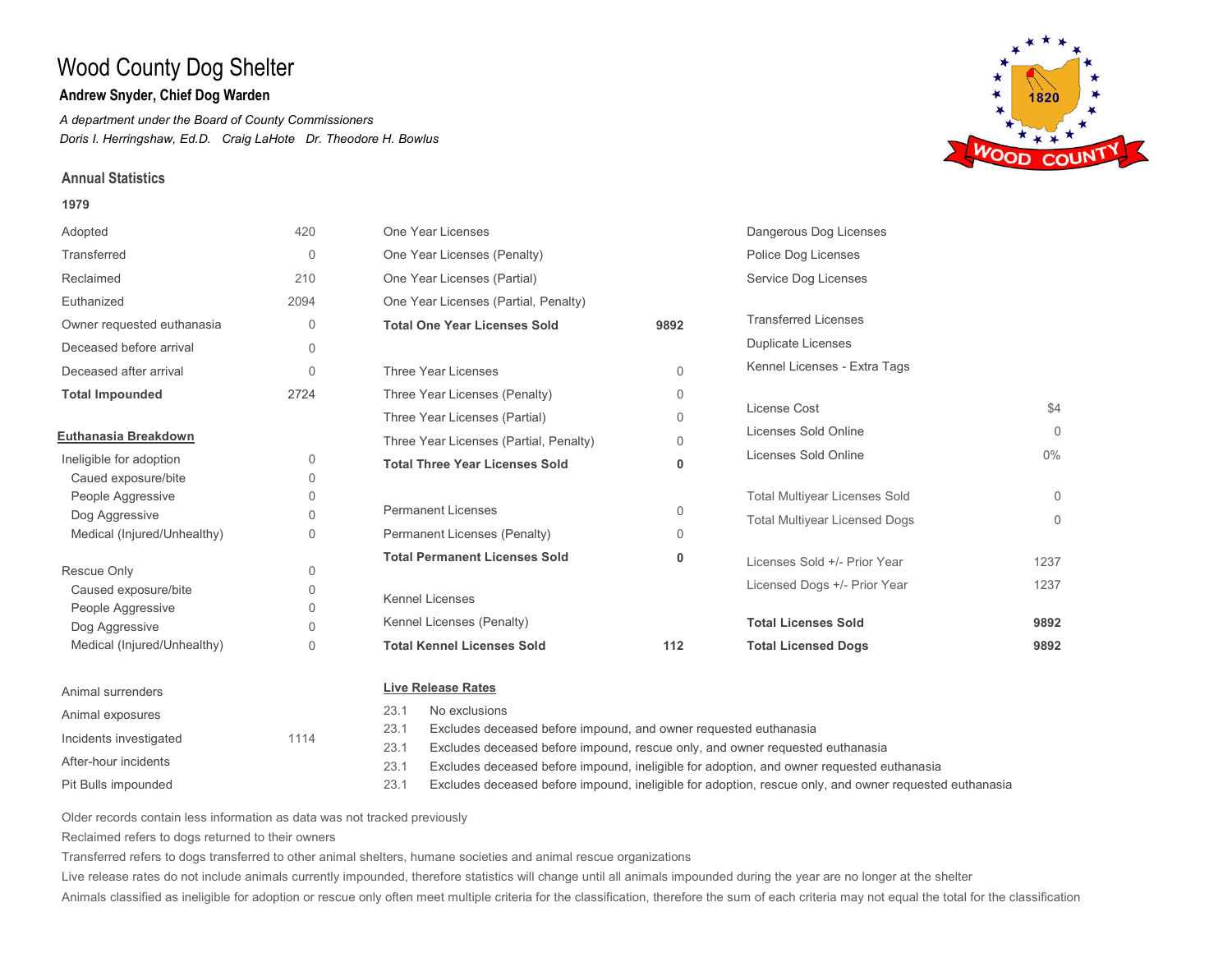# Wood County Dog Shelter

**Andrew Snyder, Chief Dog Warden**

*A department under the Board of County Commissioners*

*Doris I. Herringshaw, Ed.D.   Craig LaHote   Dr. Theodore H. Bowlus*

## Annual Statistics

**1979**

| | |
|---|---|
| Adopted | 420 |
| Transferred | 0 |
| Reclaimed | 210 |
| Euthanized | 2094 |
| Owner requested euthanasia | 0 |
| Deceased before arrival | 0 |
| Deceased after arrival | 0 |
| **Total Impounded** | 2724 |

**Euthanasia Breakdown**

| | |
|---|---|
| Ineligible for adoption | 0 |
| Caued exposure/bite | 0 |
| People Aggressive | 0 |
| Dog Aggressive | 0 |
| Medical (Injured/Unhealthy) | 0 |
| Rescue Only | 0 |
| Caused exposure/bite | 0 |
| People Aggressive | 0 |
| Dog Aggressive | 0 |
| Medical (Injured/Unhealthy) | 0 |

| | |
|---|---|
| Animal surrenders | |
| Animal exposures | |
| Incidents investigated | 1114 |
| After-hour incidents | |
| Pit Bulls impounded | |

| | |
|---|---|
| One Year Licenses | |
| One Year Licenses (Penalty) | |
| One Year Licenses (Partial) | |
| One Year Licenses (Partial, Penalty) | |
| **Total One Year Licenses Sold** | **9892** |
| Three Year Licenses | 0 |
| Three Year Licenses (Penalty) | 0 |
| Three Year Licenses (Partial) | 0 |
| Three Year Licenses (Partial, Penalty) | 0 |
| **Total Three Year Licenses Sold** | **0** |
| Permanent Licenses | 0 |
| Permanent Licenses (Penalty) | 0 |
| **Total Permanent Licenses Sold** | **0** |
| Kennel Licenses | |
| Kennel Licenses (Penalty) | |
| **Total Kennel Licenses Sold** | **112** |

| | |
|---|---|
| Dangerous Dog Licenses | |
| Police Dog Licenses | |
| Service Dog Licenses | |
| Transferred Licenses | |
| Duplicate Licenses | |
| Kennel Licenses - Extra Tags | |
| License Cost | $4 |
| Licenses Sold Online | 0 |
| Licenses Sold Online | 0% |
| Total Multiyear Licenses Sold | 0 |
| Total Multiyear Licensed Dogs | 0 |
| Licenses Sold +/- Prior Year | 1237 |
| Licensed Dogs +/- Prior Year | 1237 |
| **Total Licenses Sold** | **9892** |
| **Total Licensed Dogs** | **9892** |

**Live Release Rates**

| | |
|---|---|
| 23.1 | No exclusions |
| 23.1 | Excludes deceased before impound, and owner requested euthanasia |
| 23.1 | Excludes deceased before impound, rescue only, and owner requested euthanasia |
| 23.1 | Excludes deceased before impound, ineligible for adoption, and owner requested euthanasia |
| 23.1 | Excludes deceased before impound, ineligible for adoption, rescue only, and owner requested euthanasia |

Older records contain less information as data was not tracked previously

Reclaimed refers to dogs returned to their owners

Transferred refers to dogs transferred to other animal shelters, humane societies and animal rescue organizations

Live release rates do not include animals currently impounded, therefore statistics will change until all animals impounded during the year are no longer at the shelter

Animals classified as ineligible for adoption or rescue only often meet multiple criteria for the classification, therefore the sum of each criteria may not equal the total for the classification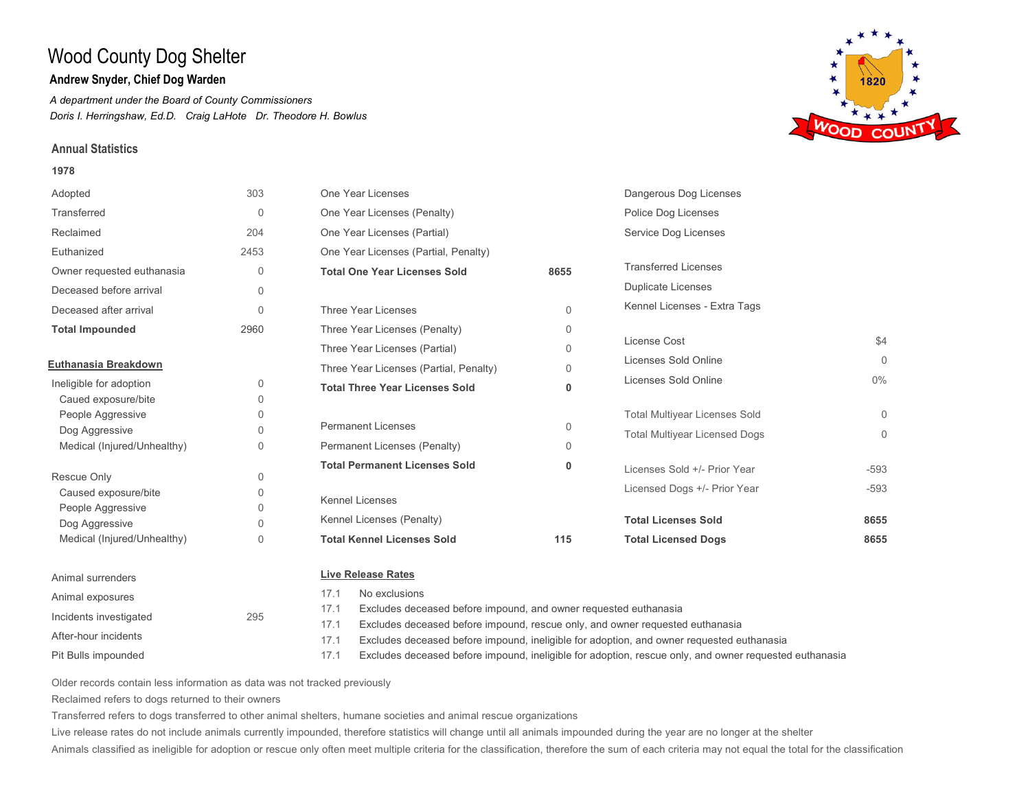# Wood County Dog Shelter

**Andrew Snyder, Chief Dog Warden**

*A department under the Board of County Commissioners*

*Doris I. Herringshaw, Ed.D.   Craig LaHote   Dr. Theodore H. Bowlus*

## Annual Statistics

**1978**

| | |
|---|---|
| Adopted | 303 |
| Transferred | 0 |
| Reclaimed | 204 |
| Euthanized | 2453 |
| Owner requested euthanasia | 0 |
| Deceased before arrival | 0 |
| Deceased after arrival | 0 |
| **Total Impounded** | 2960 |

**Euthanasia Breakdown**

| | |
|---|---|
| Ineligible for adoption | 0 |
| Caued exposure/bite | 0 |
| People Aggressive | 0 |
| Dog Aggressive | 0 |
| Medical (Injured/Unhealthy) | 0 |
| Rescue Only | 0 |
| Caused exposure/bite | 0 |
| People Aggressive | 0 |
| Dog Aggressive | 0 |
| Medical (Injured/Unhealthy) | 0 |

| | |
|---|---|
| Animal surrenders | |
| Animal exposures | |
| Incidents investigated | 295 |
| After-hour incidents | |
| Pit Bulls impounded | |

| | |
|---|---|
| One Year Licenses | |
| One Year Licenses (Penalty) | |
| One Year Licenses (Partial) | |
| One Year Licenses (Partial, Penalty) | |
| **Total One Year Licenses Sold** | **8655** |
| Three Year Licenses | 0 |
| Three Year Licenses (Penalty) | 0 |
| Three Year Licenses (Partial) | 0 |
| Three Year Licenses (Partial, Penalty) | 0 |
| **Total Three Year Licenses Sold** | **0** |
| Permanent Licenses | 0 |
| Permanent Licenses (Penalty) | 0 |
| **Total Permanent Licenses Sold** | **0** |
| Kennel Licenses | |
| Kennel Licenses (Penalty) | |
| **Total Kennel Licenses Sold** | **115** |

| | |
|---|---|
| Dangerous Dog Licenses | |
| Police Dog Licenses | |
| Service Dog Licenses | |
| Transferred Licenses | |
| Duplicate Licenses | |
| Kennel Licenses - Extra Tags | |
| License Cost | $4 |
| Licenses Sold Online | 0 |
| Licenses Sold Online | 0% |
| Total Multiyear Licenses Sold | 0 |
| Total Multiyear Licensed Dogs | 0 |
| Licenses Sold +/- Prior Year | -593 |
| Licensed Dogs +/- Prior Year | -593 |
| **Total Licenses Sold** | **8655** |
| **Total Licensed Dogs** | **8655** |

**Live Release Rates**

| | |
|---|---|
| 17.1 | No exclusions |
| 17.1 | Excludes deceased before impound, and owner requested euthanasia |
| 17.1 | Excludes deceased before impound, rescue only, and owner requested euthanasia |
| 17.1 | Excludes deceased before impound, ineligible for adoption, and owner requested euthanasia |
| 17.1 | Excludes deceased before impound, ineligible for adoption, rescue only, and owner requested euthanasia |

Older records contain less information as data was not tracked previously

Reclaimed refers to dogs returned to their owners

Transferred refers to dogs transferred to other animal shelters, humane societies and animal rescue organizations

Live release rates do not include animals currently impounded, therefore statistics will change until all animals impounded during the year are no longer at the shelter

Animals classified as ineligible for adoption or rescue only often meet multiple criteria for the classification, therefore the sum of each criteria may not equal the total for the classification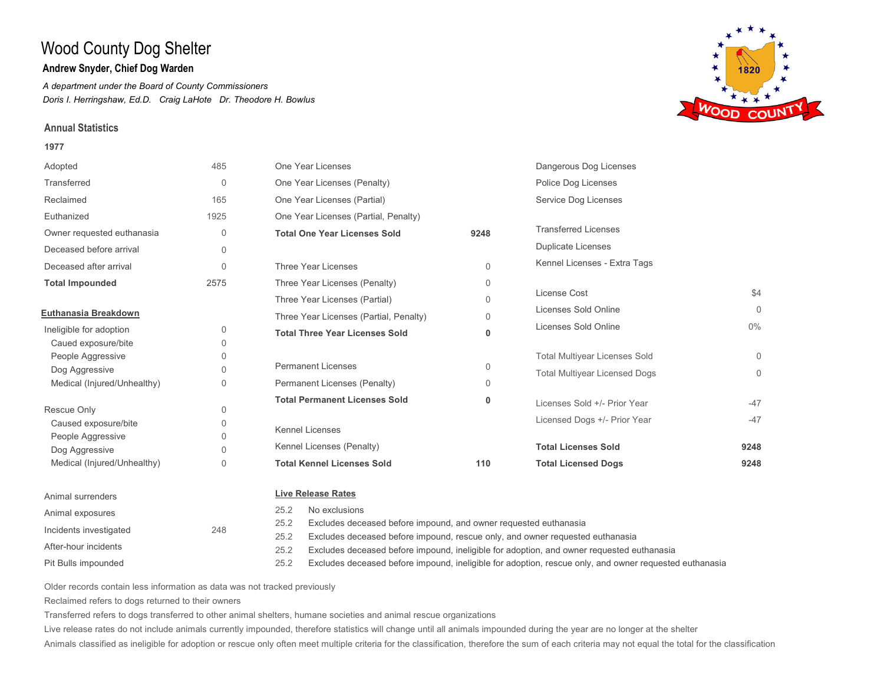# Wood County Dog Shelter

**Andrew Snyder, Chief Dog Warden**

*A department under the Board of County Commissioners*

*Doris I. Herringshaw, Ed.D. Craig LaHote Dr. Theodore H. Bowlus*

### Annual Statistics

**1977**

| | |
|---|---|
| Adopted | 485 |
| Transferred | 0 |
| Reclaimed | 165 |
| Euthanized | 1925 |
| Owner requested euthanasia | 0 |
| Deceased before arrival | 0 |
| Deceased after arrival | 0 |
| **Total Impounded** | 2575 |

**Euthanasia Breakdown**

| | |
|---|---|
| Ineligible for adoption | 0 |
| Caued exposure/bite | 0 |
| People Aggressive | 0 |
| Dog Aggressive | 0 |
| Medical (Injured/Unhealthy) | 0 |
| Rescue Only | 0 |
| Caused exposure/bite | 0 |
| People Aggressive | 0 |
| Dog Aggressive | 0 |
| Medical (Injured/Unhealthy) | 0 |

| | |
|---|---|
| Animal surrenders | |
| Animal exposures | |
| Incidents investigated | 248 |
| After-hour incidents | |
| Pit Bulls impounded | |

| | |
|---|---|
| One Year Licenses | |
| One Year Licenses (Penalty) | |
| One Year Licenses (Partial) | |
| One Year Licenses (Partial, Penalty) | |
| **Total One Year Licenses Sold** | **9248** |
| Three Year Licenses | 0 |
| Three Year Licenses (Penalty) | 0 |
| Three Year Licenses (Partial) | 0 |
| Three Year Licenses (Partial, Penalty) | 0 |
| **Total Three Year Licenses Sold** | **0** |
| Permanent Licenses | 0 |
| Permanent Licenses (Penalty) | 0 |
| **Total Permanent Licenses Sold** | **0** |
| Kennel Licenses | |
| Kennel Licenses (Penalty) | |
| **Total Kennel Licenses Sold** | **110** |

| | |
|---|---|
| Dangerous Dog Licenses | |
| Police Dog Licenses | |
| Service Dog Licenses | |
| Transferred Licenses | |
| Duplicate Licenses | |
| Kennel Licenses - Extra Tags | |
| License Cost | $4 |
| Licenses Sold Online | 0 |
| Licenses Sold Online | 0% |
| Total Multiyear Licenses Sold | 0 |
| Total Multiyear Licensed Dogs | 0 |
| Licenses Sold +/- Prior Year | -47 |
| Licensed Dogs +/- Prior Year | -47 |
| **Total Licenses Sold** | **9248** |
| **Total Licensed Dogs** | **9248** |

**Live Release Rates**

| | |
|---|---|
| 25.2 | No exclusions |
| 25.2 | Excludes deceased before impound, and owner requested euthanasia |
| 25.2 | Excludes deceased before impound, rescue only, and owner requested euthanasia |
| 25.2 | Excludes deceased before impound, ineligible for adoption, and owner requested euthanasia |
| 25.2 | Excludes deceased before impound, ineligible for adoption, rescue only, and owner requested euthanasia |

Older records contain less information as data was not tracked previously

Reclaimed refers to dogs returned to their owners

Transferred refers to dogs transferred to other animal shelters, humane societies and animal rescue organizations

Live release rates do not include animals currently impounded, therefore statistics will change until all animals impounded during the year are no longer at the shelter

Animals classified as ineligible for adoption or rescue only often meet multiple criteria for the classification, therefore the sum of each criteria may not equal the total for the classification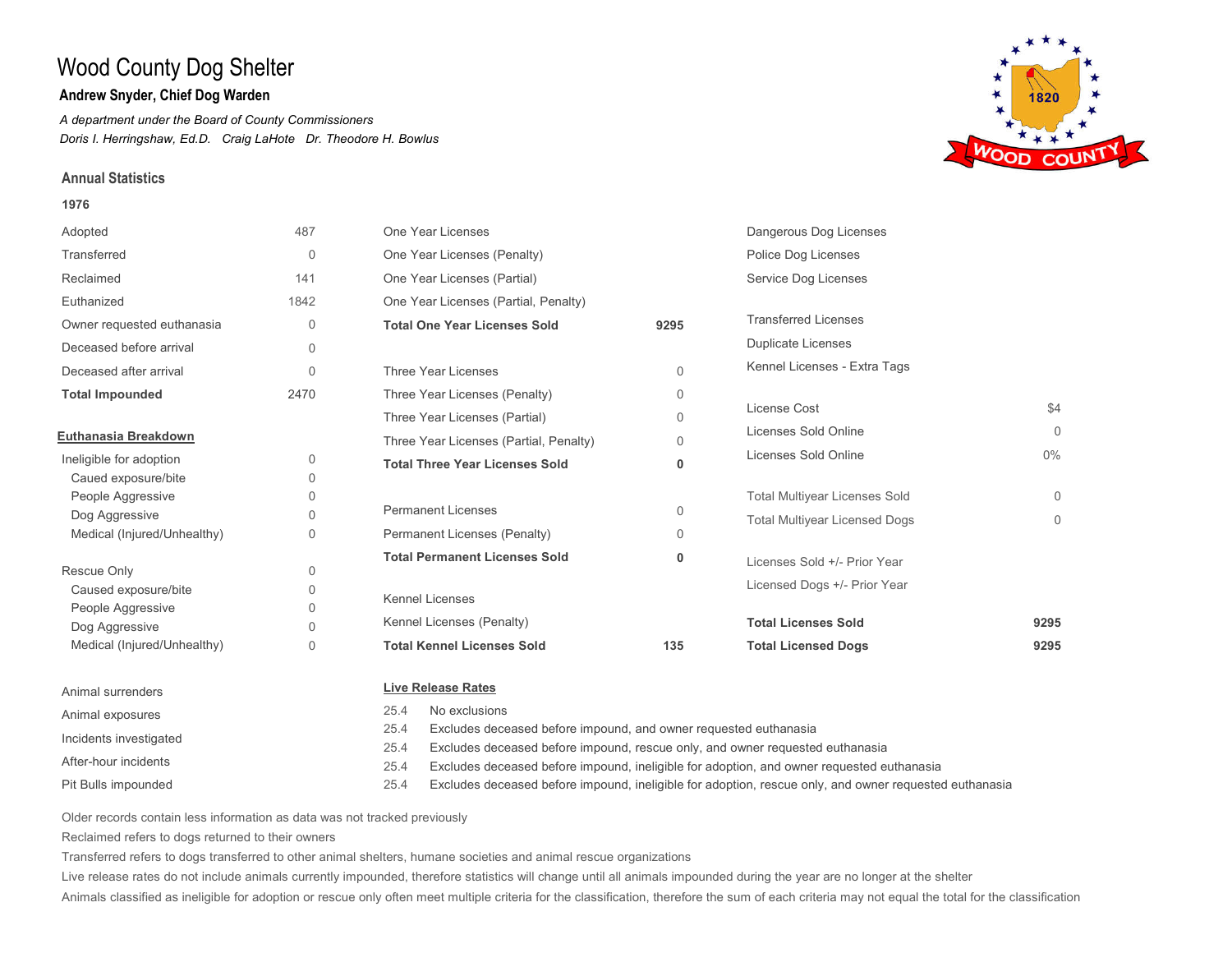# Wood County Dog Shelter

**Andrew Snyder, Chief Dog Warden**

*A department under the Board of County Commissioners*

*Doris I. Herringshaw, Ed.D. Craig LaHote Dr. Theodore H. Bowlus*

## Annual Statistics

**1976**

| | |
|---|---|
| Adopted | 487 |
| Transferred | 0 |
| Reclaimed | 141 |
| Euthanized | 1842 |
| Owner requested euthanasia | 0 |
| Deceased before arrival | 0 |
| Deceased after arrival | 0 |
| **Total Impounded** | 2470 |

**Euthanasia Breakdown**

| | |
|---|---|
| Ineligible for adoption | 0 |
| Caued exposure/bite | 0 |
| People Aggressive | 0 |
| Dog Aggressive | 0 |
| Medical (Injured/Unhealthy) | 0 |
| Rescue Only | 0 |
| Caused exposure/bite | 0 |
| People Aggressive | 0 |
| Dog Aggressive | 0 |
| Medical (Injured/Unhealthy) | 0 |

| | |
|---|---|
| Animal surrenders | |
| Animal exposures | |
| Incidents investigated | |
| After-hour incidents | |
| Pit Bulls impounded | |

| | |
|---|---|
| One Year Licenses | |
| One Year Licenses (Penalty) | |
| One Year Licenses (Partial) | |
| One Year Licenses (Partial, Penalty) | |
| **Total One Year Licenses Sold** | **9295** |
| Three Year Licenses | 0 |
| Three Year Licenses (Penalty) | 0 |
| Three Year Licenses (Partial) | 0 |
| Three Year Licenses (Partial, Penalty) | 0 |
| **Total Three Year Licenses Sold** | **0** |
| Permanent Licenses | 0 |
| Permanent Licenses (Penalty) | 0 |
| **Total Permanent Licenses Sold** | **0** |
| Kennel Licenses | |
| Kennel Licenses (Penalty) | |
| **Total Kennel Licenses Sold** | **135** |

| | |
|---|---|
| Dangerous Dog Licenses | |
| Police Dog Licenses | |
| Service Dog Licenses | |
| Transferred Licenses | |
| Duplicate Licenses | |
| Kennel Licenses - Extra Tags | |
| License Cost | $4 |
| Licenses Sold Online | 0 |
| Licenses Sold Online | 0% |
| Total Multiyear Licenses Sold | 0 |
| Total Multiyear Licensed Dogs | 0 |
| Licenses Sold +/- Prior Year | |
| Licensed Dogs +/- Prior Year | |
| **Total Licenses Sold** | **9295** |
| **Total Licensed Dogs** | **9295** |

**Live Release Rates**

| | |
|---|---|
| 25.4 | No exclusions |
| 25.4 | Excludes deceased before impound, and owner requested euthanasia |
| 25.4 | Excludes deceased before impound, rescue only, and owner requested euthanasia |
| 25.4 | Excludes deceased before impound, ineligible for adoption, and owner requested euthanasia |
| 25.4 | Excludes deceased before impound, ineligible for adoption, rescue only, and owner requested euthanasia |

Older records contain less information as data was not tracked previously

Reclaimed refers to dogs returned to their owners

Transferred refers to dogs transferred to other animal shelters, humane societies and animal rescue organizations

Live release rates do not include animals currently impounded, therefore statistics will change until all animals impounded during the year are no longer at the shelter

Animals classified as ineligible for adoption or rescue only often meet multiple criteria for the classification, therefore the sum of each criteria may not equal the total for the classification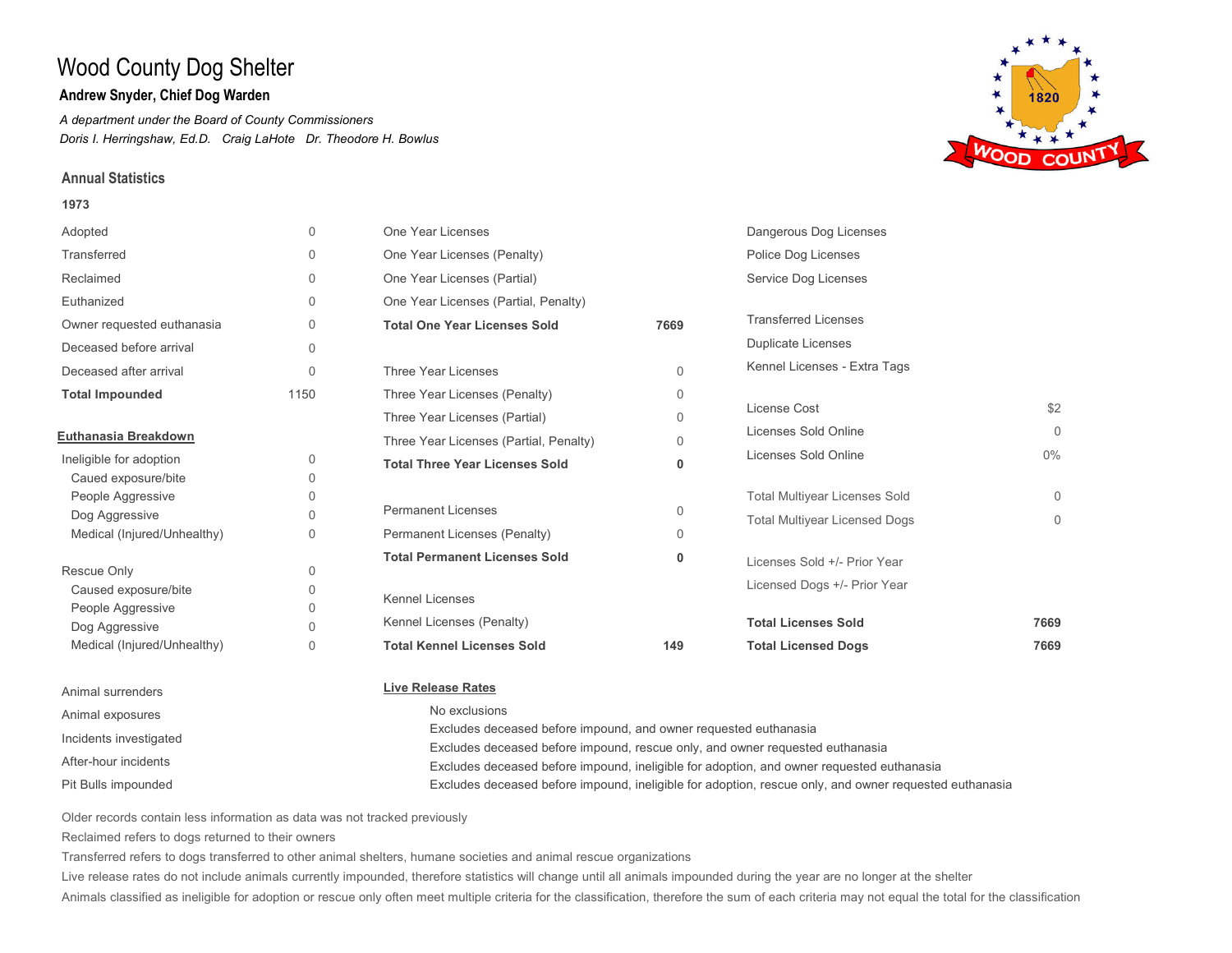# Wood County Dog Shelter

### Andrew Snyder, Chief Dog Warden

*A department under the Board of County Commissioners*

*Doris I. Herringshaw, Ed.D. Craig LaHote Dr. Theodore H. Bowlus*

## Annual Statistics

**1973**

| | |
|---|---|
| Adopted | 0 |
| Transferred | 0 |
| Reclaimed | 0 |
| Euthanized | 0 |
| Owner requested euthanasia | 0 |
| Deceased before arrival | 0 |
| Deceased after arrival | 0 |
| **Total Impounded** | 1150 |

**Euthanasia Breakdown**

| | |
|---|---|
| Ineligible for adoption | 0 |
| Caued exposure/bite | 0 |
| People Aggressive | 0 |
| Dog Aggressive | 0 |
| Medical (Injured/Unhealthy) | 0 |
| Rescue Only | 0 |
| Caused exposure/bite | 0 |
| People Aggressive | 0 |
| Dog Aggressive | 0 |
| Medical (Injured/Unhealthy) | 0 |

| | |
|---|---|
| Animal surrenders | |
| Animal exposures | |
| Incidents investigated | |
| After-hour incidents | |
| Pit Bulls impounded | |

| | |
|---|---|
| One Year Licenses | |
| One Year Licenses (Penalty) | |
| One Year Licenses (Partial) | |
| One Year Licenses (Partial, Penalty) | |
| **Total One Year Licenses Sold** | **7669** |
| Three Year Licenses | 0 |
| Three Year Licenses (Penalty) | 0 |
| Three Year Licenses (Partial) | 0 |
| Three Year Licenses (Partial, Penalty) | 0 |
| **Total Three Year Licenses Sold** | **0** |
| Permanent Licenses | 0 |
| Permanent Licenses (Penalty) | 0 |
| **Total Permanent Licenses Sold** | **0** |
| Kennel Licenses | |
| Kennel Licenses (Penalty) | |
| **Total Kennel Licenses Sold** | **149** |

| | |
|---|---|
| Dangerous Dog Licenses | |
| Police Dog Licenses | |
| Service Dog Licenses | |
| Transferred Licenses | |
| Duplicate Licenses | |
| Kennel Licenses - Extra Tags | |
| License Cost | $2 |
| Licenses Sold Online | 0 |
| Licenses Sold Online | 0% |
| Total Multiyear Licenses Sold | 0 |
| Total Multiyear Licensed Dogs | 0 |
| Licenses Sold +/- Prior Year | |
| Licensed Dogs +/- Prior Year | |
| **Total Licenses Sold** | **7669** |
| **Total Licensed Dogs** | **7669** |

**Live Release Rates**

- No exclusions
- Excludes deceased before impound, and owner requested euthanasia
- Excludes deceased before impound, rescue only, and owner requested euthanasia
- Excludes deceased before impound, ineligible for adoption, and owner requested euthanasia
- Excludes deceased before impound, ineligible for adoption, rescue only, and owner requested euthanasia

Older records contain less information as data was not tracked previously

Reclaimed refers to dogs returned to their owners

Transferred refers to dogs transferred to other animal shelters, humane societies and animal rescue organizations

Live release rates do not include animals currently impounded, therefore statistics will change until all animals impounded during the year are no longer at the shelter

Animals classified as ineligible for adoption or rescue only often meet multiple criteria for the classification, therefore the sum of each criteria may not equal the total for the classification